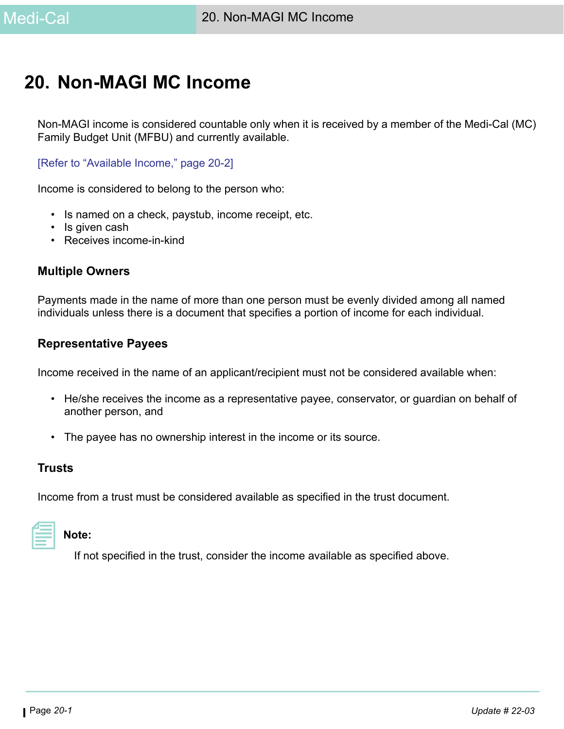# 20. Non-MAGI MC Income

Non-MAGI income is considered countable only when it is received by a member of the Medi-Cal (MC) Family Budget Unit (MFBU) and currently available.

[Refer to “Available Income,” page 20-2]

Income is considered to belong to the person who:

- Is named on a check, paystub, income receipt, etc.
- Is given cash
- Receives income-in-kind

### Multiple Owners

Payments made in the name of more than one person must be evenly divided among all named individuals unless there is a document that specifies a portion of income for each individual.

### Representative Payees

Income received in the name of an applicant/recipient must not be considered available when:

- He/she receives the income as a representative payee, conservator, or guardian on behalf of another person, and
- The payee has no ownership interest in the income or its source.

### Trusts

Income from a trust must be considered available as specified in the trust document.

**Note:**

If not specified in the trust, consider the income available as specified above.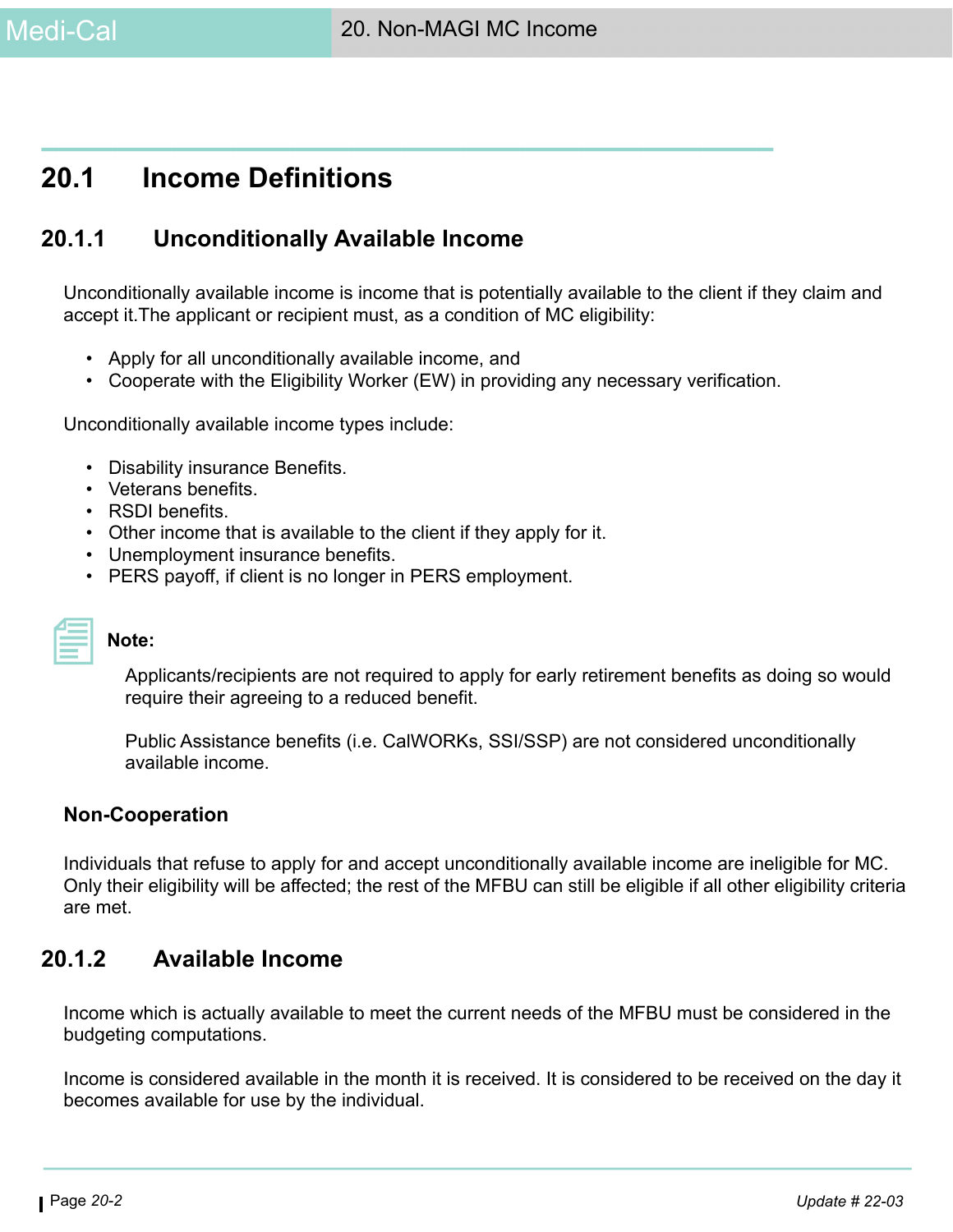## 20.1 Income Definitions

### 20.1.1 Unconditionally Available Income

Unconditionally available income is income that is potentially available to the client if they claim and accept it.The applicant or recipient must, as a condition of MC eligibility:

- Apply for all unconditionally available income, and
- Cooperate with the Eligibility Worker (EW) in providing any necessary verification.

Unconditionally available income types include:

- Disability insurance Benefits.
- Veterans benefits.
- RSDI benefits.
- Other income that is available to the client if they apply for it.
- Unemployment insurance benefits.
- PERS payoff, if client is no longer in PERS employment.

**Note:**

Applicants/recipients are not required to apply for early retirement benefits as doing so would require their agreeing to a reduced benefit.

Public Assistance benefits (i.e. CalWORKs, SSI/SSP) are not considered unconditionally available income.

**Non-Cooperation**

Individuals that refuse to apply for and accept unconditionally available income are ineligible for MC. Only their eligibility will be affected; the rest of the MFBU can still be eligible if all other eligibility criteria are met.

### 20.1.2 Available Income

Income which is actually available to meet the current needs of the MFBU must be considered in the budgeting computations.

Income is considered available in the month it is received. It is considered to be received on the day it becomes available for use by the individual.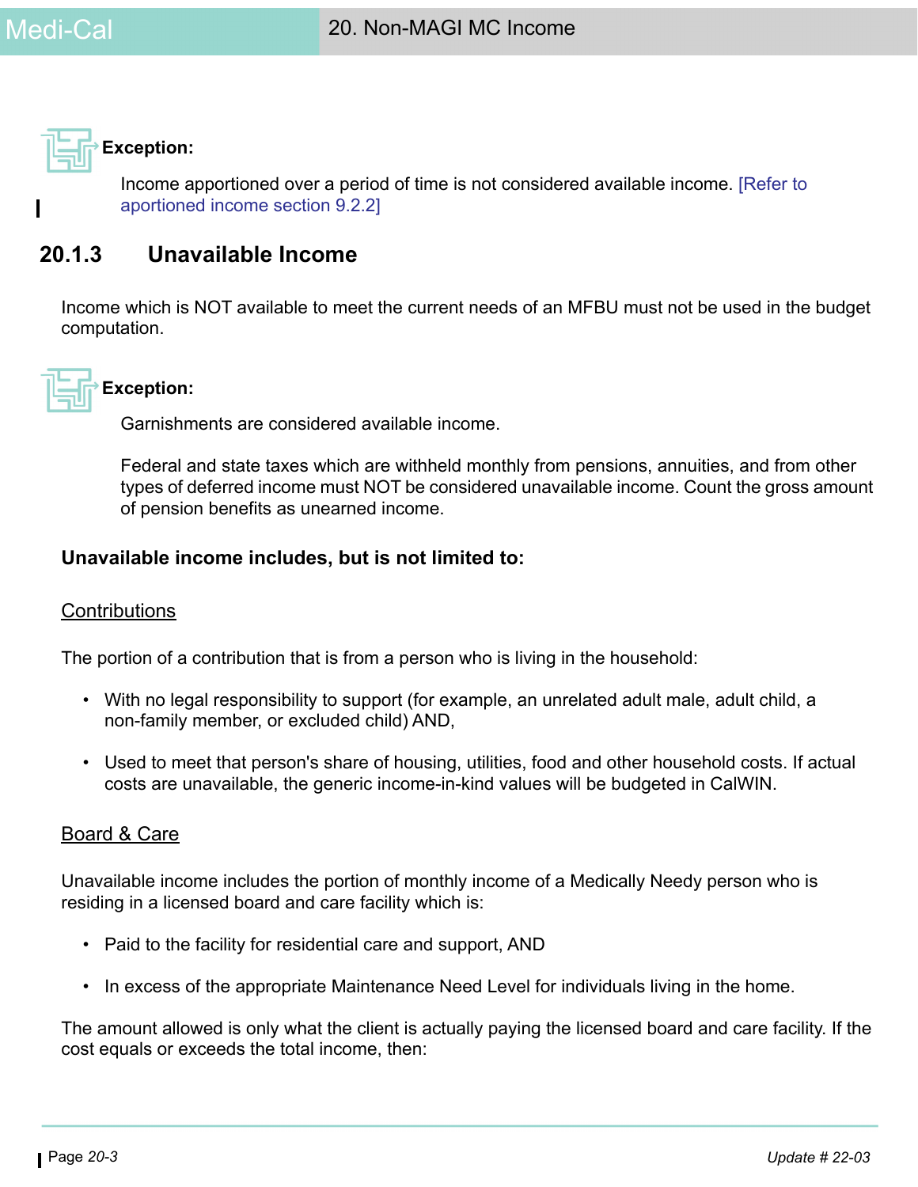**Exception:**

Income apportioned over a period of time is not considered available income. [Refer to aportioned income section 9.2.2]

## 20.1.3 Unavailable Income

Income which is NOT available to meet the current needs of an MFBU must not be used in the budget computation.

**Exception:**

Garnishments are considered available income.

Federal and state taxes which are withheld monthly from pensions, annuities, and from other types of deferred income must NOT be considered unavailable income. Count the gross amount of pension benefits as unearned income.

**Unavailable income includes, but is not limited to:**

Contributions

The portion of a contribution that is from a person who is living in the household:

- With no legal responsibility to support (for example, an unrelated adult male, adult child, a non-family member, or excluded child) AND,
- Used to meet that person's share of housing, utilities, food and other household costs. If actual costs are unavailable, the generic income-in-kind values will be budgeted in CalWIN.

Board & Care

Unavailable income includes the portion of monthly income of a Medically Needy person who is residing in a licensed board and care facility which is:

- Paid to the facility for residential care and support, AND
- In excess of the appropriate Maintenance Need Level for individuals living in the home.

The amount allowed is only what the client is actually paying the licensed board and care facility. If the cost equals or exceeds the total income, then: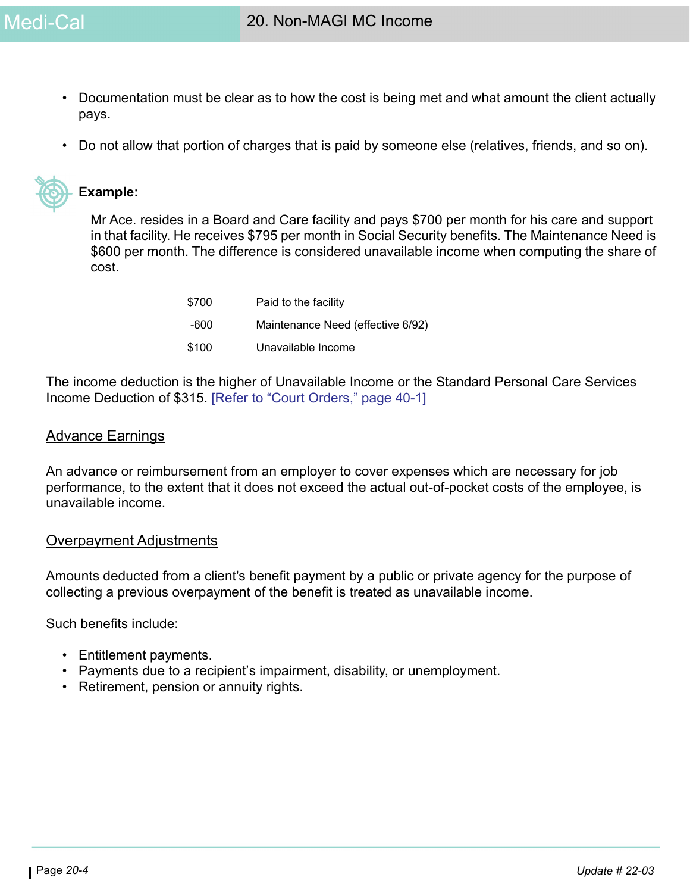- Documentation must be clear as to how the cost is being met and what amount the client actually pays.
- Do not allow that portion of charges that is paid by someone else (relatives, friends, and so on).

**Example:**

Mr Ace. resides in a Board and Care facility and pays $700 per month for his care and support in that facility. He receives $795 per month in Social Security benefits. The Maintenance Need is $600 per month. The difference is considered unavailable income when computing the share of cost.

| | |
|---|---|
| $700 | Paid to the facility |
| -600 | Maintenance Need (effective 6/92) |
| $100 | Unavailable Income |

The income deduction is the higher of Unavailable Income or the Standard Personal Care Services Income Deduction of $315. [Refer to "Court Orders," page 40-1]

## Advance Earnings

An advance or reimbursement from an employer to cover expenses which are necessary for job performance, to the extent that it does not exceed the actual out-of-pocket costs of the employee, is unavailable income.

## Overpayment Adjustments

Amounts deducted from a client's benefit payment by a public or private agency for the purpose of collecting a previous overpayment of the benefit is treated as unavailable income.

Such benefits include:

- Entitlement payments.
- Payments due to a recipient's impairment, disability, or unemployment.
- Retirement, pension or annuity rights.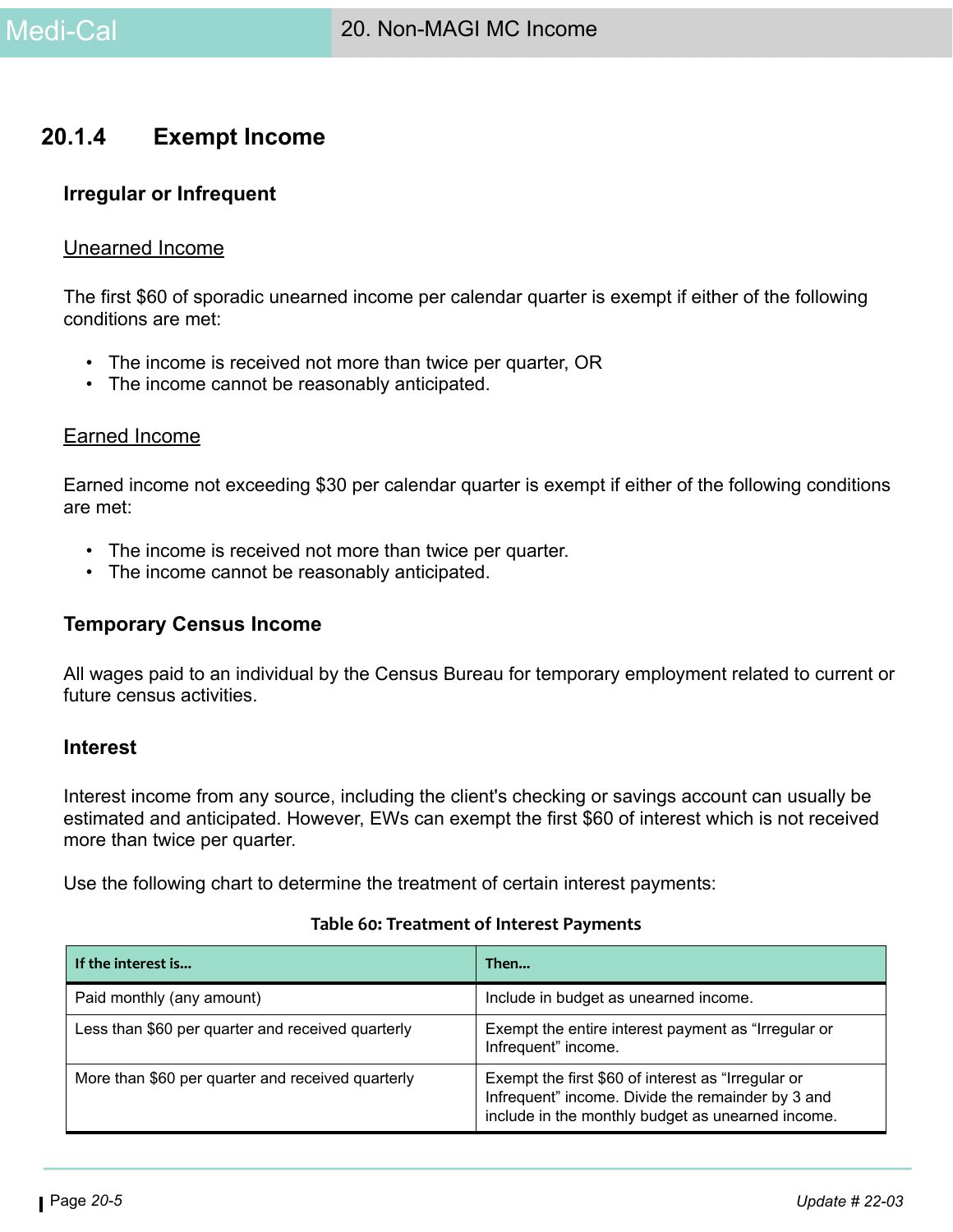## 20.1.4 Exempt Income

### Irregular or Infrequent

Unearned Income

The first $60 of sporadic unearned income per calendar quarter is exempt if either of the following conditions are met:

- The income is received not more than twice per quarter, OR
- The income cannot be reasonably anticipated.

Earned Income

Earned income not exceeding $30 per calendar quarter is exempt if either of the following conditions are met:

- The income is received not more than twice per quarter.
- The income cannot be reasonably anticipated.

### Temporary Census Income

All wages paid to an individual by the Census Bureau for temporary employment related to current or future census activities.

### Interest

Interest income from any source, including the client's checking or savings account can usually be estimated and anticipated. However, EWs can exempt the first $60 of interest which is not received more than twice per quarter.

Use the following chart to determine the treatment of certain interest payments:

**Table 60: Treatment of Interest Payments**

| If the interest is... | Then... |
|---|---|
| Paid monthly (any amount) | Include in budget as unearned income. |
| Less than $60 per quarter and received quarterly | Exempt the entire interest payment as "Irregular or Infrequent" income. |
| More than $60 per quarter and received quarterly | Exempt the first $60 of interest as "Irregular or Infrequent" income. Divide the remainder by 3 and include in the monthly budget as unearned income. |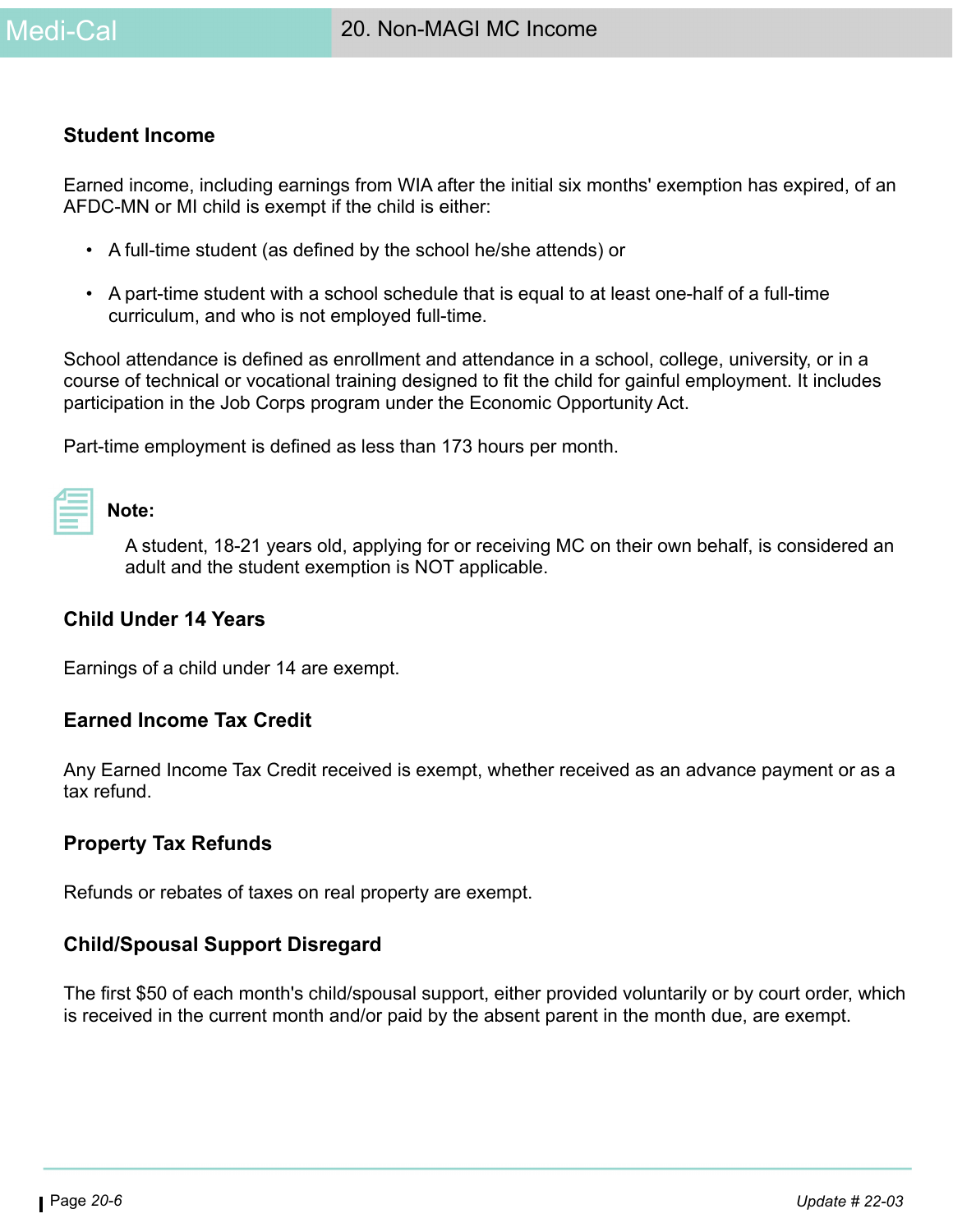### Student Income

Earned income, including earnings from WIA after the initial six months' exemption has expired, of an AFDC-MN or MI child is exempt if the child is either:

- A full-time student (as defined by the school he/she attends) or
- A part-time student with a school schedule that is equal to at least one-half of a full-time curriculum, and who is not employed full-time.

School attendance is defined as enrollment and attendance in a school, college, university, or in a course of technical or vocational training designed to fit the child for gainful employment. It includes participation in the Job Corps program under the Economic Opportunity Act.

Part-time employment is defined as less than 173 hours per month.

**Note:**

A student, 18-21 years old, applying for or receiving MC on their own behalf, is considered an adult and the student exemption is NOT applicable.

### Child Under 14 Years

Earnings of a child under 14 are exempt.

### Earned Income Tax Credit

Any Earned Income Tax Credit received is exempt, whether received as an advance payment or as a tax refund.

### Property Tax Refunds

Refunds or rebates of taxes on real property are exempt.

### Child/Spousal Support Disregard

The first $50 of each month's child/spousal support, either provided voluntarily or by court order, which is received in the current month and/or paid by the absent parent in the month due, are exempt.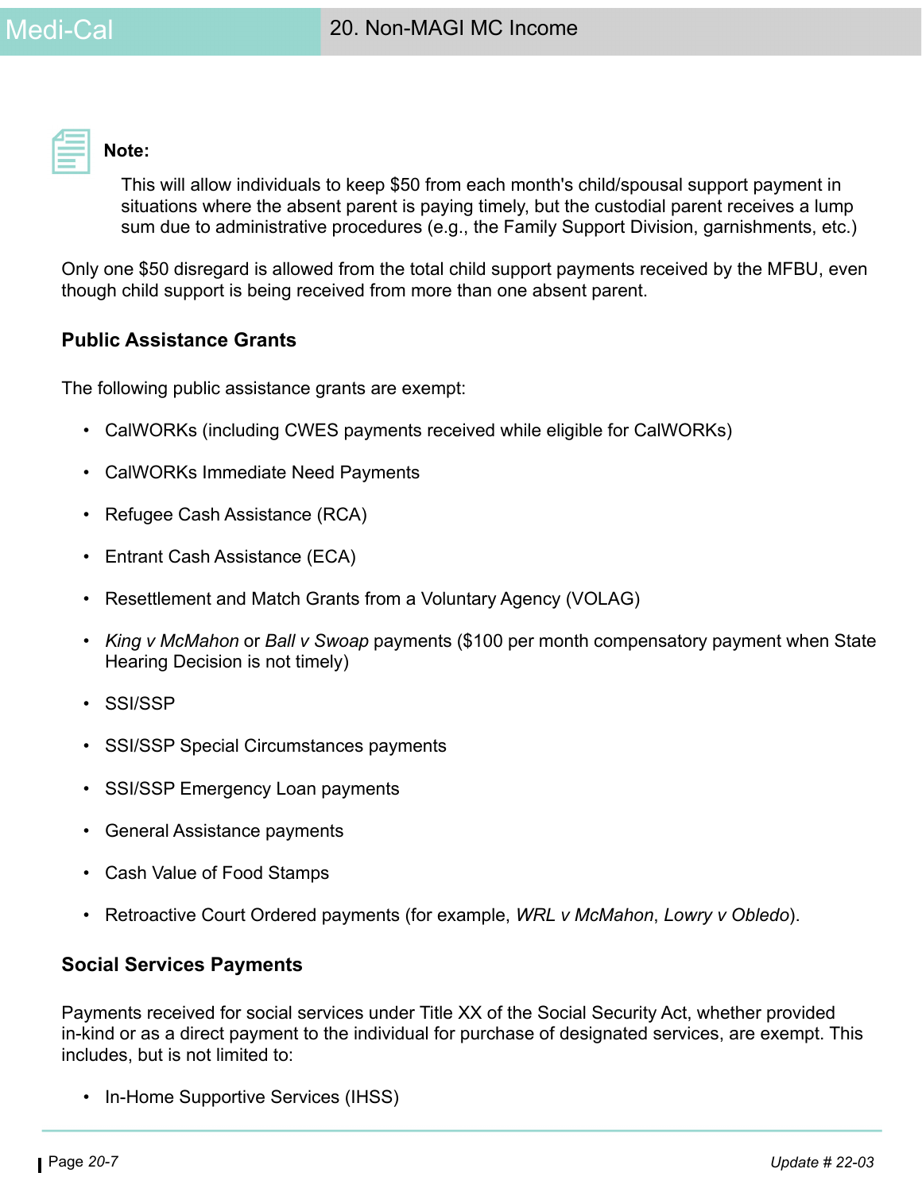**Note:**

This will allow individuals to keep $50 from each month's child/spousal support payment in situations where the absent parent is paying timely, but the custodial parent receives a lump sum due to administrative procedures (e.g., the Family Support Division, garnishments, etc.)

Only one $50 disregard is allowed from the total child support payments received by the MFBU, even though child support is being received from more than one absent parent.

### Public Assistance Grants

The following public assistance grants are exempt:

- CalWORKs (including CWES payments received while eligible for CalWORKs)
- CalWORKs Immediate Need Payments
- Refugee Cash Assistance (RCA)
- Entrant Cash Assistance (ECA)
- Resettlement and Match Grants from a Voluntary Agency (VOLAG)
- *King v McMahon* or *Ball v Swoap* payments ($100 per month compensatory payment when State Hearing Decision is not timely)
- SSI/SSP
- SSI/SSP Special Circumstances payments
- SSI/SSP Emergency Loan payments
- General Assistance payments
- Cash Value of Food Stamps
- Retroactive Court Ordered payments (for example, *WRL v McMahon*, *Lowry v Obledo*).

### Social Services Payments

Payments received for social services under Title XX of the Social Security Act, whether provided in-kind or as a direct payment to the individual for purchase of designated services, are exempt. This includes, but is not limited to:

- In-Home Supportive Services (IHSS)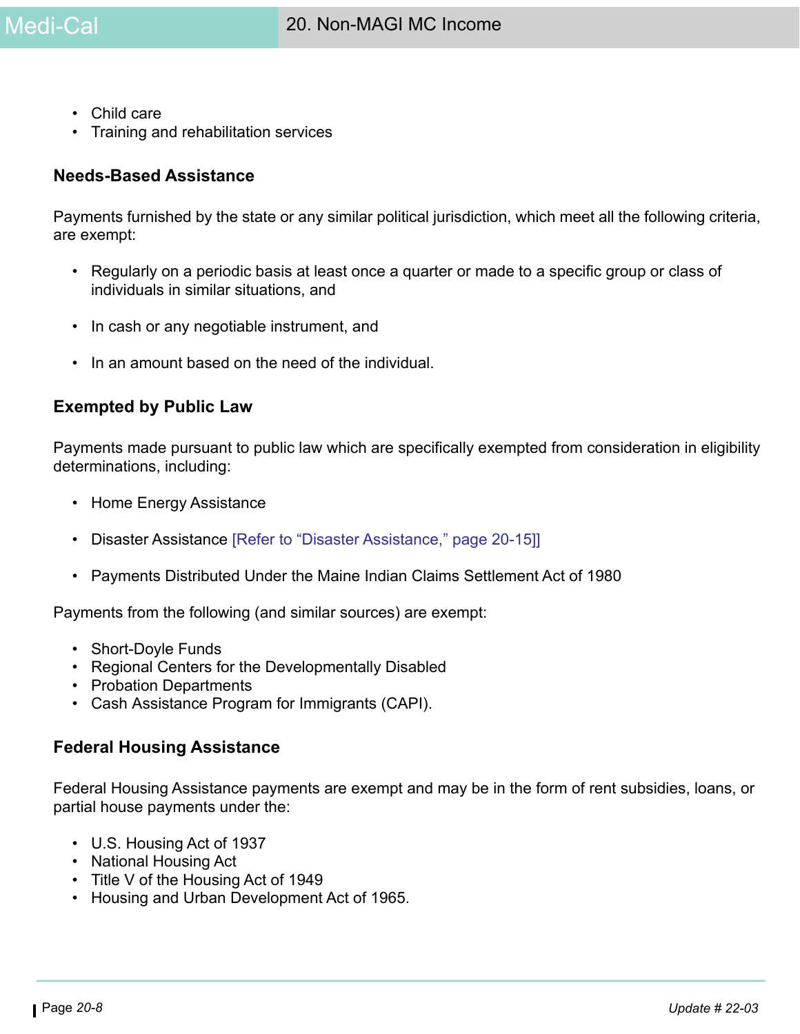- Child care
- Training and rehabilitation services

### Needs-Based Assistance

Payments furnished by the state or any similar political jurisdiction, which meet all the following criteria, are exempt:

- Regularly on a periodic basis at least once a quarter or made to a specific group or class of individuals in similar situations, and
- In cash or any negotiable instrument, and
- In an amount based on the need of the individual.

### Exempted by Public Law

Payments made pursuant to public law which are specifically exempted from consideration in eligibility determinations, including:

- Home Energy Assistance
- Disaster Assistance [Refer to “Disaster Assistance,” page 20-15]]
- Payments Distributed Under the Maine Indian Claims Settlement Act of 1980

Payments from the following (and similar sources) are exempt:

- Short-Doyle Funds
- Regional Centers for the Developmentally Disabled
- Probation Departments
- Cash Assistance Program for Immigrants (CAPI).

### Federal Housing Assistance

Federal Housing Assistance payments are exempt and may be in the form of rent subsidies, loans, or partial house payments under the:

- U.S. Housing Act of 1937
- National Housing Act
- Title V of the Housing Act of 1949
- Housing and Urban Development Act of 1965.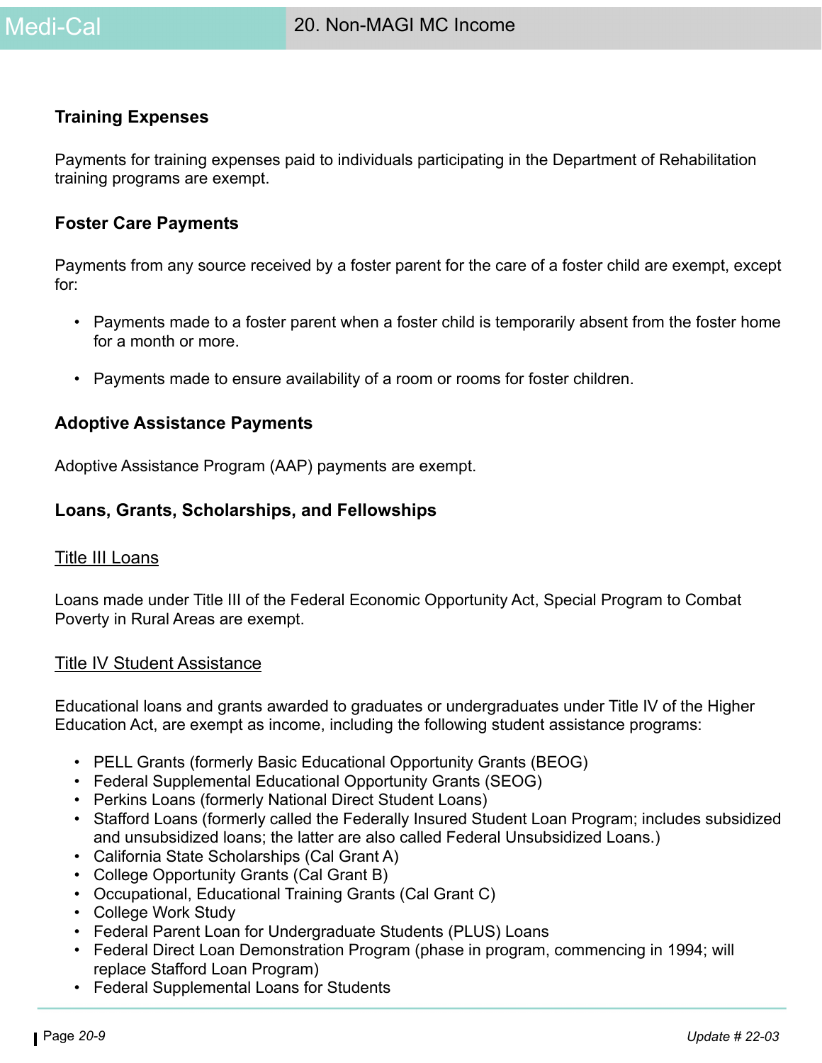### Training Expenses

Payments for training expenses paid to individuals participating in the Department of Rehabilitation training programs are exempt.

### Foster Care Payments

Payments from any source received by a foster parent for the care of a foster child are exempt, except for:

- Payments made to a foster parent when a foster child is temporarily absent from the foster home for a month or more.
- Payments made to ensure availability of a room or rooms for foster children.

### Adoptive Assistance Payments

Adoptive Assistance Program (AAP) payments are exempt.

### Loans, Grants, Scholarships, and Fellowships

#### Title III Loans

Loans made under Title III of the Federal Economic Opportunity Act, Special Program to Combat Poverty in Rural Areas are exempt.

#### Title IV Student Assistance

Educational loans and grants awarded to graduates or undergraduates under Title IV of the Higher Education Act, are exempt as income, including the following student assistance programs:

- PELL Grants (formerly Basic Educational Opportunity Grants (BEOG)
- Federal Supplemental Educational Opportunity Grants (SEOG)
- Perkins Loans (formerly National Direct Student Loans)
- Stafford Loans (formerly called the Federally Insured Student Loan Program; includes subsidized and unsubsidized loans; the latter are also called Federal Unsubsidized Loans.)
- California State Scholarships (Cal Grant A)
- College Opportunity Grants (Cal Grant B)
- Occupational, Educational Training Grants (Cal Grant C)
- College Work Study
- Federal Parent Loan for Undergraduate Students (PLUS) Loans
- Federal Direct Loan Demonstration Program (phase in program, commencing in 1994; will replace Stafford Loan Program)
- Federal Supplemental Loans for Students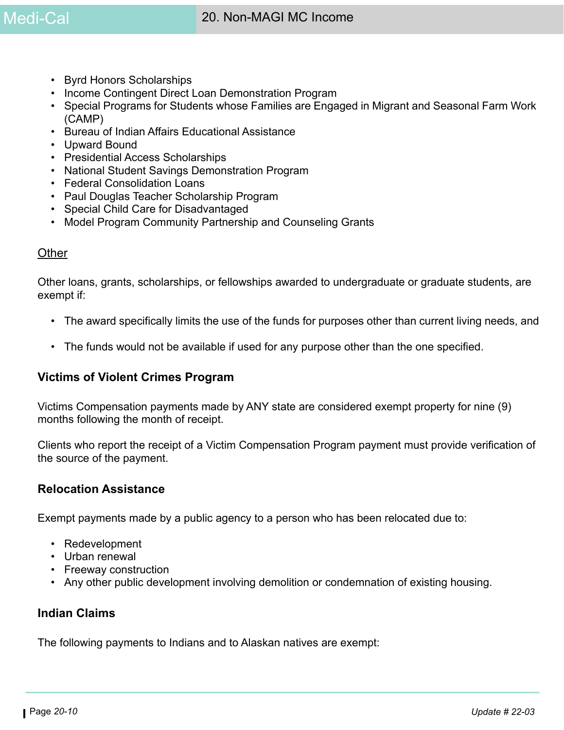- Byrd Honors Scholarships
- Income Contingent Direct Loan Demonstration Program
- Special Programs for Students whose Families are Engaged in Migrant and Seasonal Farm Work (CAMP)
- Bureau of Indian Affairs Educational Assistance
- Upward Bound
- Presidential Access Scholarships
- National Student Savings Demonstration Program
- Federal Consolidation Loans
- Paul Douglas Teacher Scholarship Program
- Special Child Care for Disadvantaged
- Model Program Community Partnership and Counseling Grants

<u>Other</u>

Other loans, grants, scholarships, or fellowships awarded to undergraduate or graduate students, are exempt if:

- The award specifically limits the use of the funds for purposes other than current living needs, and
- The funds would not be available if used for any purpose other than the one specified.

### Victims of Violent Crimes Program

Victims Compensation payments made by ANY state are considered exempt property for nine (9) months following the month of receipt.

Clients who report the receipt of a Victim Compensation Program payment must provide verification of the source of the payment.

### Relocation Assistance

Exempt payments made by a public agency to a person who has been relocated due to:

- Redevelopment
- Urban renewal
- Freeway construction
- Any other public development involving demolition or condemnation of existing housing.

### Indian Claims

The following payments to Indians and to Alaskan natives are exempt: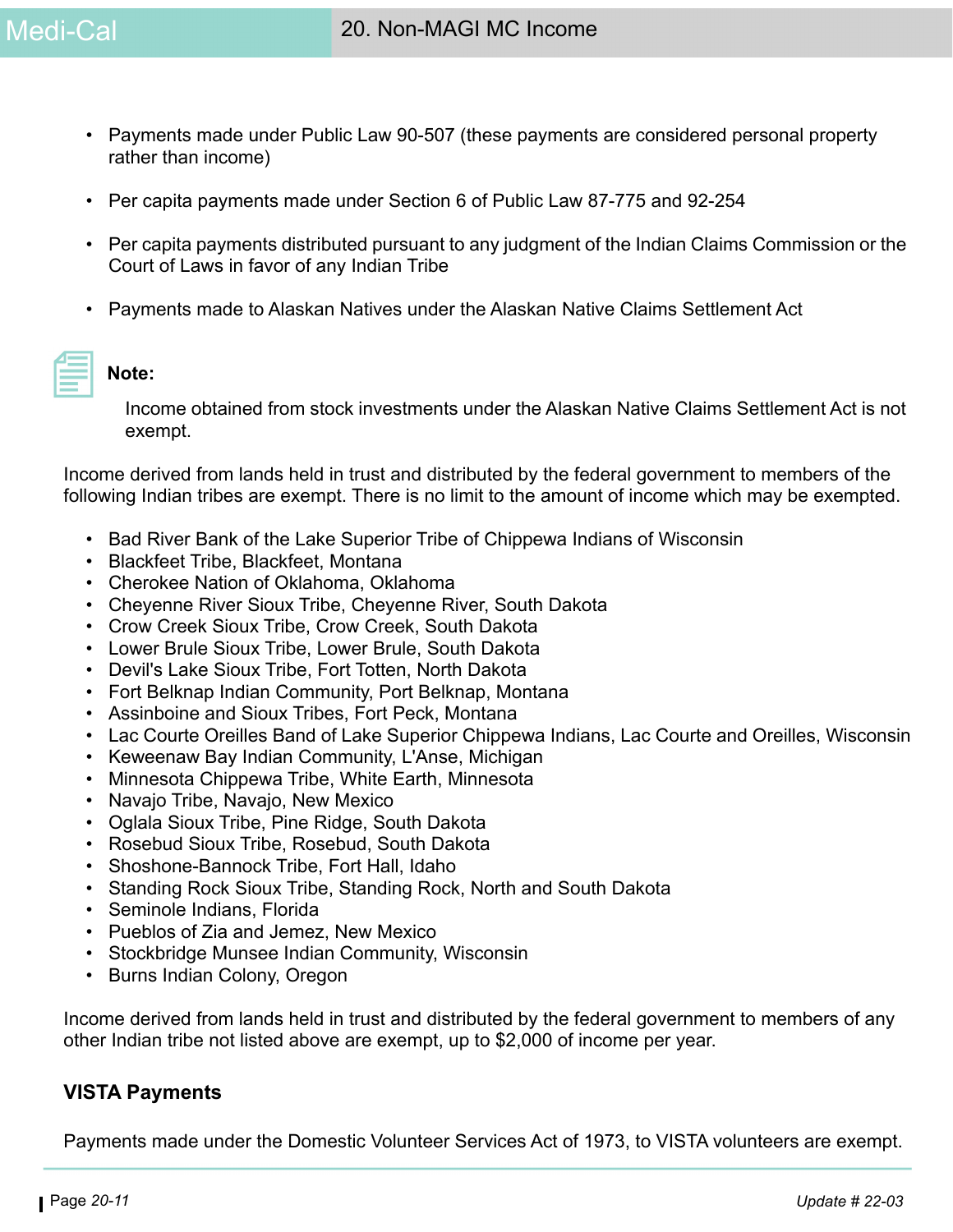- Payments made under Public Law 90-507 (these payments are considered personal property rather than income)
- Per capita payments made under Section 6 of Public Law 87-775 and 92-254
- Per capita payments distributed pursuant to any judgment of the Indian Claims Commission or the Court of Laws in favor of any Indian Tribe
- Payments made to Alaskan Natives under the Alaskan Native Claims Settlement Act

**Note:**

Income obtained from stock investments under the Alaskan Native Claims Settlement Act is not exempt.

Income derived from lands held in trust and distributed by the federal government to members of the following Indian tribes are exempt. There is no limit to the amount of income which may be exempted.

- Bad River Bank of the Lake Superior Tribe of Chippewa Indians of Wisconsin
- Blackfeet Tribe, Blackfeet, Montana
- Cherokee Nation of Oklahoma, Oklahoma
- Cheyenne River Sioux Tribe, Cheyenne River, South Dakota
- Crow Creek Sioux Tribe, Crow Creek, South Dakota
- Lower Brule Sioux Tribe, Lower Brule, South Dakota
- Devil's Lake Sioux Tribe, Fort Totten, North Dakota
- Fort Belknap Indian Community, Port Belknap, Montana
- Assinboine and Sioux Tribes, Fort Peck, Montana
- Lac Courte Oreilles Band of Lake Superior Chippewa Indians, Lac Courte and Oreilles, Wisconsin
- Keweenaw Bay Indian Community, L'Anse, Michigan
- Minnesota Chippewa Tribe, White Earth, Minnesota
- Navajo Tribe, Navajo, New Mexico
- Oglala Sioux Tribe, Pine Ridge, South Dakota
- Rosebud Sioux Tribe, Rosebud, South Dakota
- Shoshone-Bannock Tribe, Fort Hall, Idaho
- Standing Rock Sioux Tribe, Standing Rock, North and South Dakota
- Seminole Indians, Florida
- Pueblos of Zia and Jemez, New Mexico
- Stockbridge Munsee Indian Community, Wisconsin
- Burns Indian Colony, Oregon

Income derived from lands held in trust and distributed by the federal government to members of any other Indian tribe not listed above are exempt, up to $2,000 of income per year.

### VISTA Payments

Payments made under the Domestic Volunteer Services Act of 1973, to VISTA volunteers are exempt.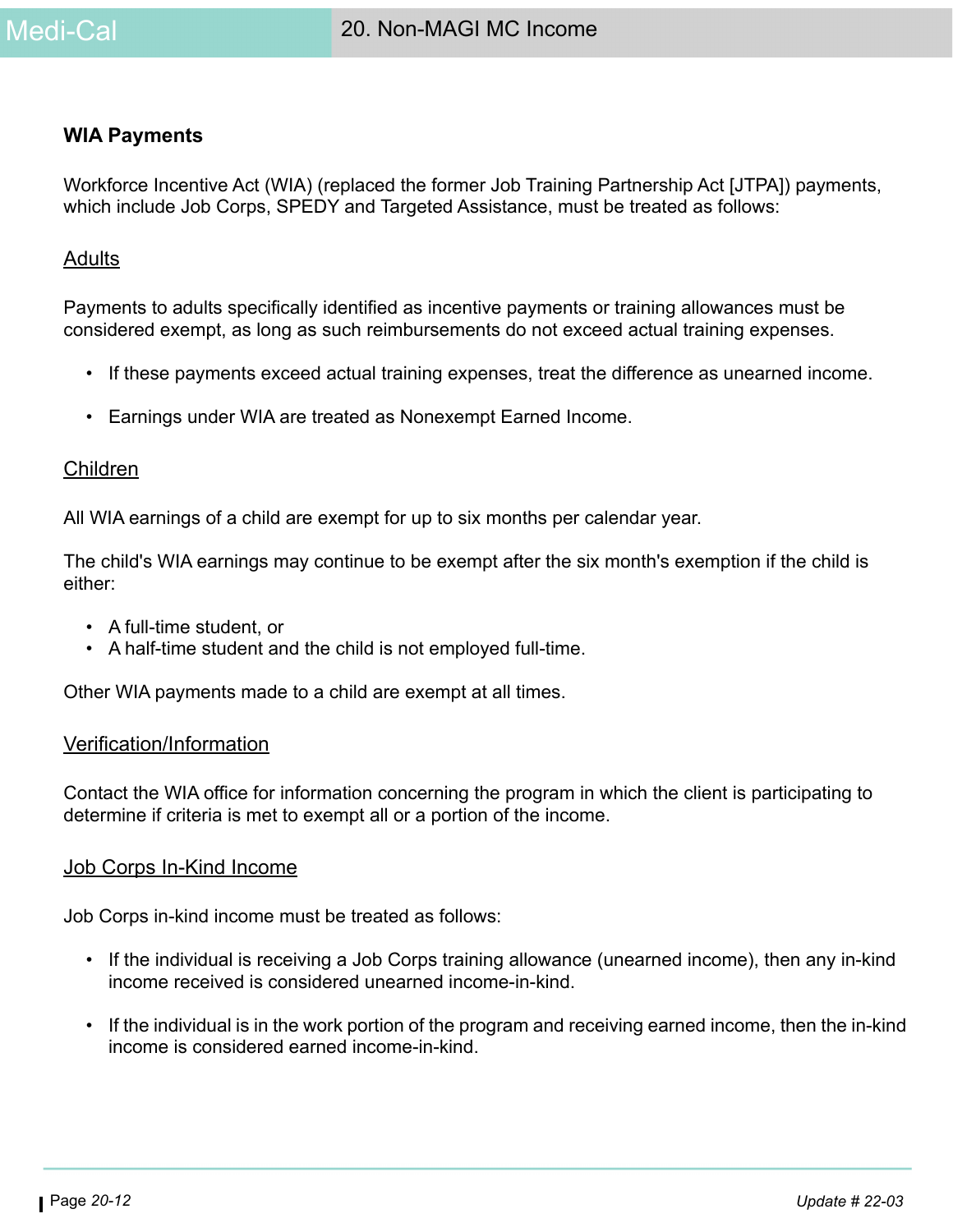## WIA Payments

Workforce Incentive Act (WIA) (replaced the former Job Training Partnership Act [JTPA]) payments, which include Job Corps, SPEDY and Targeted Assistance, must be treated as follows:

### Adults

Payments to adults specifically identified as incentive payments or training allowances must be considered exempt, as long as such reimbursements do not exceed actual training expenses.

- If these payments exceed actual training expenses, treat the difference as unearned income.
- Earnings under WIA are treated as Nonexempt Earned Income.

### Children

All WIA earnings of a child are exempt for up to six months per calendar year.

The child's WIA earnings may continue to be exempt after the six month's exemption if the child is either:

- A full-time student, or
- A half-time student and the child is not employed full-time.

Other WIA payments made to a child are exempt at all times.

### Verification/Information

Contact the WIA office for information concerning the program in which the client is participating to determine if criteria is met to exempt all or a portion of the income.

### Job Corps In-Kind Income

Job Corps in-kind income must be treated as follows:

- If the individual is receiving a Job Corps training allowance (unearned income), then any in-kind income received is considered unearned income-in-kind.
- If the individual is in the work portion of the program and receiving earned income, then the in-kind income is considered earned income-in-kind.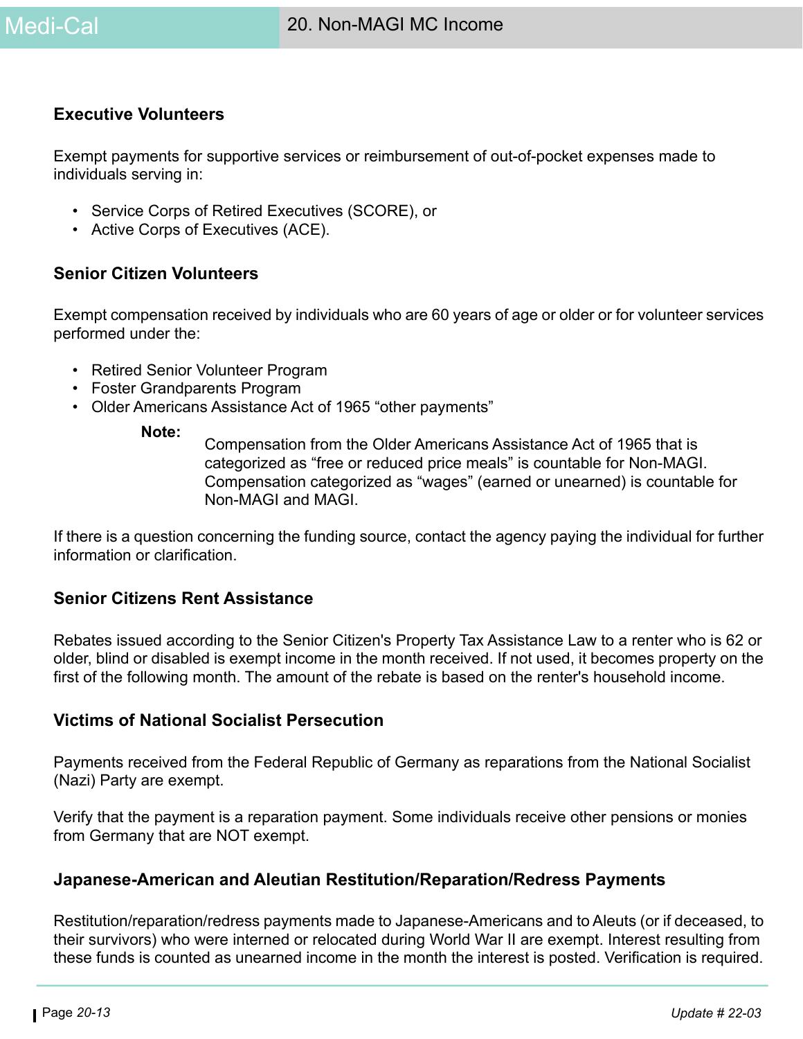### Executive Volunteers

Exempt payments for supportive services or reimbursement of out-of-pocket expenses made to individuals serving in:

- Service Corps of Retired Executives (SCORE), or
- Active Corps of Executives (ACE).

### Senior Citizen Volunteers

Exempt compensation received by individuals who are 60 years of age or older or for volunteer services performed under the:

- Retired Senior Volunteer Program
- Foster Grandparents Program
- Older Americans Assistance Act of 1965 "other payments"

> **Note:** Compensation from the Older Americans Assistance Act of 1965 that is categorized as "free or reduced price meals" is countable for Non-MAGI. Compensation categorized as "wages" (earned or unearned) is countable for Non-MAGI and MAGI.

If there is a question concerning the funding source, contact the agency paying the individual for further information or clarification.

### Senior Citizens Rent Assistance

Rebates issued according to the Senior Citizen's Property Tax Assistance Law to a renter who is 62 or older, blind or disabled is exempt income in the month received. If not used, it becomes property on the first of the following month. The amount of the rebate is based on the renter's household income.

### Victims of National Socialist Persecution

Payments received from the Federal Republic of Germany as reparations from the National Socialist (Nazi) Party are exempt.

Verify that the payment is a reparation payment. Some individuals receive other pensions or monies from Germany that are NOT exempt.

### Japanese-American and Aleutian Restitution/Reparation/Redress Payments

Restitution/reparation/redress payments made to Japanese-Americans and to Aleuts (or if deceased, to their survivors) who were interned or relocated during World War II are exempt. Interest resulting from these funds is counted as unearned income in the month the interest is posted. Verification is required.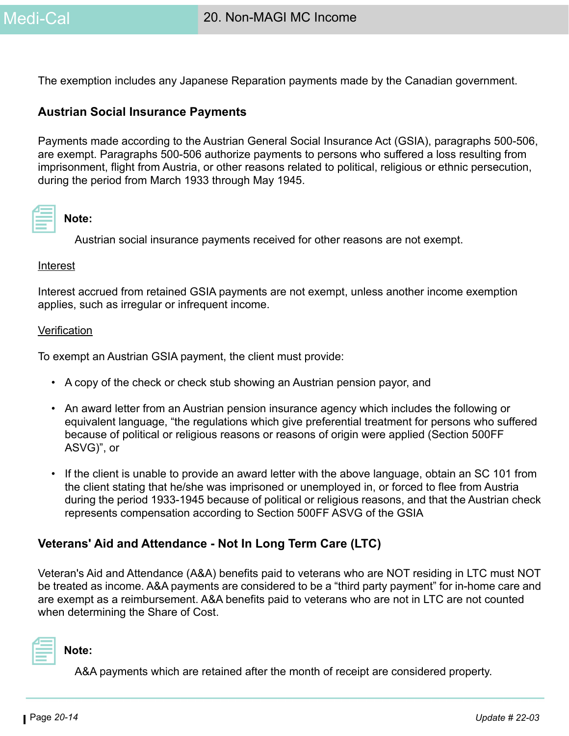The exemption includes any Japanese Reparation payments made by the Canadian government.

### Austrian Social Insurance Payments

Payments made according to the Austrian General Social Insurance Act (GSIA), paragraphs 500-506, are exempt. Paragraphs 500-506 authorize payments to persons who suffered a loss resulting from imprisonment, flight from Austria, or other reasons related to political, religious or ethnic persecution, during the period from March 1933 through May 1945.

**Note:**

Austrian social insurance payments received for other reasons are not exempt.

Interest

Interest accrued from retained GSIA payments are not exempt, unless another income exemption applies, such as irregular or infrequent income.

Verification

To exempt an Austrian GSIA payment, the client must provide:

- A copy of the check or check stub showing an Austrian pension payor, and
- An award letter from an Austrian pension insurance agency which includes the following or equivalent language, "the regulations which give preferential treatment for persons who suffered because of political or religious reasons or reasons of origin were applied (Section 500FF ASVG)", or
- If the client is unable to provide an award letter with the above language, obtain an SC 101 from the client stating that he/she was imprisoned or unemployed in, or forced to flee from Austria during the period 1933-1945 because of political or religious reasons, and that the Austrian check represents compensation according to Section 500FF ASVG of the GSIA

### Veterans' Aid and Attendance - Not In Long Term Care (LTC)

Veteran's Aid and Attendance (A&A) benefits paid to veterans who are NOT residing in LTC must NOT be treated as income. A&A payments are considered to be a "third party payment" for in-home care and are exempt as a reimbursement. A&A benefits paid to veterans who are not in LTC are not counted when determining the Share of Cost.

**Note:**

A&A payments which are retained after the month of receipt are considered property.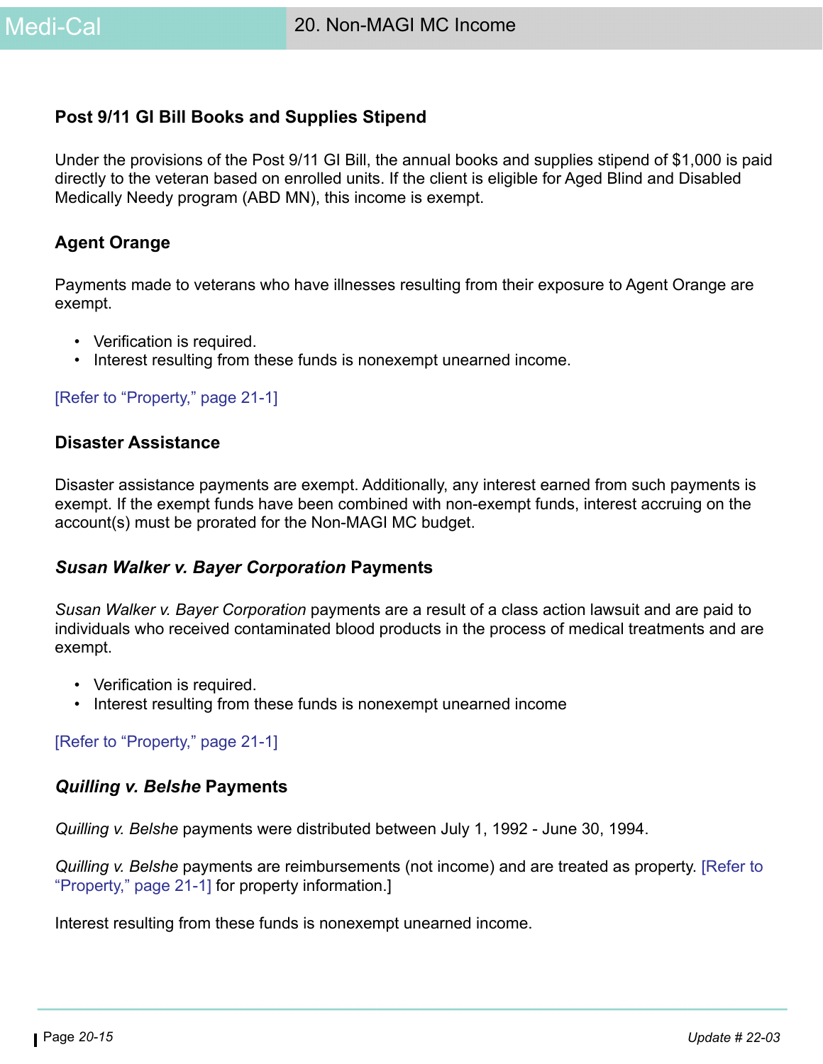### Post 9/11 GI Bill Books and Supplies Stipend

Under the provisions of the Post 9/11 GI Bill, the annual books and supplies stipend of $1,000 is paid directly to the veteran based on enrolled units. If the client is eligible for Aged Blind and Disabled Medically Needy program (ABD MN), this income is exempt.

### Agent Orange

Payments made to veterans who have illnesses resulting from their exposure to Agent Orange are exempt.

- Verification is required.
- Interest resulting from these funds is nonexempt unearned income.

[Refer to "Property," page 21-1]

### Disaster Assistance

Disaster assistance payments are exempt. Additionally, any interest earned from such payments is exempt. If the exempt funds have been combined with non-exempt funds, interest accruing on the account(s) must be prorated for the Non-MAGI MC budget.

### *Susan Walker v. Bayer Corporation* Payments

*Susan Walker v. Bayer Corporation* payments are a result of a class action lawsuit and are paid to individuals who received contaminated blood products in the process of medical treatments and are exempt.

- Verification is required.
- Interest resulting from these funds is nonexempt unearned income

[Refer to "Property," page 21-1]

### *Quilling v. Belshe* Payments

*Quilling v. Belshe* payments were distributed between July 1, 1992 - June 30, 1994.

*Quilling v. Belshe* payments are reimbursements (not income) and are treated as property. [Refer to "Property," page 21-1] for property information.]

Interest resulting from these funds is nonexempt unearned income.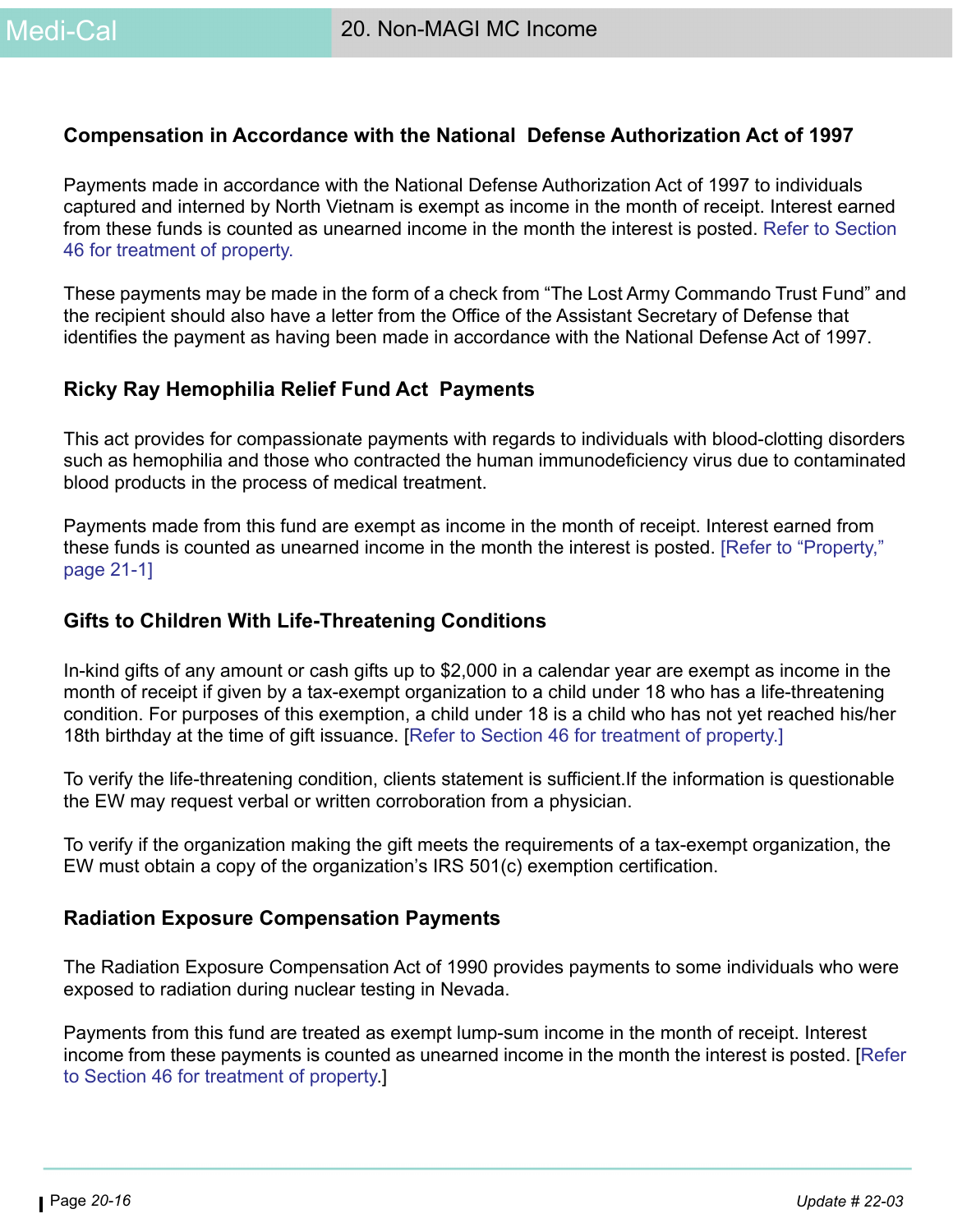### Compensation in Accordance with the National Defense Authorization Act of 1997

Payments made in accordance with the National Defense Authorization Act of 1997 to individuals captured and interned by North Vietnam is exempt as income in the month of receipt. Interest earned from these funds is counted as unearned income in the month the interest is posted. Refer to Section 46 for treatment of property.

These payments may be made in the form of a check from "The Lost Army Commando Trust Fund" and the recipient should also have a letter from the Office of the Assistant Secretary of Defense that identifies the payment as having been made in accordance with the National Defense Act of 1997.

### Ricky Ray Hemophilia Relief Fund Act Payments

This act provides for compassionate payments with regards to individuals with blood-clotting disorders such as hemophilia and those who contracted the human immunodeficiency virus due to contaminated blood products in the process of medical treatment.

Payments made from this fund are exempt as income in the month of receipt. Interest earned from these funds is counted as unearned income in the month the interest is posted. [Refer to "Property," page 21-1]

### Gifts to Children With Life-Threatening Conditions

In-kind gifts of any amount or cash gifts up to $2,000 in a calendar year are exempt as income in the month of receipt if given by a tax-exempt organization to a child under 18 who has a life-threatening condition. For purposes of this exemption, a child under 18 is a child who has not yet reached his/her 18th birthday at the time of gift issuance. [Refer to Section 46 for treatment of property.]

To verify the life-threatening condition, clients statement is sufficient.If the information is questionable the EW may request verbal or written corroboration from a physician.

To verify if the organization making the gift meets the requirements of a tax-exempt organization, the EW must obtain a copy of the organization's IRS 501(c) exemption certification.

### Radiation Exposure Compensation Payments

The Radiation Exposure Compensation Act of 1990 provides payments to some individuals who were exposed to radiation during nuclear testing in Nevada.

Payments from this fund are treated as exempt lump-sum income in the month of receipt. Interest income from these payments is counted as unearned income in the month the interest is posted. [Refer to Section 46 for treatment of property.]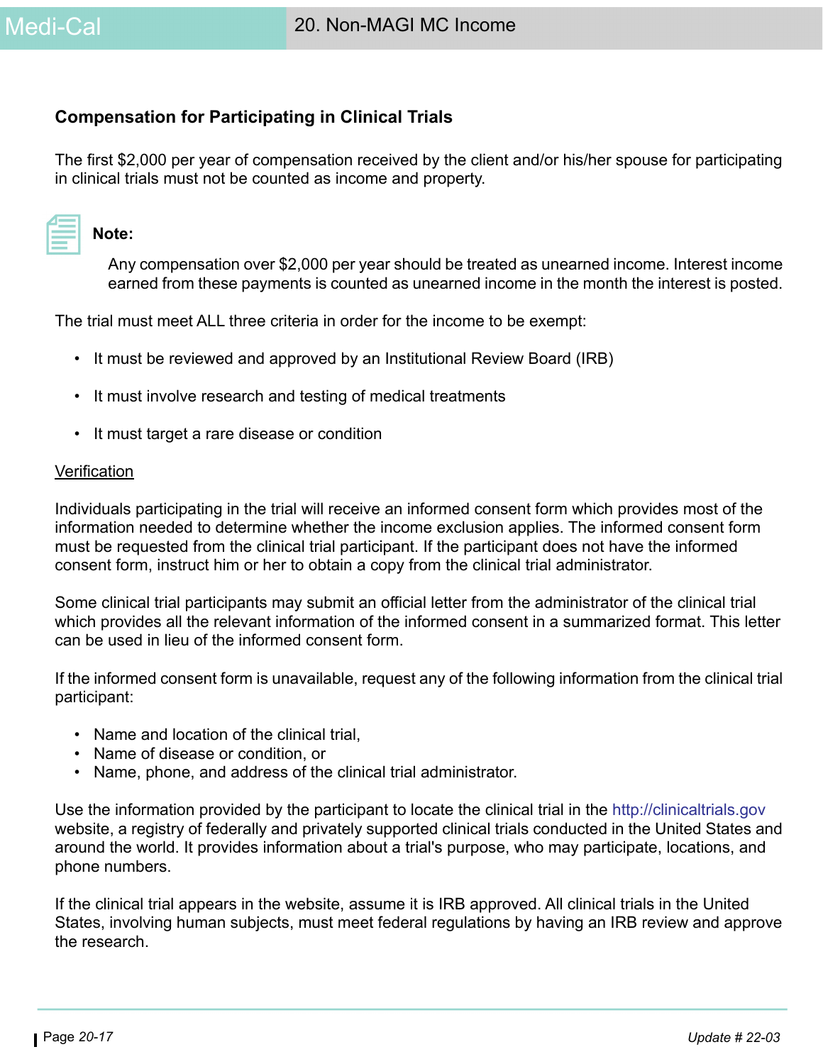### Compensation for Participating in Clinical Trials

The first $2,000 per year of compensation received by the client and/or his/her spouse for participating in clinical trials must not be counted as income and property.

**Note:**

Any compensation over $2,000 per year should be treated as unearned income. Interest income earned from these payments is counted as unearned income in the month the interest is posted.

The trial must meet ALL three criteria in order for the income to be exempt:

- It must be reviewed and approved by an Institutional Review Board (IRB)
- It must involve research and testing of medical treatments
- It must target a rare disease or condition

Verification

Individuals participating in the trial will receive an informed consent form which provides most of the information needed to determine whether the income exclusion applies. The informed consent form must be requested from the clinical trial participant. If the participant does not have the informed consent form, instruct him or her to obtain a copy from the clinical trial administrator.

Some clinical trial participants may submit an official letter from the administrator of the clinical trial which provides all the relevant information of the informed consent in a summarized format. This letter can be used in lieu of the informed consent form.

If the informed consent form is unavailable, request any of the following information from the clinical trial participant:

- Name and location of the clinical trial,
- Name of disease or condition, or
- Name, phone, and address of the clinical trial administrator.

Use the information provided by the participant to locate the clinical trial in the http://clinicaltrials.gov website, a registry of federally and privately supported clinical trials conducted in the United States and around the world. It provides information about a trial's purpose, who may participate, locations, and phone numbers.

If the clinical trial appears in the website, assume it is IRB approved. All clinical trials in the United States, involving human subjects, must meet federal regulations by having an IRB review and approve the research.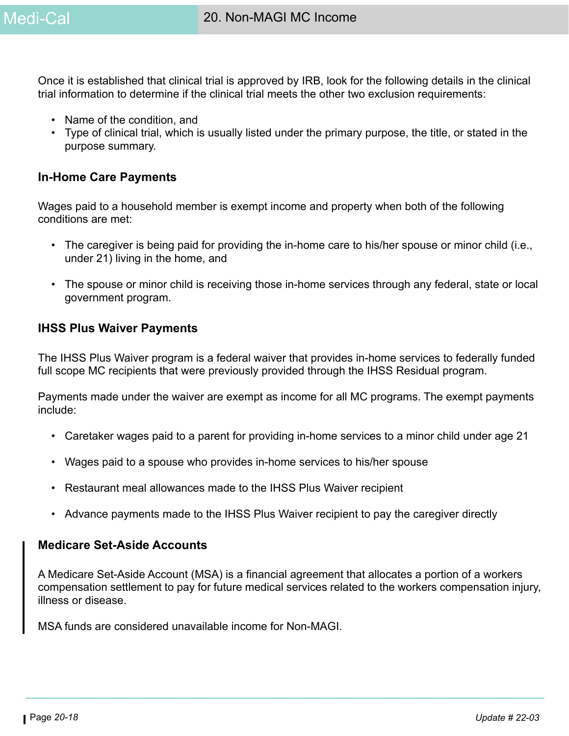Once it is established that clinical trial is approved by IRB, look for the following details in the clinical trial information to determine if the clinical trial meets the other two exclusion requirements:

- Name of the condition, and
- Type of clinical trial, which is usually listed under the primary purpose, the title, or stated in the purpose summary.

### In-Home Care Payments

Wages paid to a household member is exempt income and property when both of the following conditions are met:

- The caregiver is being paid for providing the in-home care to his/her spouse or minor child (i.e., under 21) living in the home, and
- The spouse or minor child is receiving those in-home services through any federal, state or local government program.

### IHSS Plus Waiver Payments

The IHSS Plus Waiver program is a federal waiver that provides in-home services to federally funded full scope MC recipients that were previously provided through the IHSS Residual program.

Payments made under the waiver are exempt as income for all MC programs. The exempt payments include:

- Caretaker wages paid to a parent for providing in-home services to a minor child under age 21
- Wages paid to a spouse who provides in-home services to his/her spouse
- Restaurant meal allowances made to the IHSS Plus Waiver recipient
- Advance payments made to the IHSS Plus Waiver recipient to pay the caregiver directly

### Medicare Set-Aside Accounts

A Medicare Set-Aside Account (MSA) is a financial agreement that allocates a portion of a workers compensation settlement to pay for future medical services related to the workers compensation injury, illness or disease.

MSA funds are considered unavailable income for Non-MAGI.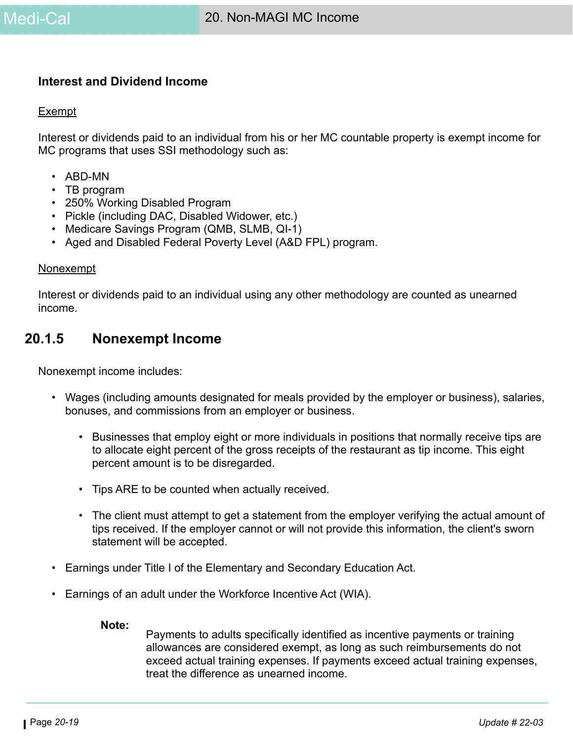### Interest and Dividend Income

Exempt

Interest or dividends paid to an individual from his or her MC countable property is exempt income for MC programs that uses SSI methodology such as:

- ABD-MN
- TB program
- 250% Working Disabled Program
- Pickle (including DAC, Disabled Widower, etc.)
- Medicare Savings Program (QMB, SLMB, QI-1)
- Aged and Disabled Federal Poverty Level (A&D FPL) program.

Nonexempt

Interest or dividends paid to an individual using any other methodology are counted as unearned income.

## 20.1.5 Nonexempt Income

Nonexempt income includes:

- Wages (including amounts designated for meals provided by the employer or business), salaries, bonuses, and commissions from an employer or business.
  - Businesses that employ eight or more individuals in positions that normally receive tips are to allocate eight percent of the gross receipts of the restaurant as tip income. This eight percent amount is to be disregarded.
  - Tips ARE to be counted when actually received.
  - The client must attempt to get a statement from the employer verifying the actual amount of tips received. If the employer cannot or will not provide this information, the client's sworn statement will be accepted.
- Earnings under Title I of the Elementary and Secondary Education Act.
- Earnings of an adult under the Workforce Incentive Act (WIA).

**Note:** Payments to adults specifically identified as incentive payments or training allowances are considered exempt, as long as such reimbursements do not exceed actual training expenses. If payments exceed actual training expenses, treat the difference as unearned income.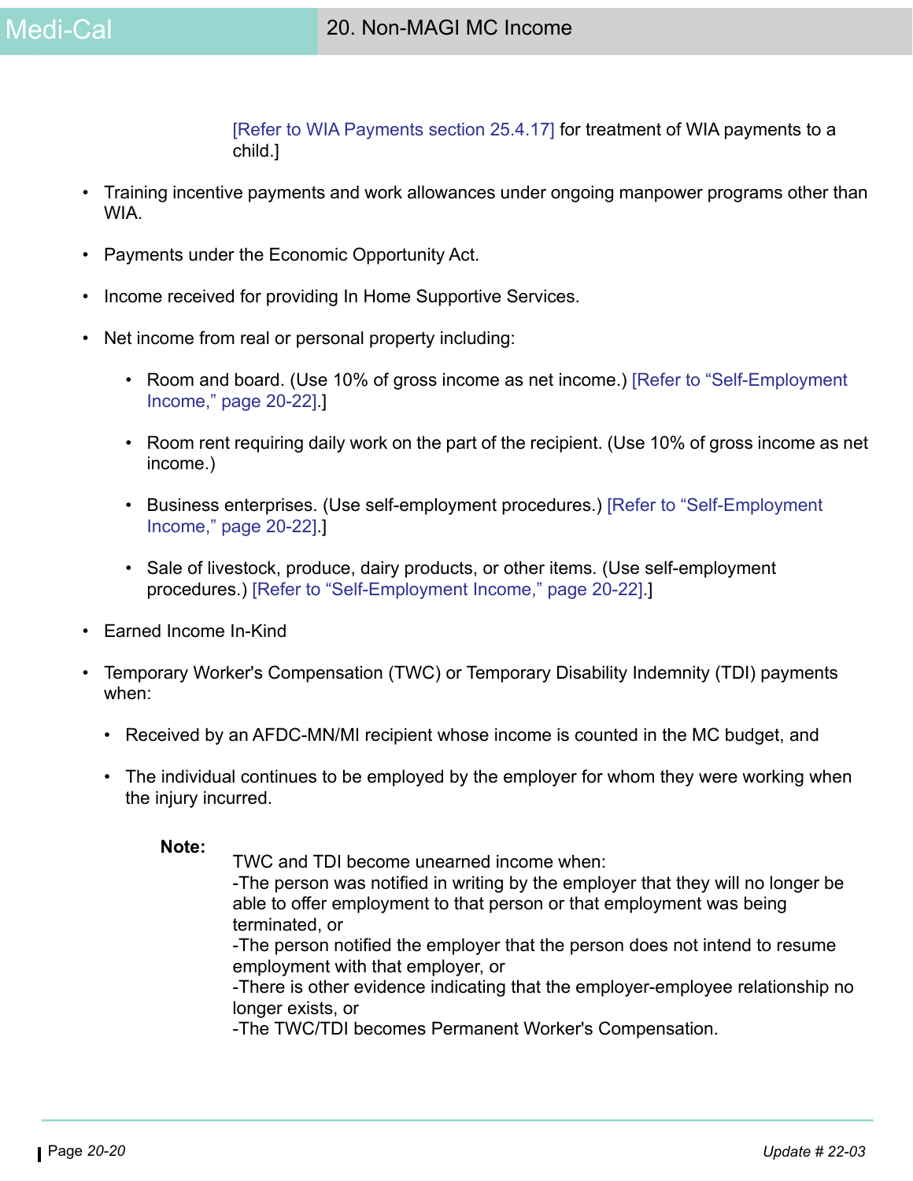[Refer to WIA Payments section 25.4.17] for treatment of WIA payments to a child.]

- Training incentive payments and work allowances under ongoing manpower programs other than WIA.
- Payments under the Economic Opportunity Act.
- Income received for providing In Home Supportive Services.
- Net income from real or personal property including:
  - Room and board. (Use 10% of gross income as net income.) [Refer to "Self-Employment Income," page 20-22].]
  - Room rent requiring daily work on the part of the recipient. (Use 10% of gross income as net income.)
  - Business enterprises. (Use self-employment procedures.) [Refer to "Self-Employment Income," page 20-22].]
  - Sale of livestock, produce, dairy products, or other items. (Use self-employment procedures.) [Refer to "Self-Employment Income," page 20-22].]
- Earned Income In-Kind
- Temporary Worker's Compensation (TWC) or Temporary Disability Indemnity (TDI) payments when:
  - Received by an AFDC-MN/MI recipient whose income is counted in the MC budget, and
  - The individual continues to be employed by the employer for whom they were working when the injury incurred.

**Note:** TWC and TDI become unearned income when:
-The person was notified in writing by the employer that they will no longer be able to offer employment to that person or that employment was being terminated, or
-The person notified the employer that the person does not intend to resume employment with that employer, or
-There is other evidence indicating that the employer-employee relationship no longer exists, or
-The TWC/TDI becomes Permanent Worker's Compensation.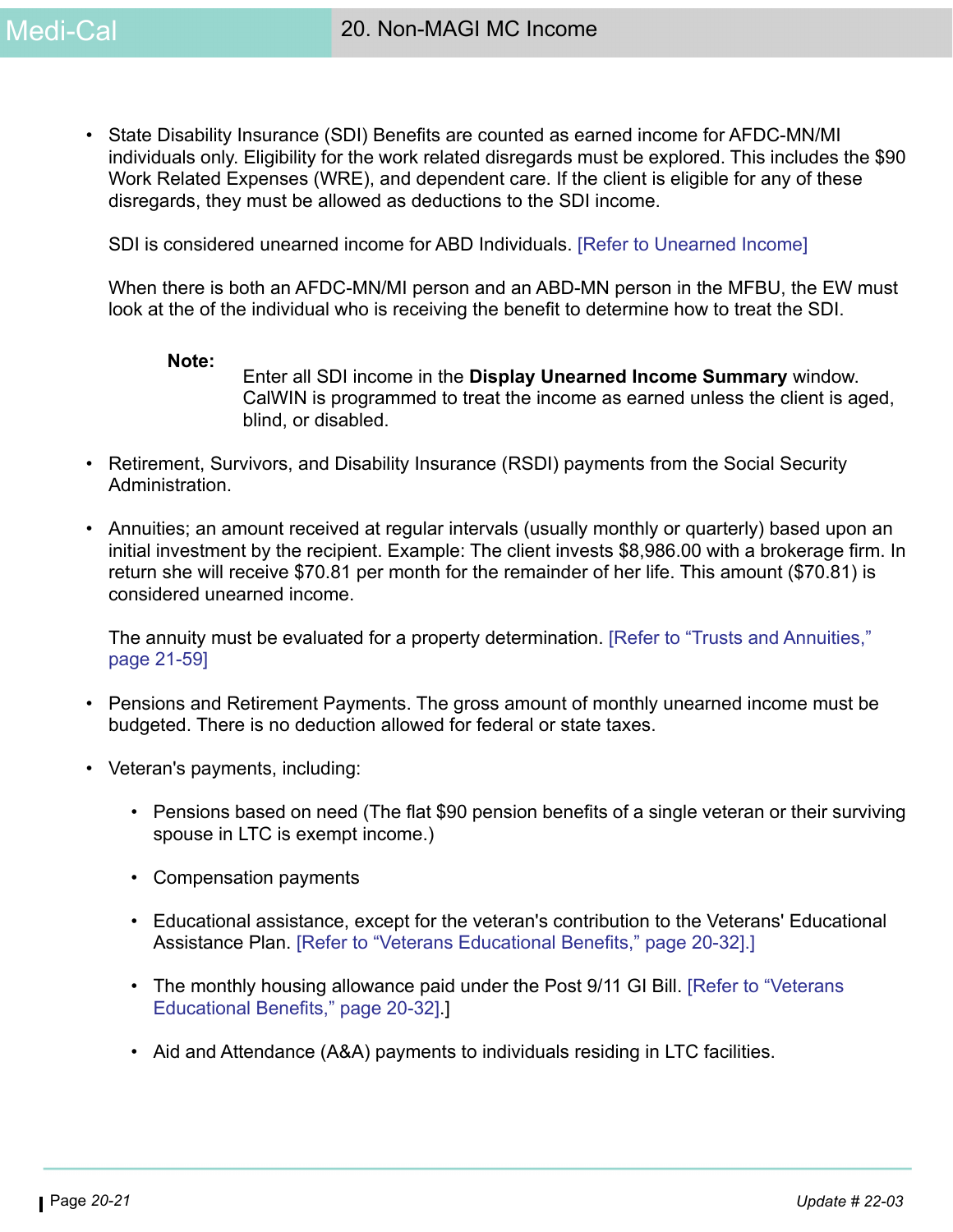- State Disability Insurance (SDI) Benefits are counted as earned income for AFDC-MN/MI individuals only. Eligibility for the work related disregards must be explored. This includes the $90 Work Related Expenses (WRE), and dependent care. If the client is eligible for any of these disregards, they must be allowed as deductions to the SDI income.

  SDI is considered unearned income for ABD Individuals. [Refer to Unearned Income]

  When there is both an AFDC-MN/MI person and an ABD-MN person in the MFBU, the EW must look at the of the individual who is receiving the benefit to determine how to treat the SDI.

  > **Note:** Enter all SDI income in the **Display Unearned Income Summary** window. CalWIN is programmed to treat the income as earned unless the client is aged, blind, or disabled.

- Retirement, Survivors, and Disability Insurance (RSDI) payments from the Social Security Administration.

- Annuities; an amount received at regular intervals (usually monthly or quarterly) based upon an initial investment by the recipient. Example: The client invests $8,986.00 with a brokerage firm. In return she will receive $70.81 per month for the remainder of her life. This amount ($70.81) is considered unearned income.

  The annuity must be evaluated for a property determination. [Refer to "Trusts and Annuities," page 21-59]

- Pensions and Retirement Payments. The gross amount of monthly unearned income must be budgeted. There is no deduction allowed for federal or state taxes.

- Veteran's payments, including:
  - Pensions based on need (The flat $90 pension benefits of a single veteran or their surviving spouse in LTC is exempt income.)
  - Compensation payments
  - Educational assistance, except for the veteran's contribution to the Veterans' Educational Assistance Plan. [Refer to "Veterans Educational Benefits," page 20-32].]
  - The monthly housing allowance paid under the Post 9/11 GI Bill. [Refer to "Veterans Educational Benefits," page 20-32].]
  - Aid and Attendance (A&A) payments to individuals residing in LTC facilities.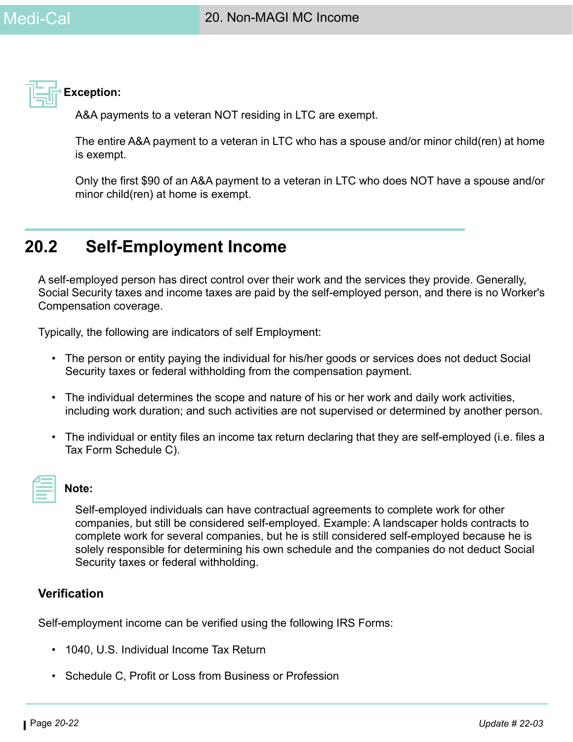**Exception:**

A&A payments to a veteran NOT residing in LTC are exempt.

The entire A&A payment to a veteran in LTC who has a spouse and/or minor child(ren) at home is exempt.

Only the first $90 of an A&A payment to a veteran in LTC who does NOT have a spouse and/or minor child(ren) at home is exempt.

## 20.2 Self-Employment Income

A self-employed person has direct control over their work and the services they provide. Generally, Social Security taxes and income taxes are paid by the self-employed person, and there is no Worker's Compensation coverage.

Typically, the following are indicators of self Employment:

- The person or entity paying the individual for his/her goods or services does not deduct Social Security taxes or federal withholding from the compensation payment.
- The individual determines the scope and nature of his or her work and daily work activities, including work duration; and such activities are not supervised or determined by another person.
- The individual or entity files an income tax return declaring that they are self-employed (i.e. files a Tax Form Schedule C).

**Note:**

Self-employed individuals can have contractual agreements to complete work for other companies, but still be considered self-employed. Example: A landscaper holds contracts to complete work for several companies, but he is still considered self-employed because he is solely responsible for determining his own schedule and the companies do not deduct Social Security taxes or federal withholding.

### Verification

Self-employment income can be verified using the following IRS Forms:

- 1040, U.S. Individual Income Tax Return
- Schedule C, Profit or Loss from Business or Profession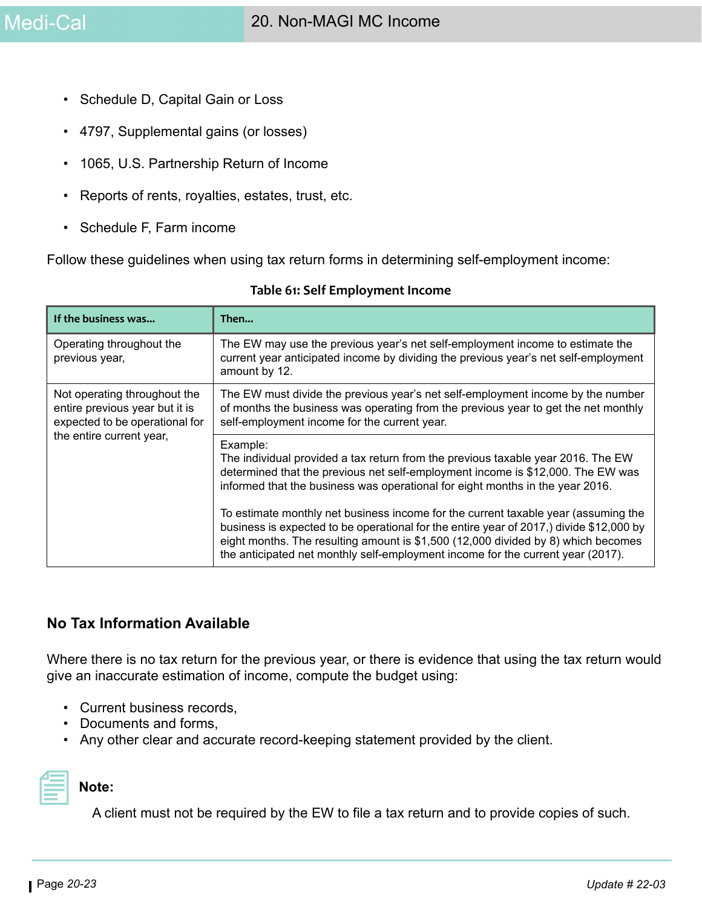- Schedule D, Capital Gain or Loss
- 4797, Supplemental gains (or losses)
- 1065, U.S. Partnership Return of Income
- Reports of rents, royalties, estates, trust, etc.
- Schedule F, Farm income

Follow these guidelines when using tax return forms in determining self-employment income:

**Table 61: Self Employment Income**

| If the business was... | Then... |
|---|---|
| Operating throughout the previous year, | The EW may use the previous year's net self-employment income to estimate the current year anticipated income by dividing the previous year's net self-employment amount by 12. |
| Not operating throughout the entire previous year but it is expected to be operational for the entire current year, | The EW must divide the previous year's net self-employment income by the number of months the business was operating from the previous year to get the net monthly self-employment income for the current year. |
| | Example:<br>The individual provided a tax return from the previous taxable year 2016. The EW determined that the previous net self-employment income is $12,000. The EW was informed that the business was operational for eight months in the year 2016.<br><br>To estimate monthly net business income for the current taxable year (assuming the business is expected to be operational for the entire year of 2017,) divide $12,000 by eight months. The resulting amount is $1,500 (12,000 divided by 8) which becomes the anticipated net monthly self-employment income for the current year (2017). |

### No Tax Information Available

Where there is no tax return for the previous year, or there is evidence that using the tax return would give an inaccurate estimation of income, compute the budget using:

- Current business records,
- Documents and forms,
- Any other clear and accurate record-keeping statement provided by the client.

**Note:**

A client must not be required by the EW to file a tax return and to provide copies of such.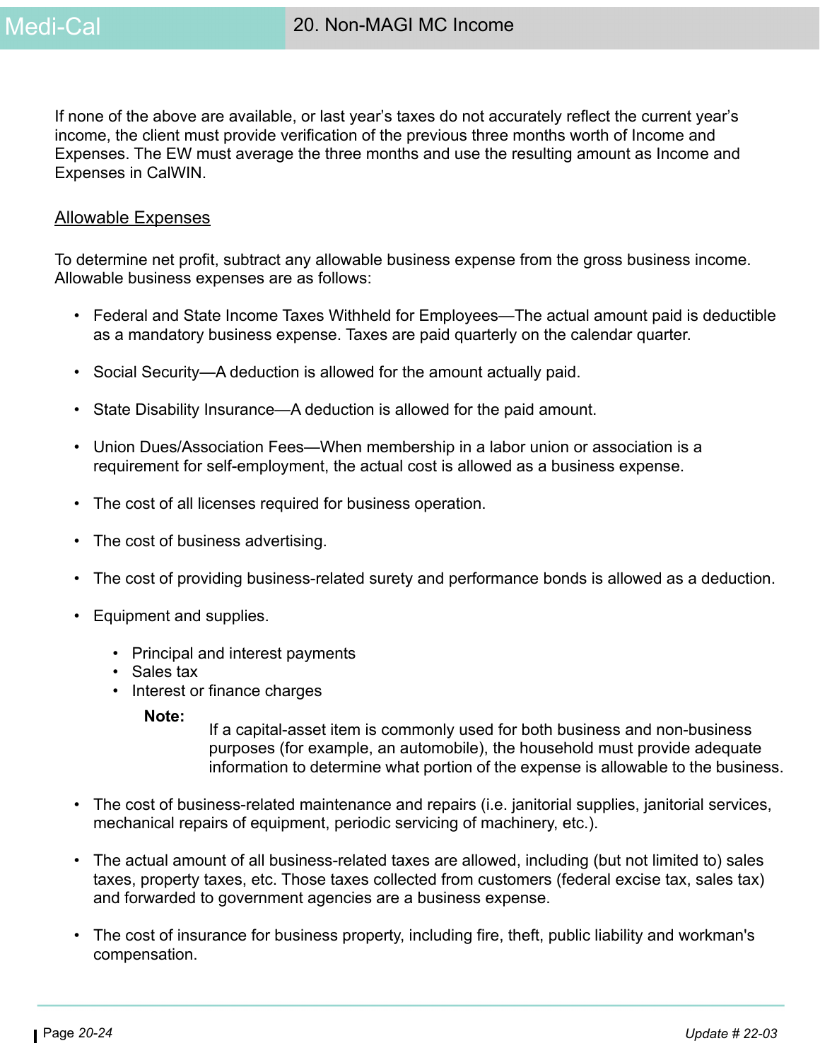If none of the above are available, or last year's taxes do not accurately reflect the current year's income, the client must provide verification of the previous three months worth of Income and Expenses. The EW must average the three months and use the resulting amount as Income and Expenses in CalWIN.

## Allowable Expenses

To determine net profit, subtract any allowable business expense from the gross business income. Allowable business expenses are as follows:

- Federal and State Income Taxes Withheld for Employees—The actual amount paid is deductible as a mandatory business expense. Taxes are paid quarterly on the calendar quarter.
- Social Security—A deduction is allowed for the amount actually paid.
- State Disability Insurance—A deduction is allowed for the paid amount.
- Union Dues/Association Fees—When membership in a labor union or association is a requirement for self-employment, the actual cost is allowed as a business expense.
- The cost of all licenses required for business operation.
- The cost of business advertising.
- The cost of providing business-related surety and performance bonds is allowed as a deduction.
- Equipment and supplies.
  - Principal and interest payments
  - Sales tax
  - Interest or finance charges

  **Note:** If a capital-asset item is commonly used for both business and non-business purposes (for example, an automobile), the household must provide adequate information to determine what portion of the expense is allowable to the business.

- The cost of business-related maintenance and repairs (i.e. janitorial supplies, janitorial services, mechanical repairs of equipment, periodic servicing of machinery, etc.).
- The actual amount of all business-related taxes are allowed, including (but not limited to) sales taxes, property taxes, etc. Those taxes collected from customers (federal excise tax, sales tax) and forwarded to government agencies are a business expense.
- The cost of insurance for business property, including fire, theft, public liability and workman's compensation.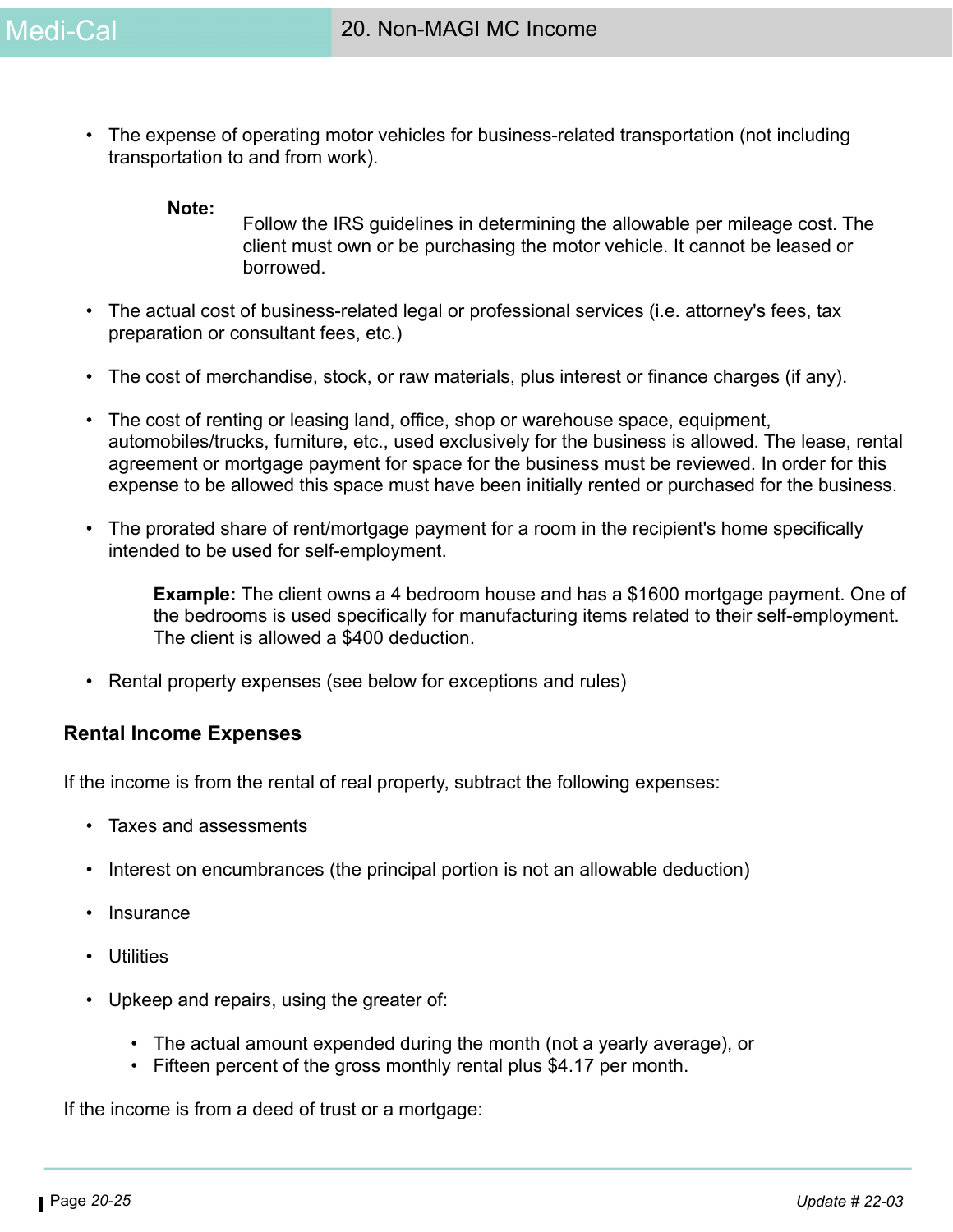- The expense of operating motor vehicles for business-related transportation (not including transportation to and from work).

  **Note:** Follow the IRS guidelines in determining the allowable per mileage cost. The client must own or be purchasing the motor vehicle. It cannot be leased or borrowed.

- The actual cost of business-related legal or professional services (i.e. attorney's fees, tax preparation or consultant fees, etc.)

- The cost of merchandise, stock, or raw materials, plus interest or finance charges (if any).

- The cost of renting or leasing land, office, shop or warehouse space, equipment, automobiles/trucks, furniture, etc., used exclusively for the business is allowed. The lease, rental agreement or mortgage payment for space for the business must be reviewed. In order for this expense to be allowed this space must have been initially rented or purchased for the business.

- The prorated share of rent/mortgage payment for a room in the recipient's home specifically intended to be used for self-employment.

  **Example:** The client owns a 4 bedroom house and has a $1600 mortgage payment. One of the bedrooms is used specifically for manufacturing items related to their self-employment. The client is allowed a $400 deduction.

- Rental property expenses (see below for exceptions and rules)

### Rental Income Expenses

If the income is from the rental of real property, subtract the following expenses:

- Taxes and assessments
- Interest on encumbrances (the principal portion is not an allowable deduction)
- Insurance
- Utilities
- Upkeep and repairs, using the greater of:
  - The actual amount expended during the month (not a yearly average), or
  - Fifteen percent of the gross monthly rental plus $4.17 per month.

If the income is from a deed of trust or a mortgage: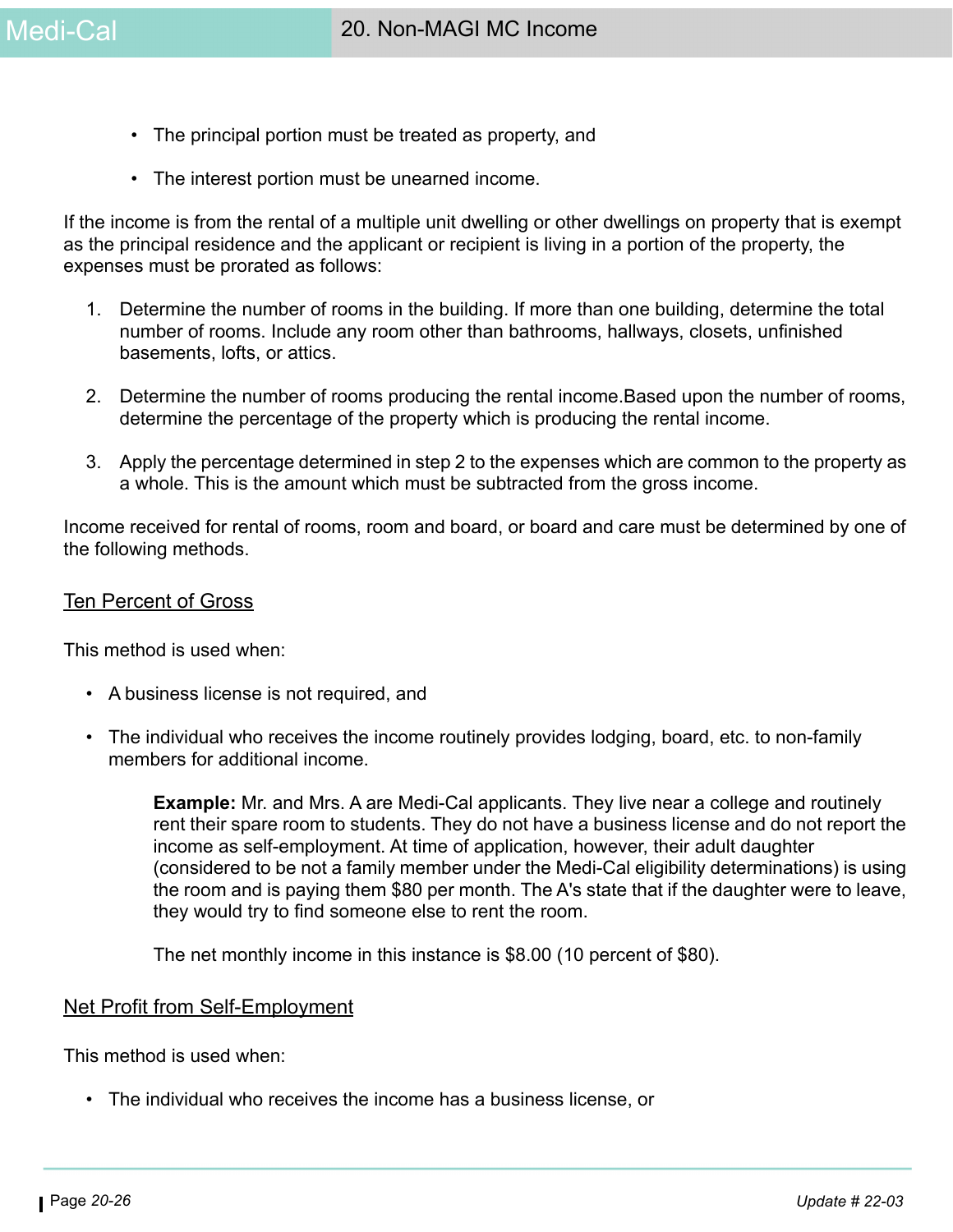- The principal portion must be treated as property, and
- The interest portion must be unearned income.

If the income is from the rental of a multiple unit dwelling or other dwellings on property that is exempt as the principal residence and the applicant or recipient is living in a portion of the property, the expenses must be prorated as follows:

1. Determine the number of rooms in the building. If more than one building, determine the total number of rooms. Include any room other than bathrooms, hallways, closets, unfinished basements, lofts, or attics.
2. Determine the number of rooms producing the rental income.Based upon the number of rooms, determine the percentage of the property which is producing the rental income.
3. Apply the percentage determined in step 2 to the expenses which are common to the property as a whole. This is the amount which must be subtracted from the gross income.

Income received for rental of rooms, room and board, or board and care must be determined by one of the following methods.

<u>Ten Percent of Gross</u>

This method is used when:

- A business license is not required, and
- The individual who receives the income routinely provides lodging, board, etc. to non-family members for additional income.

> **Example:** Mr. and Mrs. A are Medi-Cal applicants. They live near a college and routinely rent their spare room to students. They do not have a business license and do not report the income as self-employment. At time of application, however, their adult daughter (considered to be not a family member under the Medi-Cal eligibility determinations) is using the room and is paying them $80 per month. The A's state that if the daughter were to leave, they would try to find someone else to rent the room.
>
> The net monthly income in this instance is $8.00 (10 percent of $80).

<u>Net Profit from Self-Employment</u>

This method is used when:

- The individual who receives the income has a business license, or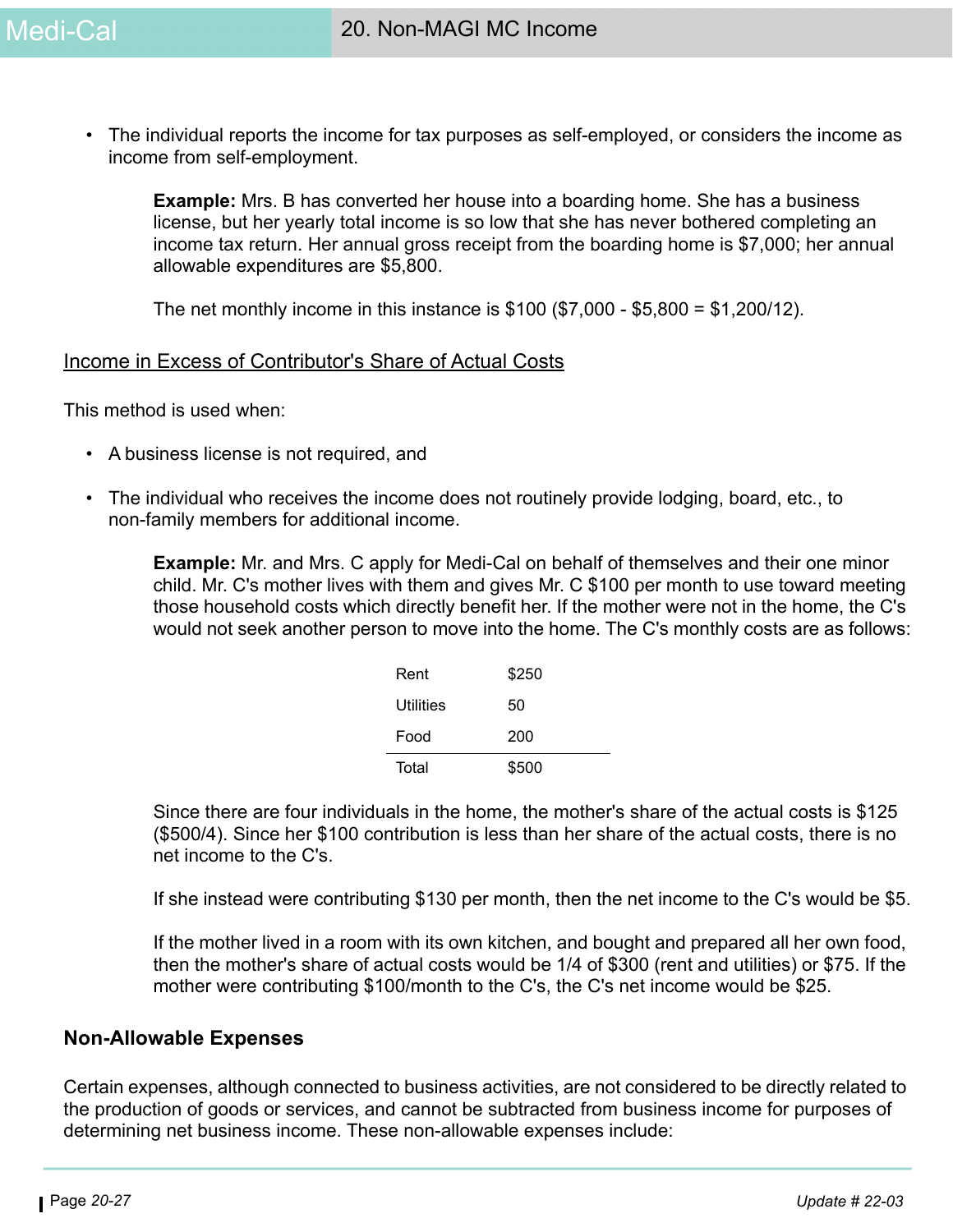- The individual reports the income for tax purposes as self-employed, or considers the income as income from self-employment.

  **Example:** Mrs. B has converted her house into a boarding home. She has a business license, but her yearly total income is so low that she has never bothered completing an income tax return. Her annual gross receipt from the boarding home is $7,000; her annual allowable expenditures are $5,800.

  The net monthly income in this instance is $100 ($7,000 - $5,800 = $1,200/12).

<u>Income in Excess of Contributor's Share of Actual Costs</u>

This method is used when:

- A business license is not required, and
- The individual who receives the income does not routinely provide lodging, board, etc., to non-family members for additional income.

  **Example:** Mr. and Mrs. C apply for Medi-Cal on behalf of themselves and their one minor child. Mr. C's mother lives with them and gives Mr. C $100 per month to use toward meeting those household costs which directly benefit her. If the mother were not in the home, the C's would not seek another person to move into the home. The C's monthly costs are as follows:

  | | |
  |---|---|
  | Rent | $250 |
  | Utilities | 50 |
  | Food | 200 |
  | Total | $500 |

  Since there are four individuals in the home, the mother's share of the actual costs is $125 ($500/4). Since her $100 contribution is less than her share of the actual costs, there is no net income to the C's.

  If she instead were contributing $130 per month, then the net income to the C's would be $5.

  If the mother lived in a room with its own kitchen, and bought and prepared all her own food, then the mother's share of actual costs would be 1/4 of $300 (rent and utilities) or $75. If the mother were contributing $100/month to the C's, the C's net income would be $25.

### Non-Allowable Expenses

Certain expenses, although connected to business activities, are not considered to be directly related to the production of goods or services, and cannot be subtracted from business income for purposes of determining net business income. These non-allowable expenses include: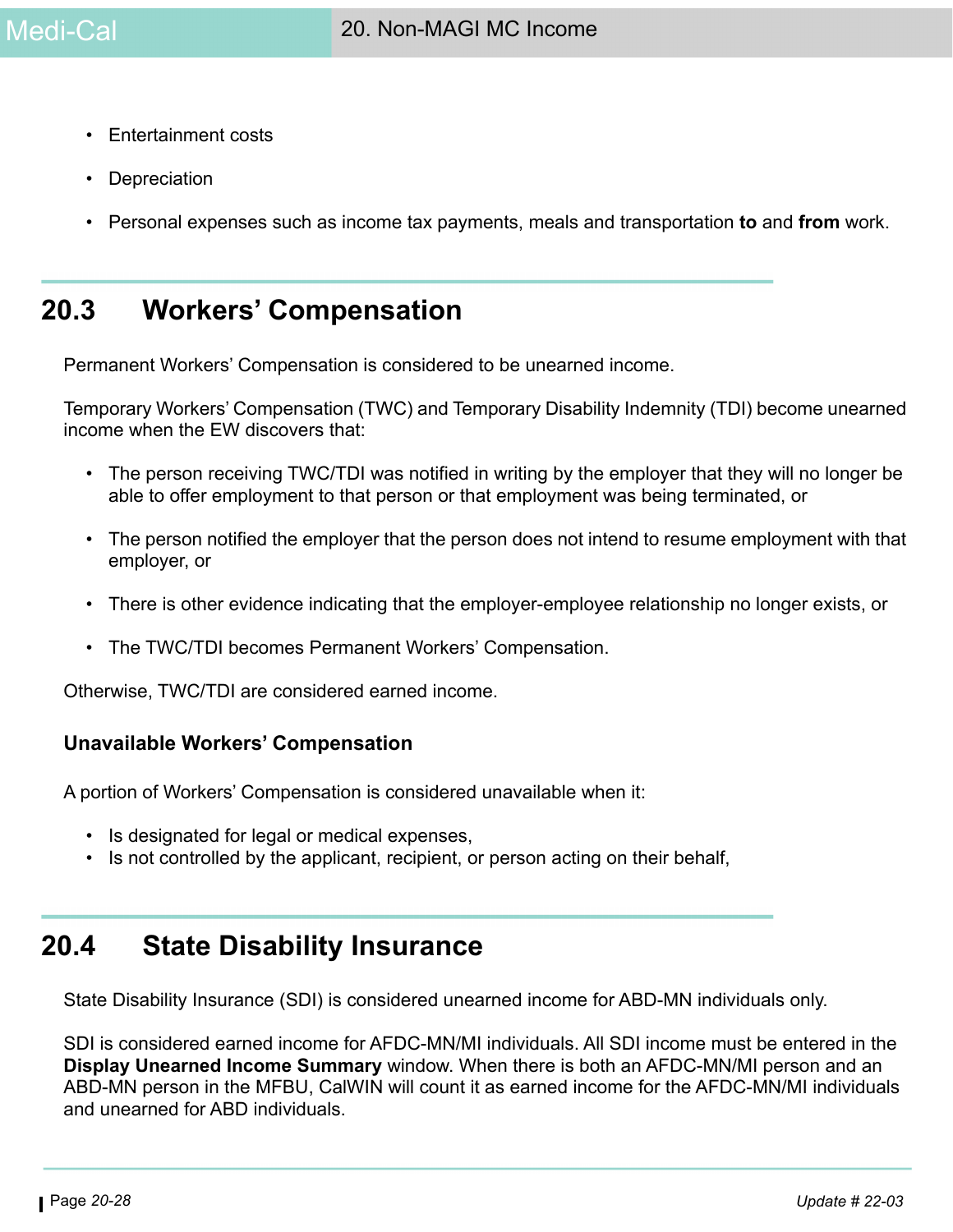- Entertainment costs
- Depreciation
- Personal expenses such as income tax payments, meals and transportation **to** and **from** work.

## 20.3 Workers' Compensation

Permanent Workers' Compensation is considered to be unearned income.

Temporary Workers' Compensation (TWC) and Temporary Disability Indemnity (TDI) become unearned income when the EW discovers that:

- The person receiving TWC/TDI was notified in writing by the employer that they will no longer be able to offer employment to that person or that employment was being terminated, or
- The person notified the employer that the person does not intend to resume employment with that employer, or
- There is other evidence indicating that the employer-employee relationship no longer exists, or
- The TWC/TDI becomes Permanent Workers' Compensation.

Otherwise, TWC/TDI are considered earned income.

### Unavailable Workers' Compensation

A portion of Workers' Compensation is considered unavailable when it:

- Is designated for legal or medical expenses,
- Is not controlled by the applicant, recipient, or person acting on their behalf,

## 20.4 State Disability Insurance

State Disability Insurance (SDI) is considered unearned income for ABD-MN individuals only.

SDI is considered earned income for AFDC-MN/MI individuals. All SDI income must be entered in the **Display Unearned Income Summary** window. When there is both an AFDC-MN/MI person and an ABD-MN person in the MFBU, CalWIN will count it as earned income for the AFDC-MN/MI individuals and unearned for ABD individuals.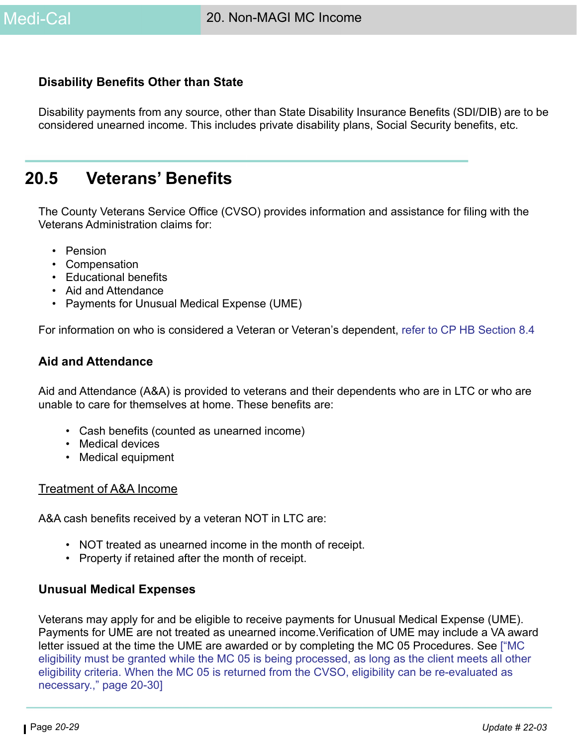### Disability Benefits Other than State

Disability payments from any source, other than State Disability Insurance Benefits (SDI/DIB) are to be considered unearned income. This includes private disability plans, Social Security benefits, etc.

## 20.5 Veterans' Benefits

The County Veterans Service Office (CVSO) provides information and assistance for filing with the Veterans Administration claims for:

- Pension
- Compensation
- Educational benefits
- Aid and Attendance
- Payments for Unusual Medical Expense (UME)

For information on who is considered a Veteran or Veteran's dependent, refer to CP HB Section 8.4

### Aid and Attendance

Aid and Attendance (A&A) is provided to veterans and their dependents who are in LTC or who are unable to care for themselves at home. These benefits are:

- Cash benefits (counted as unearned income)
- Medical devices
- Medical equipment

<u>Treatment of A&A Income</u>

A&A cash benefits received by a veteran NOT in LTC are:

- NOT treated as unearned income in the month of receipt.
- Property if retained after the month of receipt.

### Unusual Medical Expenses

Veterans may apply for and be eligible to receive payments for Unusual Medical Expense (UME). Payments for UME are not treated as unearned income.Verification of UME may include a VA award letter issued at the time the UME are awarded or by completing the MC 05 Procedures. See ["MC eligibility must be granted while the MC 05 is being processed, as long as the client meets all other eligibility criteria. When the MC 05 is returned from the CVSO, eligibility can be re-evaluated as necessary.," page 20-30]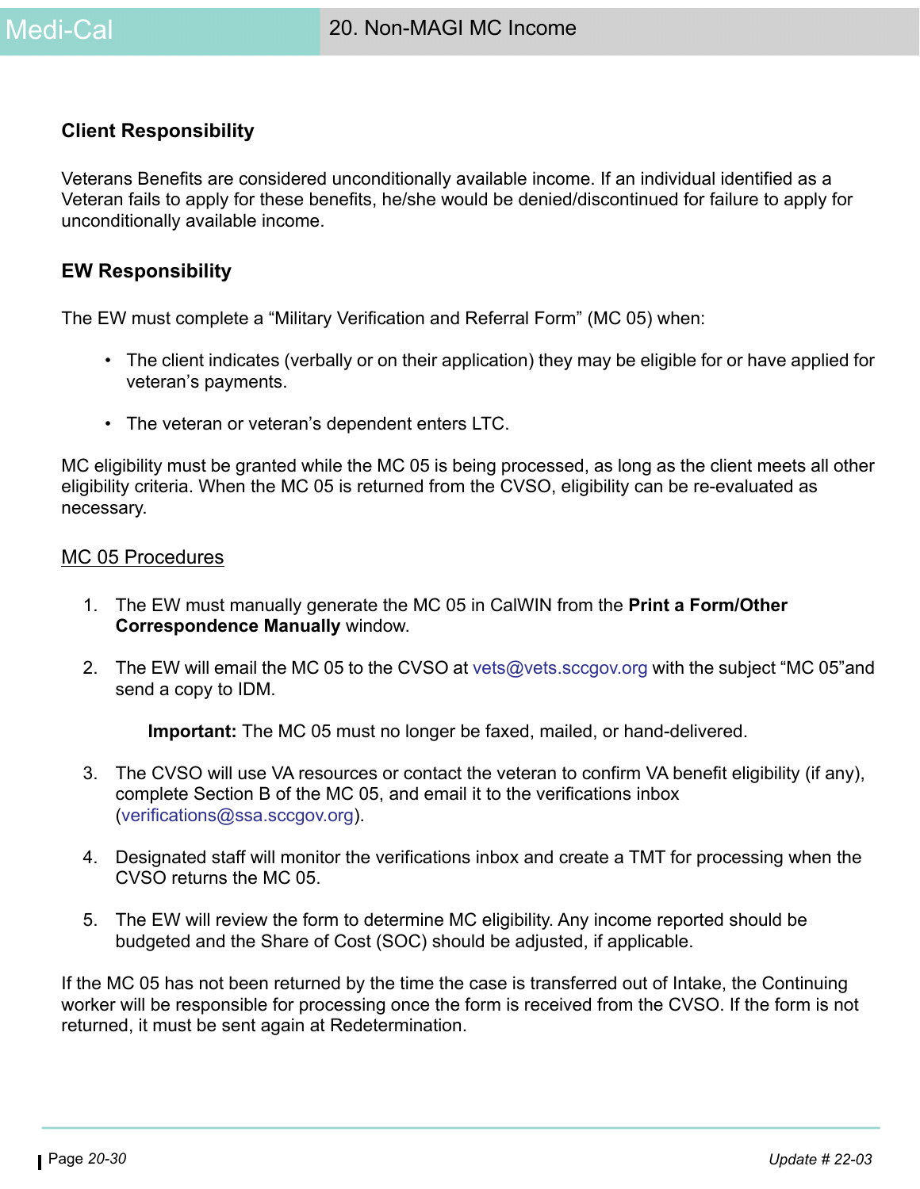### Client Responsibility

Veterans Benefits are considered unconditionally available income. If an individual identified as a Veteran fails to apply for these benefits, he/she would be denied/discontinued for failure to apply for unconditionally available income.

### EW Responsibility

The EW must complete a “Military Verification and Referral Form” (MC 05) when:

- The client indicates (verbally or on their application) they may be eligible for or have applied for veteran’s payments.
- The veteran or veteran’s dependent enters LTC.

MC eligibility must be granted while the MC 05 is being processed, as long as the client meets all other eligibility criteria. When the MC 05 is returned from the CVSO, eligibility can be re-evaluated as necessary.

<u>MC 05 Procedures</u>

1. The EW must manually generate the MC 05 in CalWIN from the **Print a Form/Other Correspondence Manually** window.
2. The EW will email the MC 05 to the CVSO at vets@vets.sccgov.org with the subject “MC 05”and send a copy to IDM.

   **Important:** The MC 05 must no longer be faxed, mailed, or hand-delivered.
3. The CVSO will use VA resources or contact the veteran to confirm VA benefit eligibility (if any), complete Section B of the MC 05, and email it to the verifications inbox (verifications@ssa.sccgov.org).
4. Designated staff will monitor the verifications inbox and create a TMT for processing when the CVSO returns the MC 05.
5. The EW will review the form to determine MC eligibility. Any income reported should be budgeted and the Share of Cost (SOC) should be adjusted, if applicable.

If the MC 05 has not been returned by the time the case is transferred out of Intake, the Continuing worker will be responsible for processing once the form is received from the CVSO. If the form is not returned, it must be sent again at Redetermination.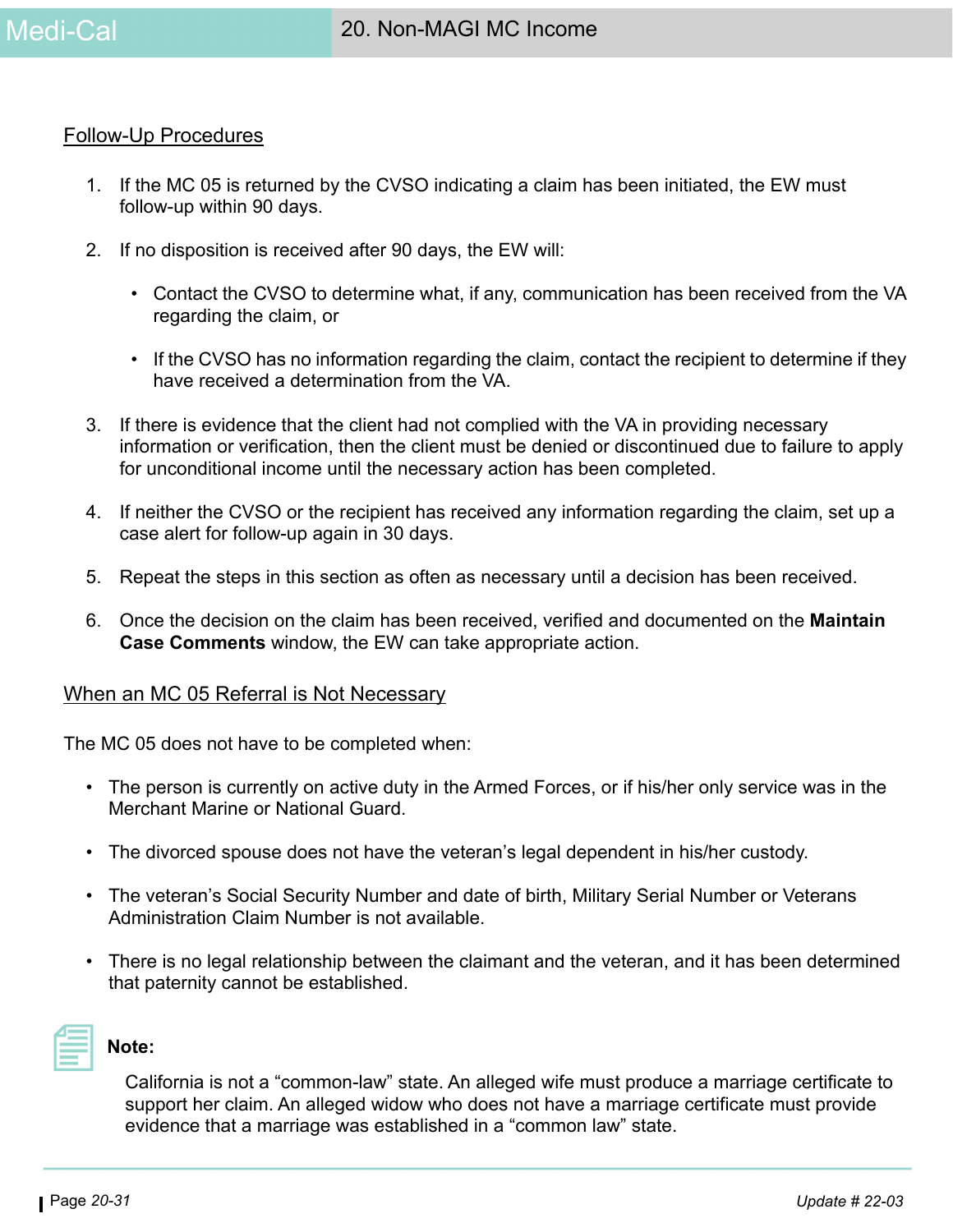### Follow-Up Procedures

1. If the MC 05 is returned by the CVSO indicating a claim has been initiated, the EW must follow-up within 90 days.

2. If no disposition is received after 90 days, the EW will:

   - Contact the CVSO to determine what, if any, communication has been received from the VA regarding the claim, or

   - If the CVSO has no information regarding the claim, contact the recipient to determine if they have received a determination from the VA.

3. If there is evidence that the client had not complied with the VA in providing necessary information or verification, then the client must be denied or discontinued due to failure to apply for unconditional income until the necessary action has been completed.

4. If neither the CVSO or the recipient has received any information regarding the claim, set up a case alert for follow-up again in 30 days.

5. Repeat the steps in this section as often as necessary until a decision has been received.

6. Once the decision on the claim has been received, verified and documented on the **Maintain Case Comments** window, the EW can take appropriate action.

### When an MC 05 Referral is Not Necessary

The MC 05 does not have to be completed when:

- The person is currently on active duty in the Armed Forces, or if his/her only service was in the Merchant Marine or National Guard.

- The divorced spouse does not have the veteran's legal dependent in his/her custody.

- The veteran's Social Security Number and date of birth, Military Serial Number or Veterans Administration Claim Number is not available.

- There is no legal relationship between the claimant and the veteran, and it has been determined that paternity cannot be established.

**Note:**

California is not a "common-law" state. An alleged wife must produce a marriage certificate to support her claim. An alleged widow who does not have a marriage certificate must provide evidence that a marriage was established in a "common law" state.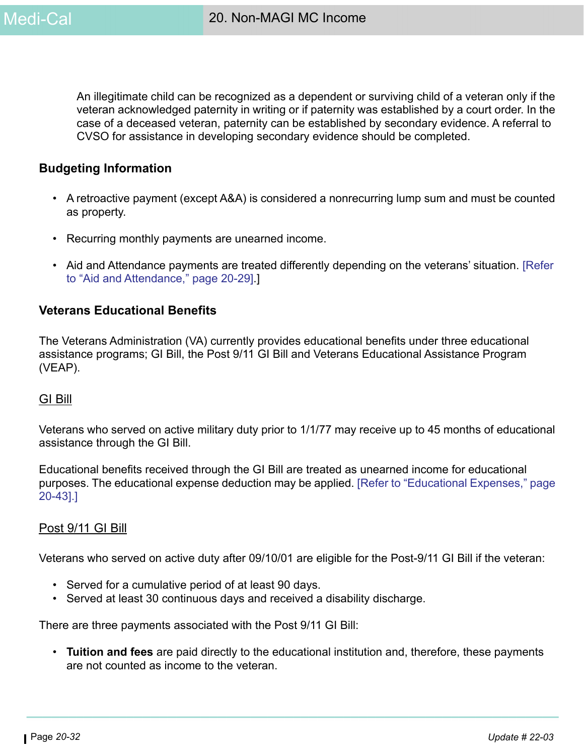An illegitimate child can be recognized as a dependent or surviving child of a veteran only if the veteran acknowledged paternity in writing or if paternity was established by a court order. In the case of a deceased veteran, paternity can be established by secondary evidence. A referral to CVSO for assistance in developing secondary evidence should be completed.

### Budgeting Information

- A retroactive payment (except A&A) is considered a nonrecurring lump sum and must be counted as property.
- Recurring monthly payments are unearned income.
- Aid and Attendance payments are treated differently depending on the veterans' situation. [Refer to "Aid and Attendance," page 20-29].]

### Veterans Educational Benefits

The Veterans Administration (VA) currently provides educational benefits under three educational assistance programs; GI Bill, the Post 9/11 GI Bill and Veterans Educational Assistance Program (VEAP).

#### GI Bill

Veterans who served on active military duty prior to 1/1/77 may receive up to 45 months of educational assistance through the GI Bill.

Educational benefits received through the GI Bill are treated as unearned income for educational purposes. The educational expense deduction may be applied. [Refer to "Educational Expenses," page 20-43].]

#### Post 9/11 GI Bill

Veterans who served on active duty after 09/10/01 are eligible for the Post-9/11 GI Bill if the veteran:

- Served for a cumulative period of at least 90 days.
- Served at least 30 continuous days and received a disability discharge.

There are three payments associated with the Post 9/11 GI Bill:

- **Tuition and fees** are paid directly to the educational institution and, therefore, these payments are not counted as income to the veteran.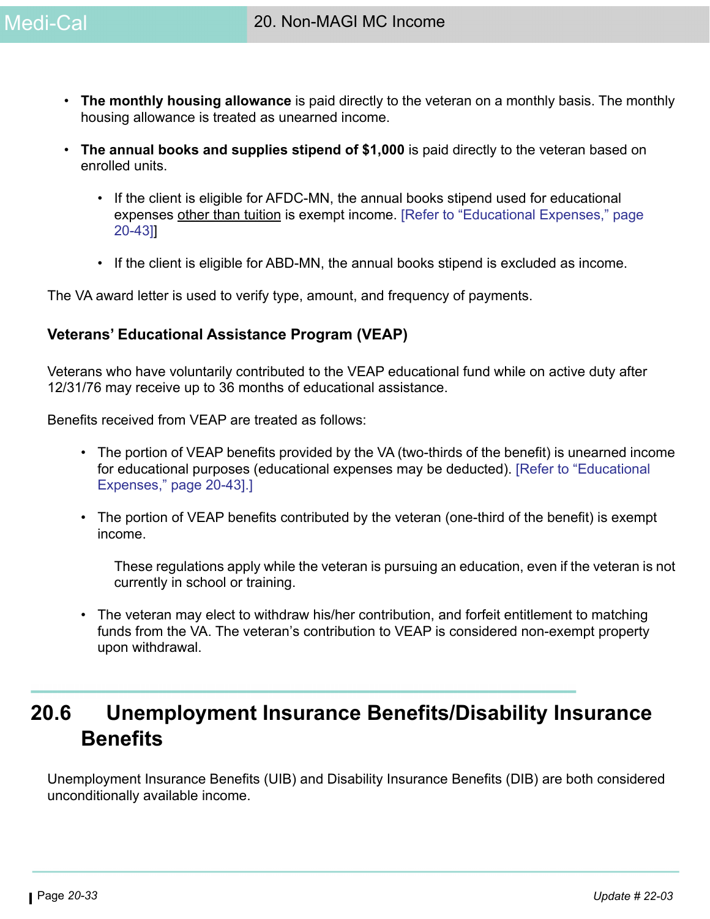- **The monthly housing allowance** is paid directly to the veteran on a monthly basis. The monthly housing allowance is treated as unearned income.

- **The annual books and supplies stipend of $1,000** is paid directly to the veteran based on enrolled units.

  - If the client is eligible for AFDC-MN, the annual books stipend used for educational expenses other than tuition is exempt income. [Refer to "Educational Expenses," page 20-43]]

  - If the client is eligible for ABD-MN, the annual books stipend is excluded as income.

The VA award letter is used to verify type, amount, and frequency of payments.

### Veterans' Educational Assistance Program (VEAP)

Veterans who have voluntarily contributed to the VEAP educational fund while on active duty after 12/31/76 may receive up to 36 months of educational assistance.

Benefits received from VEAP are treated as follows:

- The portion of VEAP benefits provided by the VA (two-thirds of the benefit) is unearned income for educational purposes (educational expenses may be deducted). [Refer to "Educational Expenses," page 20-43].]

- The portion of VEAP benefits contributed by the veteran (one-third of the benefit) is exempt income.

  These regulations apply while the veteran is pursuing an education, even if the veteran is not currently in school or training.

- The veteran may elect to withdraw his/her contribution, and forfeit entitlement to matching funds from the VA. The veteran's contribution to VEAP is considered non-exempt property upon withdrawal.

## 20.6 Unemployment Insurance Benefits/Disability Insurance Benefits

Unemployment Insurance Benefits (UIB) and Disability Insurance Benefits (DIB) are both considered unconditionally available income.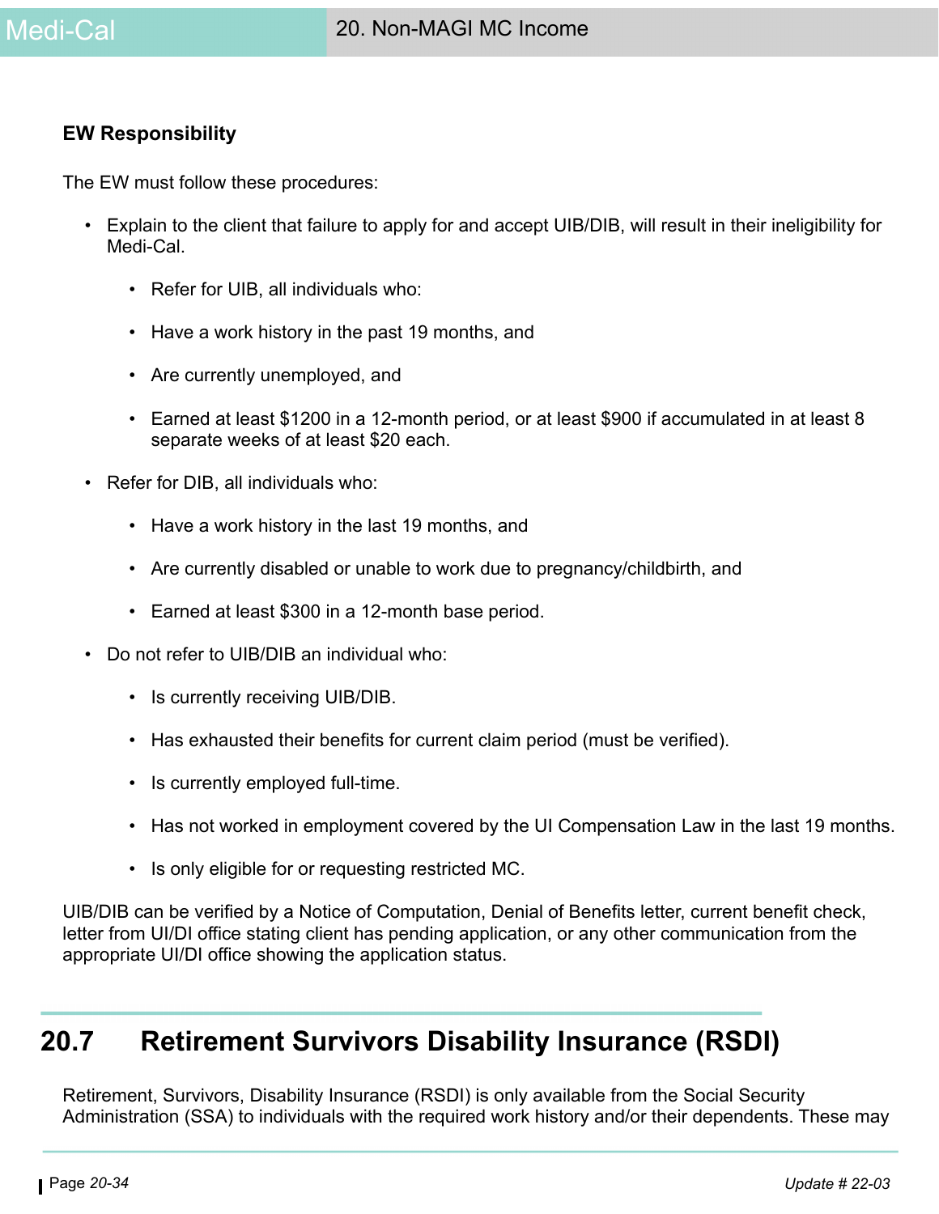**EW Responsibility**

The EW must follow these procedures:

- Explain to the client that failure to apply for and accept UIB/DIB, will result in their ineligibility for Medi-Cal.
    - Refer for UIB, all individuals who:
    - Have a work history in the past 19 months, and
    - Are currently unemployed, and
    - Earned at least $1200 in a 12-month period, or at least $900 if accumulated in at least 8 separate weeks of at least $20 each.
- Refer for DIB, all individuals who:
    - Have a work history in the last 19 months, and
    - Are currently disabled or unable to work due to pregnancy/childbirth, and
    - Earned at least $300 in a 12-month base period.
- Do not refer to UIB/DIB an individual who:
    - Is currently receiving UIB/DIB.
    - Has exhausted their benefits for current claim period (must be verified).
    - Is currently employed full-time.
    - Has not worked in employment covered by the UI Compensation Law in the last 19 months.
    - Is only eligible for or requesting restricted MC.

UIB/DIB can be verified by a Notice of Computation, Denial of Benefits letter, current benefit check, letter from UI/DI office stating client has pending application, or any other communication from the appropriate UI/DI office showing the application status.

## 20.7 Retirement Survivors Disability Insurance (RSDI)

Retirement, Survivors, Disability Insurance (RSDI) is only available from the Social Security Administration (SSA) to individuals with the required work history and/or their dependents. These may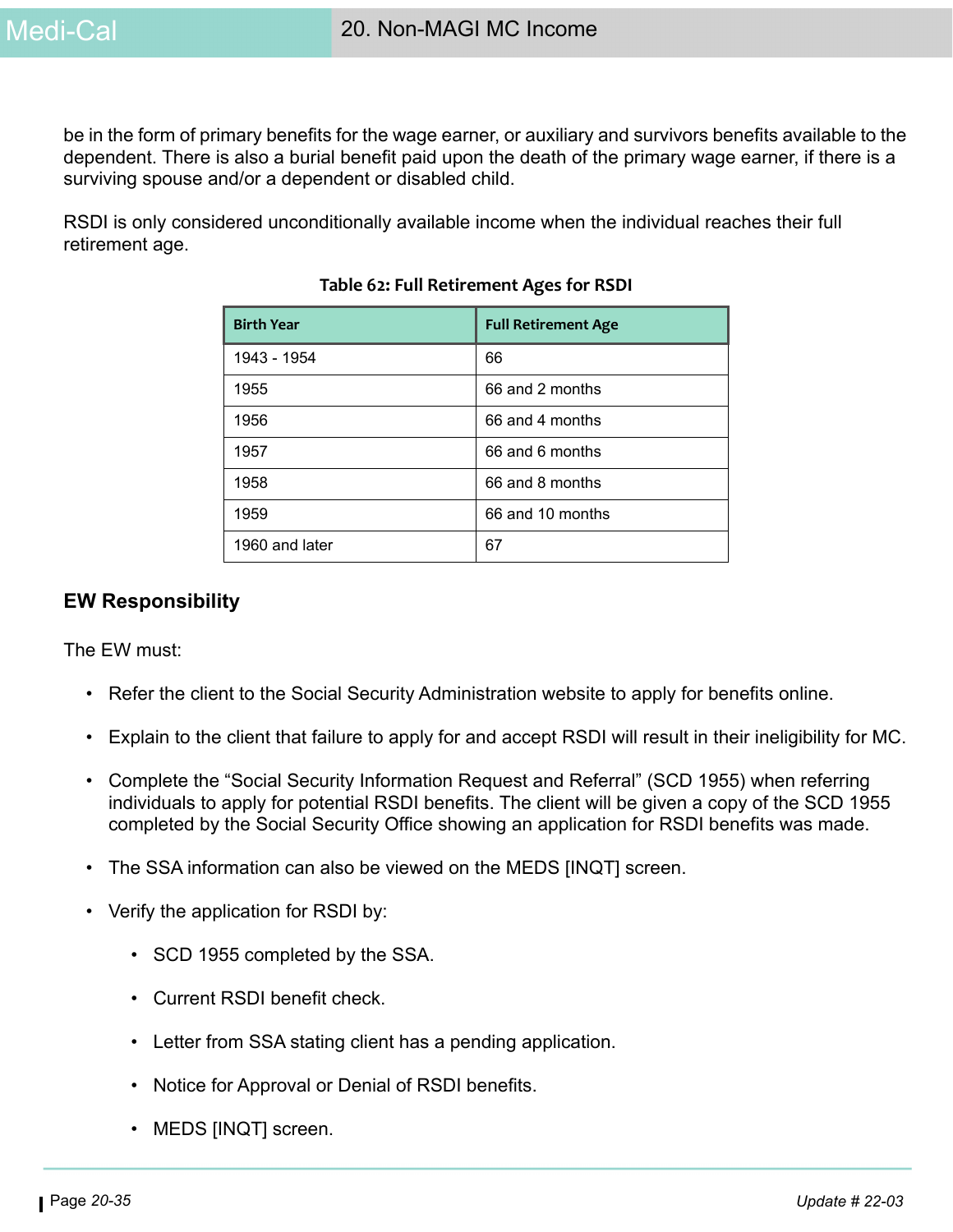be in the form of primary benefits for the wage earner, or auxiliary and survivors benefits available to the dependent. There is also a burial benefit paid upon the death of the primary wage earner, if there is a surviving spouse and/or a dependent or disabled child.

RSDI is only considered unconditionally available income when the individual reaches their full retirement age.

**Table 62: Full Retirement Ages for RSDI**

| Birth Year | Full Retirement Age |
|---|---|
| 1943 - 1954 | 66 |
| 1955 | 66 and 2 months |
| 1956 | 66 and 4 months |
| 1957 | 66 and 6 months |
| 1958 | 66 and 8 months |
| 1959 | 66 and 10 months |
| 1960 and later | 67 |

## EW Responsibility

The EW must:

- Refer the client to the Social Security Administration website to apply for benefits online.
- Explain to the client that failure to apply for and accept RSDI will result in their ineligibility for MC.
- Complete the "Social Security Information Request and Referral" (SCD 1955) when referring individuals to apply for potential RSDI benefits. The client will be given a copy of the SCD 1955 completed by the Social Security Office showing an application for RSDI benefits was made.
- The SSA information can also be viewed on the MEDS [INQT] screen.
- Verify the application for RSDI by:
  - SCD 1955 completed by the SSA.
  - Current RSDI benefit check.
  - Letter from SSA stating client has a pending application.
  - Notice for Approval or Denial of RSDI benefits.
  - MEDS [INQT] screen.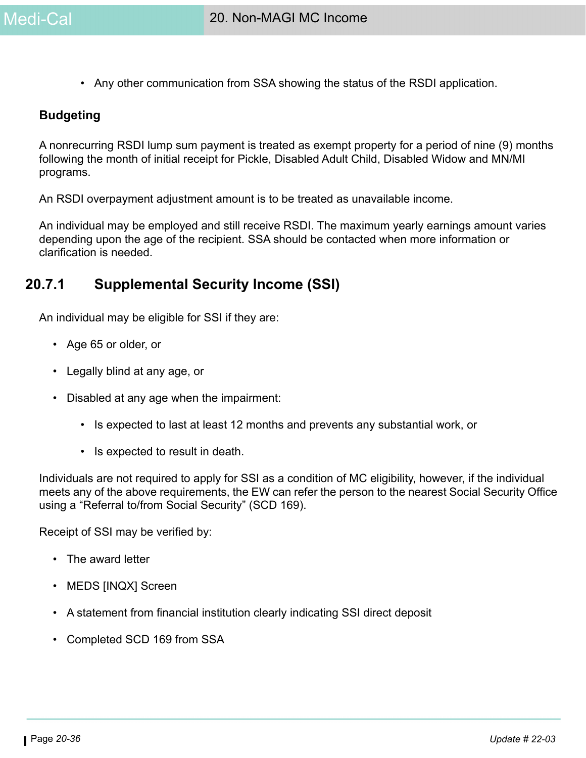- Any other communication from SSA showing the status of the RSDI application.

**Budgeting**

A nonrecurring RSDI lump sum payment is treated as exempt property for a period of nine (9) months following the month of initial receipt for Pickle, Disabled Adult Child, Disabled Widow and MN/MI programs.

An RSDI overpayment adjustment amount is to be treated as unavailable income.

An individual may be employed and still receive RSDI. The maximum yearly earnings amount varies depending upon the age of the recipient. SSA should be contacted when more information or clarification is needed.

## 20.7.1 Supplemental Security Income (SSI)

An individual may be eligible for SSI if they are:

- Age 65 or older, or
- Legally blind at any age, or
- Disabled at any age when the impairment:
  - Is expected to last at least 12 months and prevents any substantial work, or
  - Is expected to result in death.

Individuals are not required to apply for SSI as a condition of MC eligibility, however, if the individual meets any of the above requirements, the EW can refer the person to the nearest Social Security Office using a "Referral to/from Social Security" (SCD 169).

Receipt of SSI may be verified by:

- The award letter
- MEDS [INQX] Screen
- A statement from financial institution clearly indicating SSI direct deposit
- Completed SCD 169 from SSA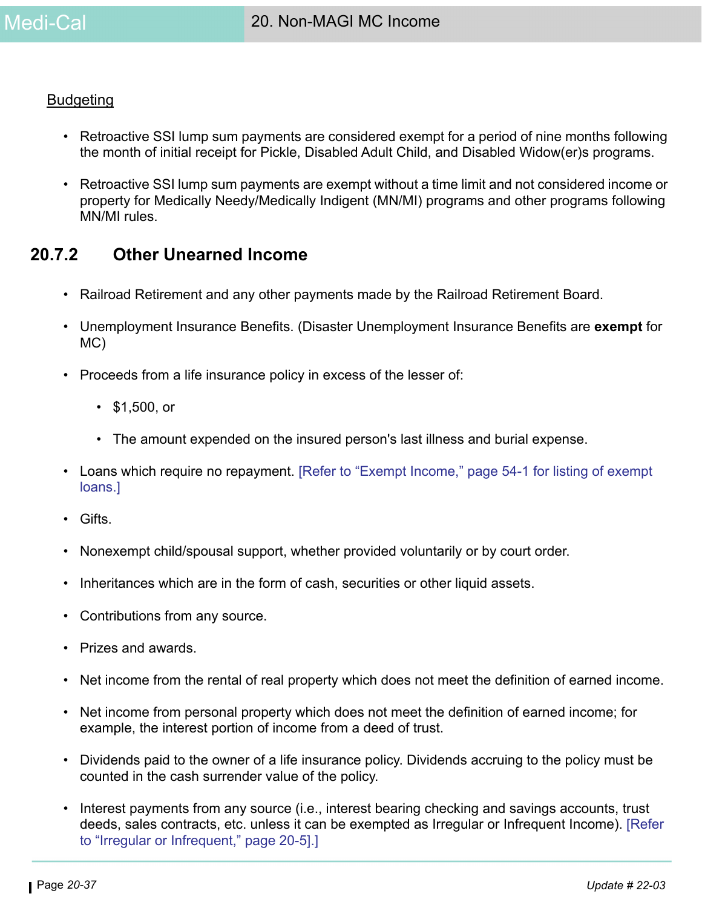Budgeting

- Retroactive SSI lump sum payments are considered exempt for a period of nine months following the month of initial receipt for Pickle, Disabled Adult Child, and Disabled Widow(er)s programs.

- Retroactive SSI lump sum payments are exempt without a time limit and not considered income or property for Medically Needy/Medically Indigent (MN/MI) programs and other programs following MN/MI rules.

## 20.7.2 Other Unearned Income

- Railroad Retirement and any other payments made by the Railroad Retirement Board.

- Unemployment Insurance Benefits. (Disaster Unemployment Insurance Benefits are **exempt** for MC)

- Proceeds from a life insurance policy in excess of the lesser of:

  - $1,500, or

  - The amount expended on the insured person's last illness and burial expense.

- Loans which require no repayment. [Refer to "Exempt Income," page 54-1 for listing of exempt loans.]

- Gifts.

- Nonexempt child/spousal support, whether provided voluntarily or by court order.

- Inheritances which are in the form of cash, securities or other liquid assets.

- Contributions from any source.

- Prizes and awards.

- Net income from the rental of real property which does not meet the definition of earned income.

- Net income from personal property which does not meet the definition of earned income; for example, the interest portion of income from a deed of trust.

- Dividends paid to the owner of a life insurance policy. Dividends accruing to the policy must be counted in the cash surrender value of the policy.

- Interest payments from any source (i.e., interest bearing checking and savings accounts, trust deeds, sales contracts, etc. unless it can be exempted as Irregular or Infrequent Income). [Refer to "Irregular or Infrequent," page 20-5].]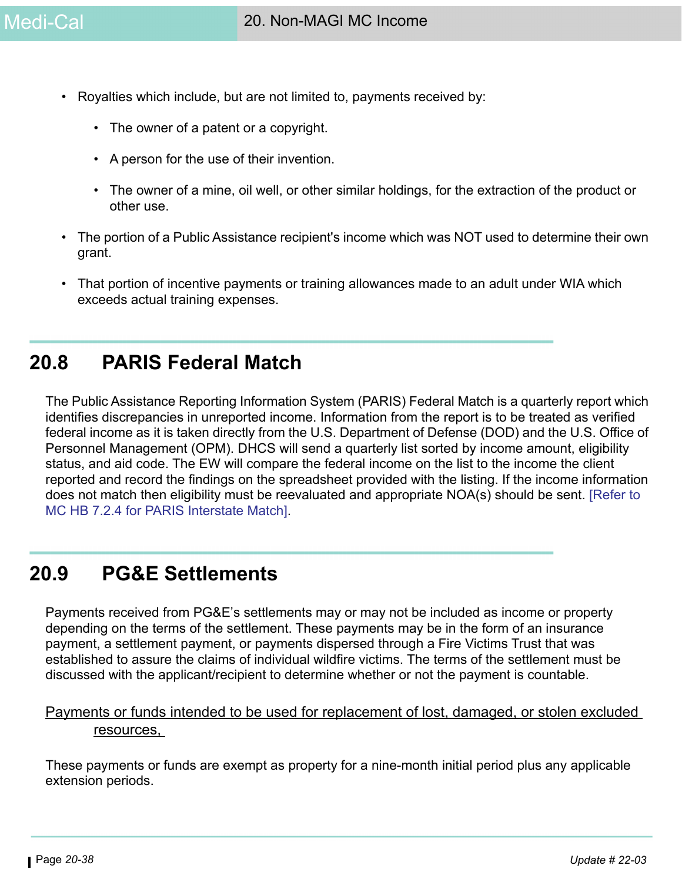- Royalties which include, but are not limited to, payments received by:
  - The owner of a patent or a copyright.
  - A person for the use of their invention.
  - The owner of a mine, oil well, or other similar holdings, for the extraction of the product or other use.
- The portion of a Public Assistance recipient's income which was NOT used to determine their own grant.
- That portion of incentive payments or training allowances made to an adult under WIA which exceeds actual training expenses.

## 20.8 PARIS Federal Match

The Public Assistance Reporting Information System (PARIS) Federal Match is a quarterly report which identifies discrepancies in unreported income. Information from the report is to be treated as verified federal income as it is taken directly from the U.S. Department of Defense (DOD) and the U.S. Office of Personnel Management (OPM). DHCS will send a quarterly list sorted by income amount, eligibility status, and aid code. The EW will compare the federal income on the list to the income the client reported and record the findings on the spreadsheet provided with the listing. If the income information does not match then eligibility must be reevaluated and appropriate NOA(s) should be sent. [Refer to MC HB 7.2.4 for PARIS Interstate Match].

## 20.9 PG&E Settlements

Payments received from PG&E's settlements may or may not be included as income or property depending on the terms of the settlement. These payments may be in the form of an insurance payment, a settlement payment, or payments dispersed through a Fire Victims Trust that was established to assure the claims of individual wildfire victims. The terms of the settlement must be discussed with the applicant/recipient to determine whether or not the payment is countable.

<u>Payments or funds intended to be used for replacement of lost, damaged, or stolen excluded resources,</u>

These payments or funds are exempt as property for a nine-month initial period plus any applicable extension periods.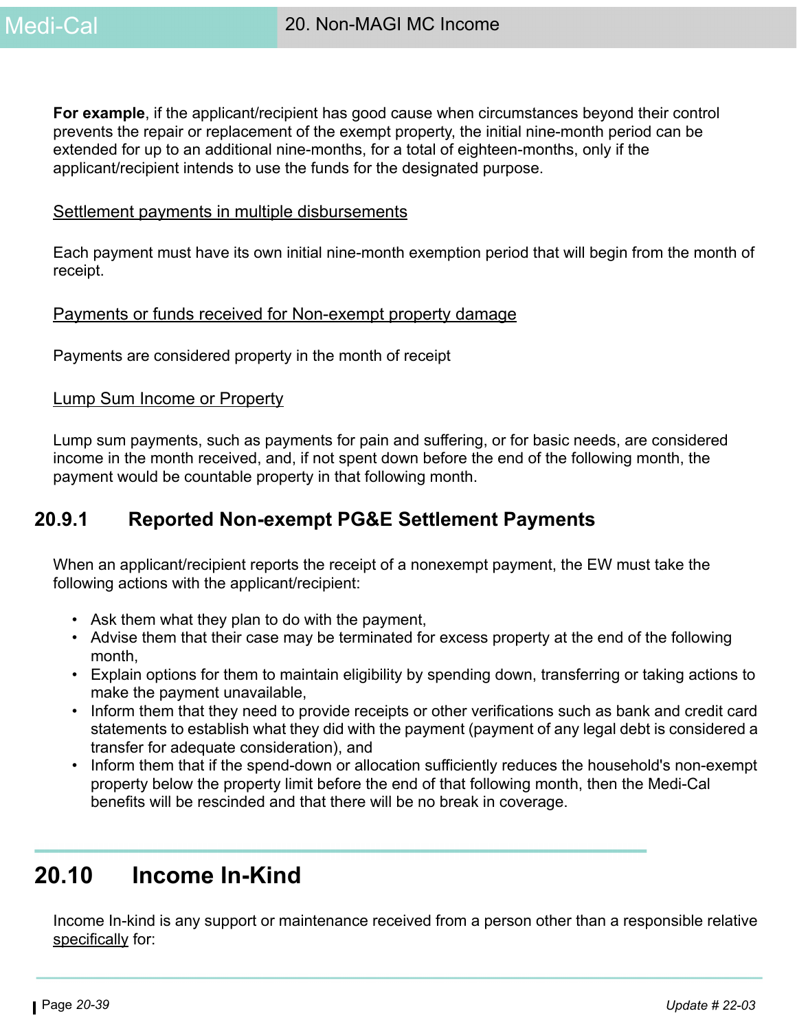**For example**, if the applicant/recipient has good cause when circumstances beyond their control prevents the repair or replacement of the exempt property, the initial nine-month period can be extended for up to an additional nine-months, for a total of eighteen-months, only if the applicant/recipient intends to use the funds for the designated purpose.

<u>Settlement payments in multiple disbursements</u>

Each payment must have its own initial nine-month exemption period that will begin from the month of receipt.

<u>Payments or funds received for Non-exempt property damage</u>

Payments are considered property in the month of receipt

<u>Lump Sum Income or Property</u>

Lump sum payments, such as payments for pain and suffering, or for basic needs, are considered income in the month received, and, if not spent down before the end of the following month, the payment would be countable property in that following month.

### 20.9.1 Reported Non-exempt PG&E Settlement Payments

When an applicant/recipient reports the receipt of a nonexempt payment, the EW must take the following actions with the applicant/recipient:

- Ask them what they plan to do with the payment,
- Advise them that their case may be terminated for excess property at the end of the following month,
- Explain options for them to maintain eligibility by spending down, transferring or taking actions to make the payment unavailable,
- Inform them that they need to provide receipts or other verifications such as bank and credit card statements to establish what they did with the payment (payment of any legal debt is considered a transfer for adequate consideration), and
- Inform them that if the spend-down or allocation sufficiently reduces the household's non-exempt property below the property limit before the end of that following month, then the Medi-Cal benefits will be rescinded and that there will be no break in coverage.

## 20.10 Income In-Kind

Income In-kind is any support or maintenance received from a person other than a responsible relative <u>specifically</u> for: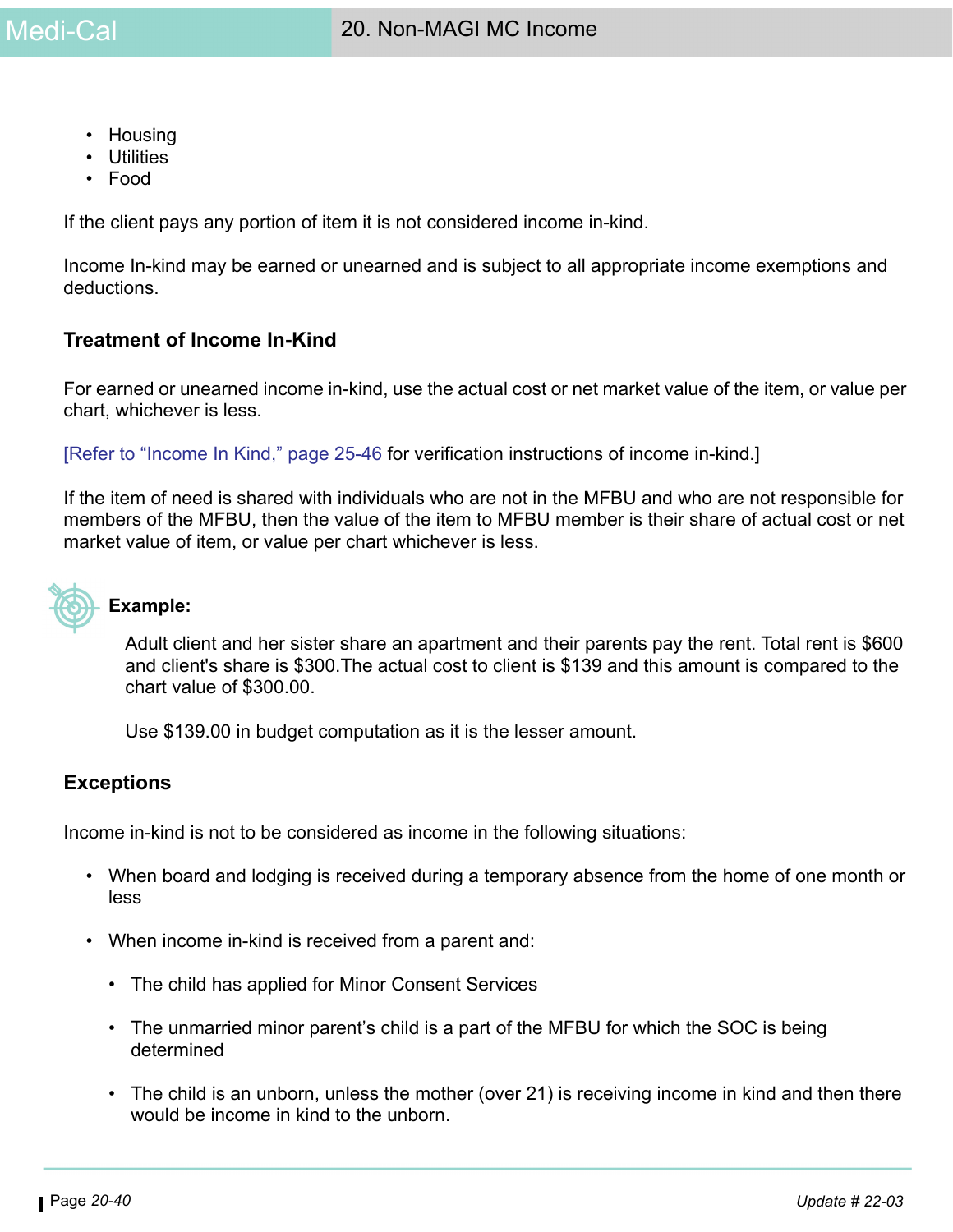- Housing
- Utilities
- Food

If the client pays any portion of item it is not considered income in-kind.

Income In-kind may be earned or unearned and is subject to all appropriate income exemptions and deductions.

### Treatment of Income In-Kind

For earned or unearned income in-kind, use the actual cost or net market value of the item, or value per chart, whichever is less.

[Refer to “Income In Kind,” page 25-46 for verification instructions of income in-kind.]

If the item of need is shared with individuals who are not in the MFBU and who are not responsible for members of the MFBU, then the value of the item to MFBU member is their share of actual cost or net market value of item, or value per chart whichever is less.

**Example:**

Adult client and her sister share an apartment and their parents pay the rent. Total rent is $600 and client's share is $300.The actual cost to client is $139 and this amount is compared to the chart value of $300.00.

Use $139.00 in budget computation as it is the lesser amount.

### Exceptions

Income in-kind is not to be considered as income in the following situations:

- When board and lodging is received during a temporary absence from the home of one month or less
- When income in-kind is received from a parent and:
  - The child has applied for Minor Consent Services
  - The unmarried minor parent’s child is a part of the MFBU for which the SOC is being determined
  - The child is an unborn, unless the mother (over 21) is receiving income in kind and then there would be income in kind to the unborn.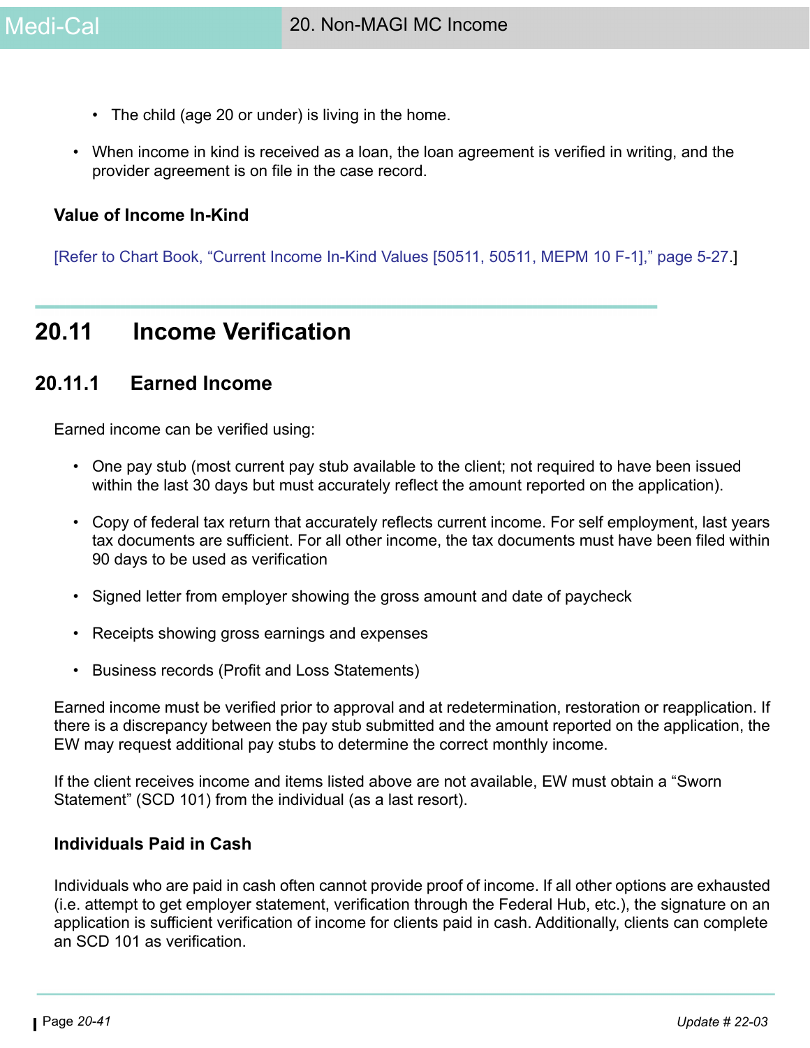- The child (age 20 or under) is living in the home.

- When income in kind is received as a loan, the loan agreement is verified in writing, and the provider agreement is on file in the case record.

### Value of Income In-Kind

[Refer to Chart Book, "Current Income In-Kind Values [50511, 50511, MEPM 10 F-1]," page 5-27.]

## 20.11 Income Verification

### 20.11.1 Earned Income

Earned income can be verified using:

- One pay stub (most current pay stub available to the client; not required to have been issued within the last 30 days but must accurately reflect the amount reported on the application).

- Copy of federal tax return that accurately reflects current income. For self employment, last years tax documents are sufficient. For all other income, the tax documents must have been filed within 90 days to be used as verification

- Signed letter from employer showing the gross amount and date of paycheck

- Receipts showing gross earnings and expenses

- Business records (Profit and Loss Statements)

Earned income must be verified prior to approval and at redetermination, restoration or reapplication. If there is a discrepancy between the pay stub submitted and the amount reported on the application, the EW may request additional pay stubs to determine the correct monthly income.

If the client receives income and items listed above are not available, EW must obtain a "Sworn Statement" (SCD 101) from the individual (as a last resort).

### Individuals Paid in Cash

Individuals who are paid in cash often cannot provide proof of income. If all other options are exhausted (i.e. attempt to get employer statement, verification through the Federal Hub, etc.), the signature on an application is sufficient verification of income for clients paid in cash. Additionally, clients can complete an SCD 101 as verification.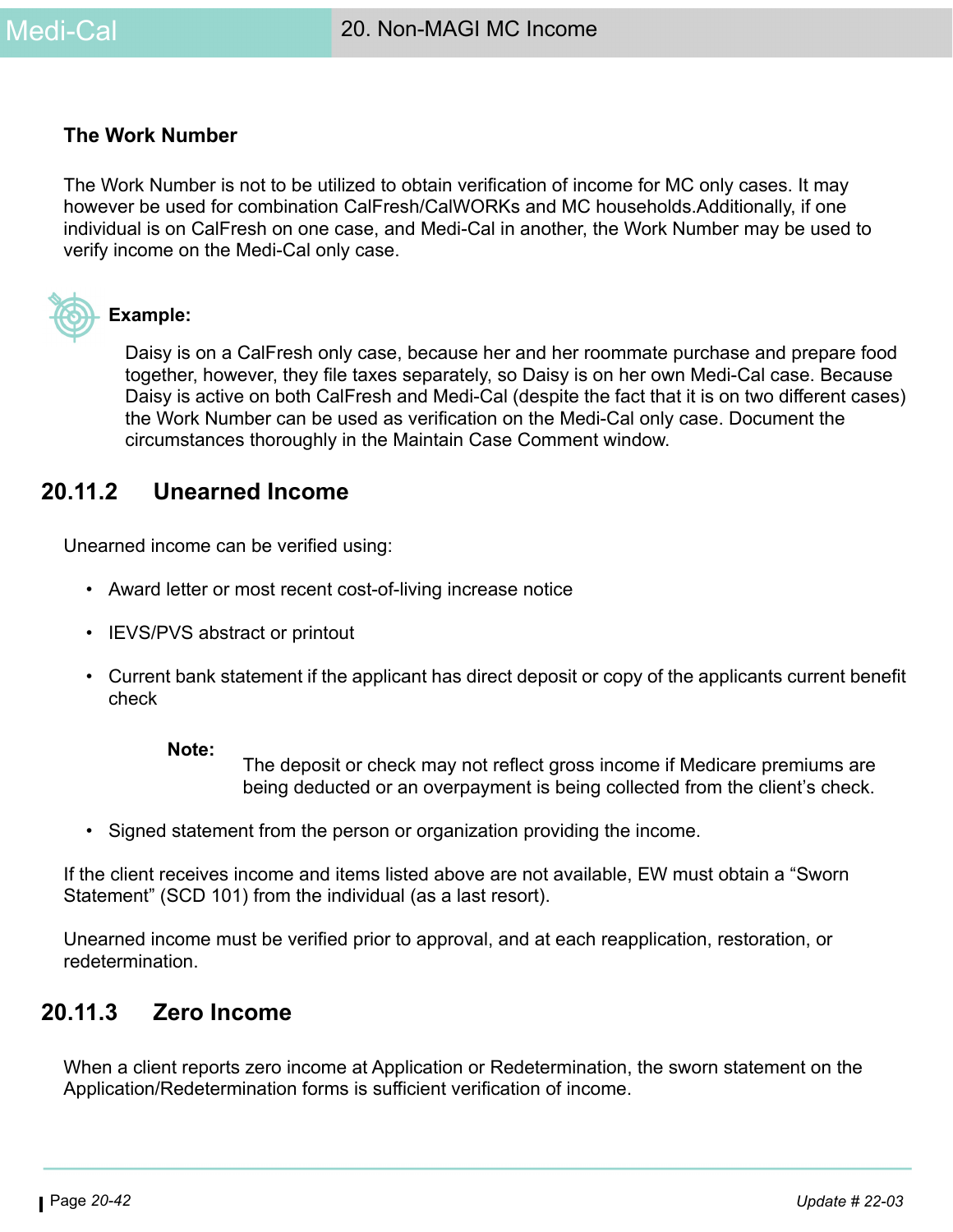**The Work Number**

The Work Number is not to be utilized to obtain verification of income for MC only cases. It may however be used for combination CalFresh/CalWORKs and MC households.Additionally, if one individual is on CalFresh on one case, and Medi-Cal in another, the Work Number may be used to verify income on the Medi-Cal only case.

**Example:**

Daisy is on a CalFresh only case, because her and her roommate purchase and prepare food together, however, they file taxes separately, so Daisy is on her own Medi-Cal case. Because Daisy is active on both CalFresh and Medi-Cal (despite the fact that it is on two different cases) the Work Number can be used as verification on the Medi-Cal only case. Document the circumstances thoroughly in the Maintain Case Comment window.

## 20.11.2 Unearned Income

Unearned income can be verified using:

- Award letter or most recent cost-of-living increase notice
- IEVS/PVS abstract or printout
- Current bank statement if the applicant has direct deposit or copy of the applicants current benefit check

  **Note:** The deposit or check may not reflect gross income if Medicare premiums are being deducted or an overpayment is being collected from the client's check.

- Signed statement from the person or organization providing the income.

If the client receives income and items listed above are not available, EW must obtain a "Sworn Statement" (SCD 101) from the individual (as a last resort).

Unearned income must be verified prior to approval, and at each reapplication, restoration, or redetermination.

## 20.11.3 Zero Income

When a client reports zero income at Application or Redetermination, the sworn statement on the Application/Redetermination forms is sufficient verification of income.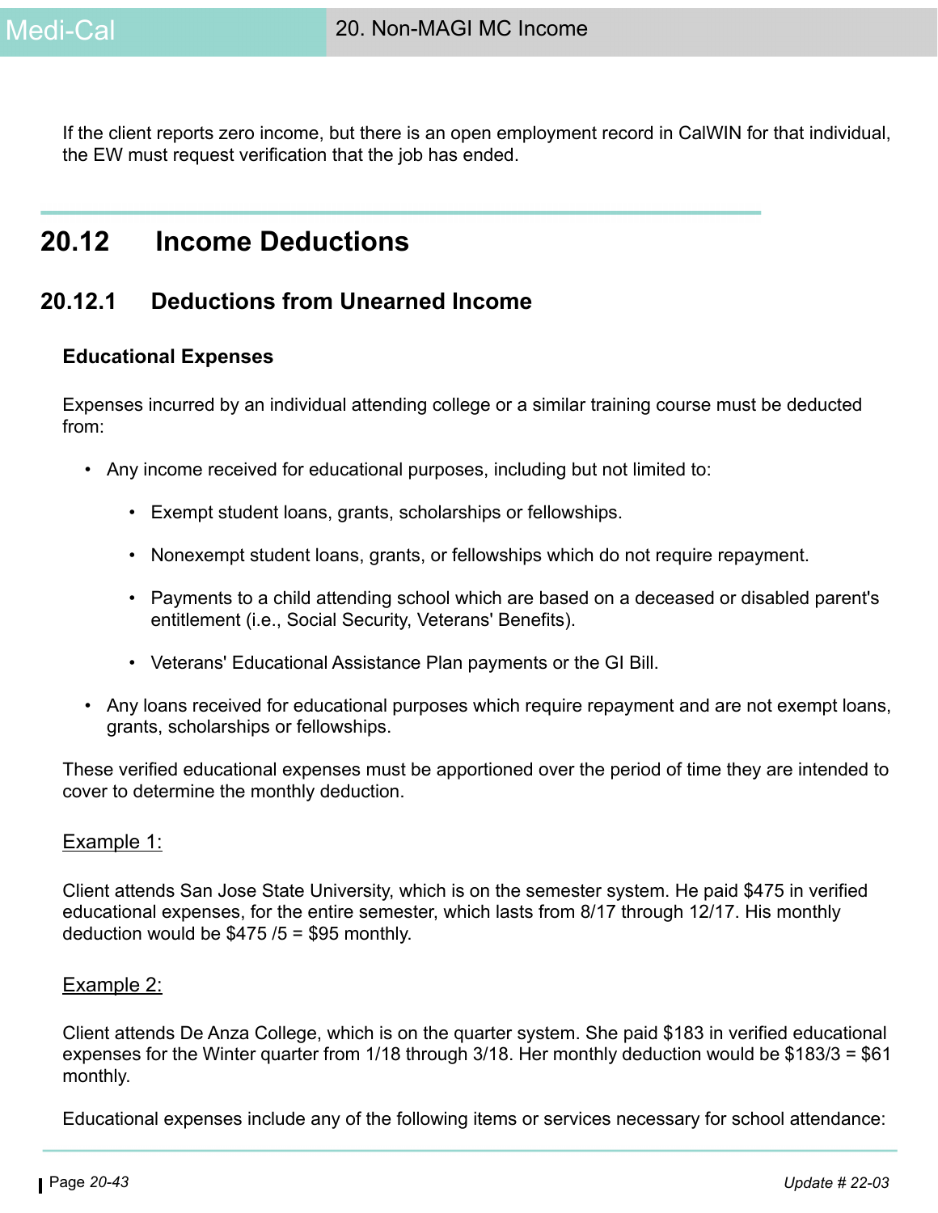If the client reports zero income, but there is an open employment record in CalWIN for that individual, the EW must request verification that the job has ended.

## 20.12 Income Deductions

### 20.12.1 Deductions from Unearned Income

**Educational Expenses**

Expenses incurred by an individual attending college or a similar training course must be deducted from:

- Any income received for educational purposes, including but not limited to:
  - Exempt student loans, grants, scholarships or fellowships.
  - Nonexempt student loans, grants, or fellowships which do not require repayment.
  - Payments to a child attending school which are based on a deceased or disabled parent's entitlement (i.e., Social Security, Veterans' Benefits).
  - Veterans' Educational Assistance Plan payments or the GI Bill.
- Any loans received for educational purposes which require repayment and are not exempt loans, grants, scholarships or fellowships.

These verified educational expenses must be apportioned over the period of time they are intended to cover to determine the monthly deduction.

Example 1:

Client attends San Jose State University, which is on the semester system. He paid $475 in verified educational expenses, for the entire semester, which lasts from 8/17 through 12/17. His monthly deduction would be $475 /5 = $95 monthly.

Example 2:

Client attends De Anza College, which is on the quarter system. She paid $183 in verified educational expenses for the Winter quarter from 1/18 through 3/18. Her monthly deduction would be $183/3 = $61 monthly.

Educational expenses include any of the following items or services necessary for school attendance: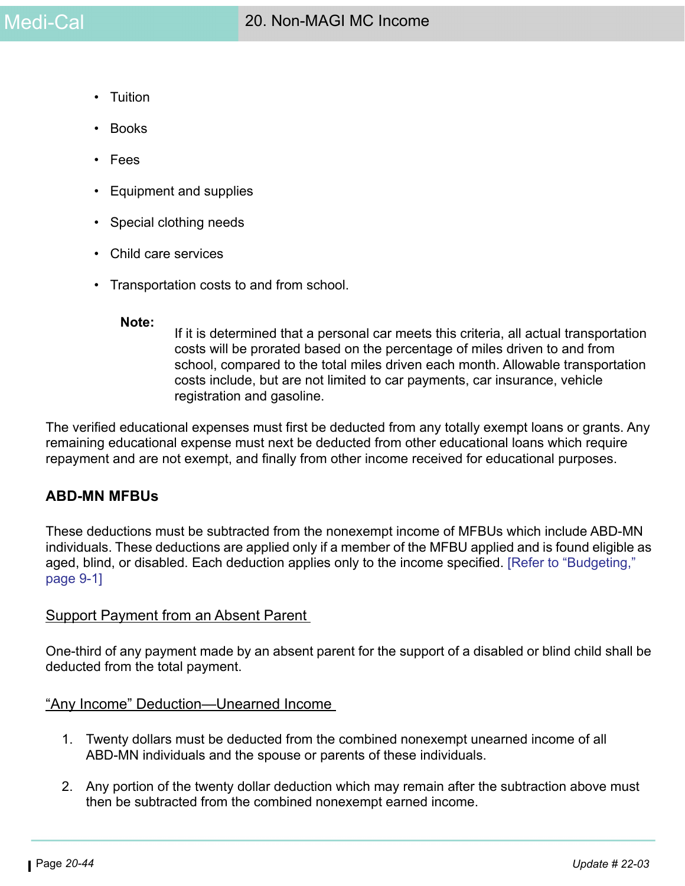- Tuition
- Books
- Fees
- Equipment and supplies
- Special clothing needs
- Child care services
- Transportation costs to and from school.

> **Note:** If it is determined that a personal car meets this criteria, all actual transportation costs will be prorated based on the percentage of miles driven to and from school, compared to the total miles driven each month. Allowable transportation costs include, but are not limited to car payments, car insurance, vehicle registration and gasoline.

The verified educational expenses must first be deducted from any totally exempt loans or grants. Any remaining educational expense must next be deducted from other educational loans which require repayment and are not exempt, and finally from other income received for educational purposes.

### ABD-MN MFBUs

These deductions must be subtracted from the nonexempt income of MFBUs which include ABD-MN individuals. These deductions are applied only if a member of the MFBU applied and is found eligible as aged, blind, or disabled. Each deduction applies only to the income specified. [Refer to "Budgeting," page 9-1]

#### Support Payment from an Absent Parent

One-third of any payment made by an absent parent for the support of a disabled or blind child shall be deducted from the total payment.

#### "Any Income" Deduction—Unearned Income

1. Twenty dollars must be deducted from the combined nonexempt unearned income of all ABD-MN individuals and the spouse or parents of these individuals.
2. Any portion of the twenty dollar deduction which may remain after the subtraction above must then be subtracted from the combined nonexempt earned income.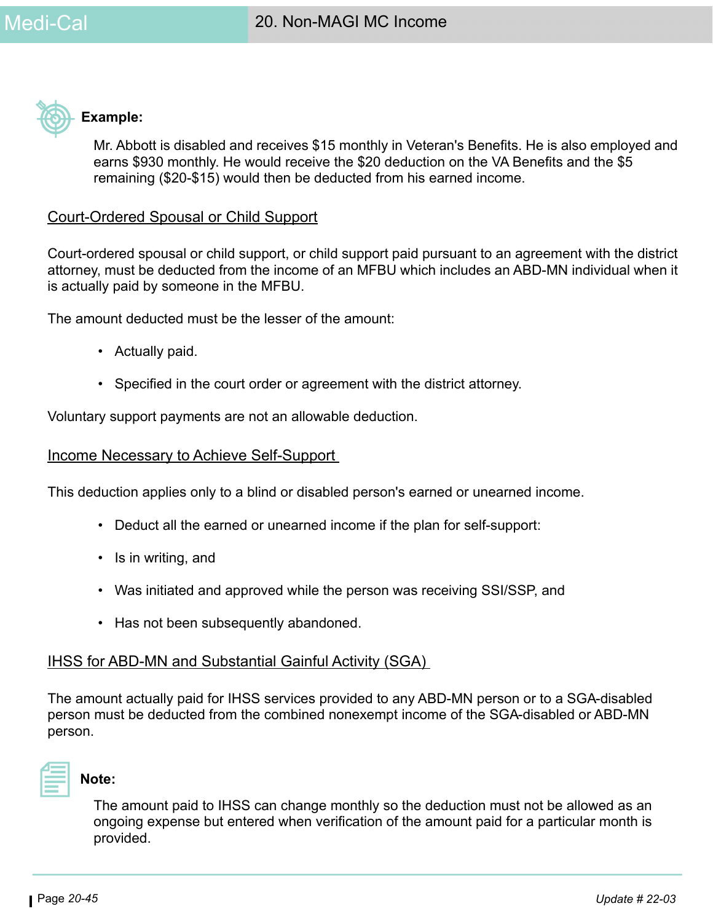**Example:**

Mr. Abbott is disabled and receives $15 monthly in Veteran's Benefits. He is also employed and earns $930 monthly. He would receive the $20 deduction on the VA Benefits and the $5 remaining ($20-$15) would then be deducted from his earned income.

## Court-Ordered Spousal or Child Support

Court-ordered spousal or child support, or child support paid pursuant to an agreement with the district attorney, must be deducted from the income of an MFBU which includes an ABD-MN individual when it is actually paid by someone in the MFBU.

The amount deducted must be the lesser of the amount:

- Actually paid.
- Specified in the court order or agreement with the district attorney.

Voluntary support payments are not an allowable deduction.

## Income Necessary to Achieve Self-Support

This deduction applies only to a blind or disabled person's earned or unearned income.

- Deduct all the earned or unearned income if the plan for self-support:
- Is in writing, and
- Was initiated and approved while the person was receiving SSI/SSP, and
- Has not been subsequently abandoned.

## IHSS for ABD-MN and Substantial Gainful Activity (SGA)

The amount actually paid for IHSS services provided to any ABD-MN person or to a SGA-disabled person must be deducted from the combined nonexempt income of the SGA-disabled or ABD-MN person.

**Note:**

The amount paid to IHSS can change monthly so the deduction must not be allowed as an ongoing expense but entered when verification of the amount paid for a particular month is provided.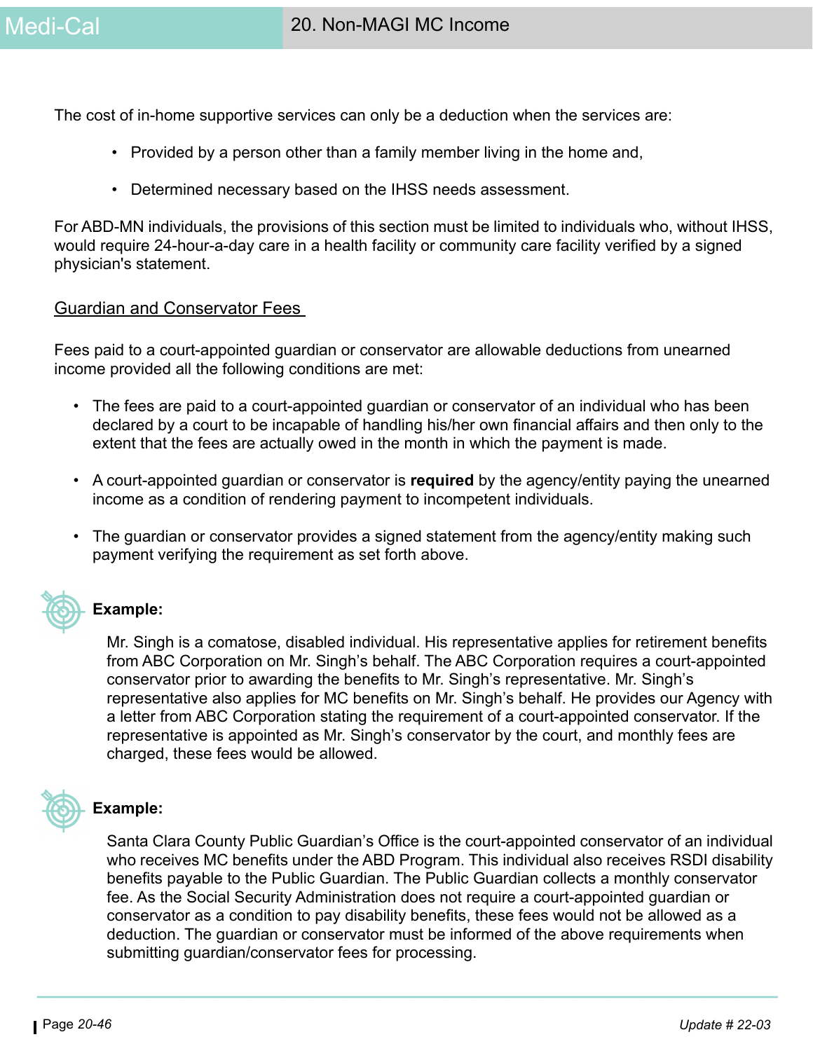The cost of in-home supportive services can only be a deduction when the services are:

- Provided by a person other than a family member living in the home and,
- Determined necessary based on the IHSS needs assessment.

For ABD-MN individuals, the provisions of this section must be limited to individuals who, without IHSS, would require 24-hour-a-day care in a health facility or community care facility verified by a signed physician's statement.

## Guardian and Conservator Fees

Fees paid to a court-appointed guardian or conservator are allowable deductions from unearned income provided all the following conditions are met:

- The fees are paid to a court-appointed guardian or conservator of an individual who has been declared by a court to be incapable of handling his/her own financial affairs and then only to the extent that the fees are actually owed in the month in which the payment is made.
- A court-appointed guardian or conservator is **required** by the agency/entity paying the unearned income as a condition of rendering payment to incompetent individuals.
- The guardian or conservator provides a signed statement from the agency/entity making such payment verifying the requirement as set forth above.

**Example:**

Mr. Singh is a comatose, disabled individual. His representative applies for retirement benefits from ABC Corporation on Mr. Singh's behalf. The ABC Corporation requires a court-appointed conservator prior to awarding the benefits to Mr. Singh's representative. Mr. Singh's representative also applies for MC benefits on Mr. Singh's behalf. He provides our Agency with a letter from ABC Corporation stating the requirement of a court-appointed conservator. If the representative is appointed as Mr. Singh's conservator by the court, and monthly fees are charged, these fees would be allowed.

**Example:**

Santa Clara County Public Guardian's Office is the court-appointed conservator of an individual who receives MC benefits under the ABD Program. This individual also receives RSDI disability benefits payable to the Public Guardian. The Public Guardian collects a monthly conservator fee. As the Social Security Administration does not require a court-appointed guardian or conservator as a condition to pay disability benefits, these fees would not be allowed as a deduction. The guardian or conservator must be informed of the above requirements when submitting guardian/conservator fees for processing.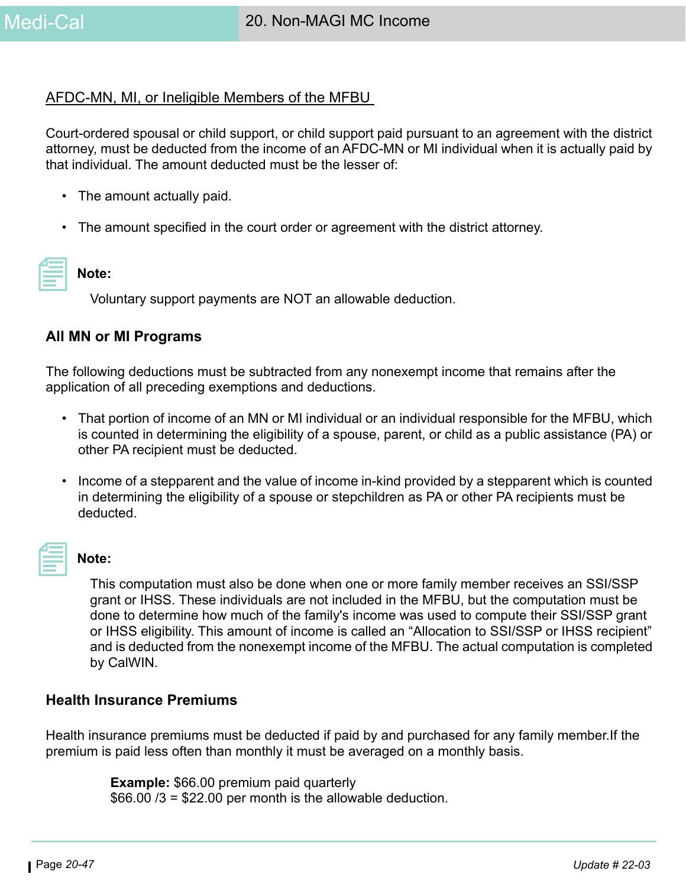AFDC-MN, MI, or Ineligible Members of the MFBU

Court-ordered spousal or child support, or child support paid pursuant to an agreement with the district attorney, must be deducted from the income of an AFDC-MN or MI individual when it is actually paid by that individual. The amount deducted must be the lesser of:

- The amount actually paid.
- The amount specified in the court order or agreement with the district attorney.

**Note:**

Voluntary support payments are NOT an allowable deduction.

### All MN or MI Programs

The following deductions must be subtracted from any nonexempt income that remains after the application of all preceding exemptions and deductions.

- That portion of income of an MN or MI individual or an individual responsible for the MFBU, which is counted in determining the eligibility of a spouse, parent, or child as a public assistance (PA) or other PA recipient must be deducted.
- Income of a stepparent and the value of income in-kind provided by a stepparent which is counted in determining the eligibility of a spouse or stepchildren as PA or other PA recipients must be deducted.

**Note:**

This computation must also be done when one or more family member receives an SSI/SSP grant or IHSS. These individuals are not included in the MFBU, but the computation must be done to determine how much of the family's income was used to compute their SSI/SSP grant or IHSS eligibility. This amount of income is called an "Allocation to SSI/SSP or IHSS recipient" and is deducted from the nonexempt income of the MFBU. The actual computation is completed by CalWIN.

### Health Insurance Premiums

Health insurance premiums must be deducted if paid by and purchased for any family member.If the premium is paid less often than monthly it must be averaged on a monthly basis.

**Example:** $66.00 premium paid quarterly
$66.00 /3 = $22.00 per month is the allowable deduction.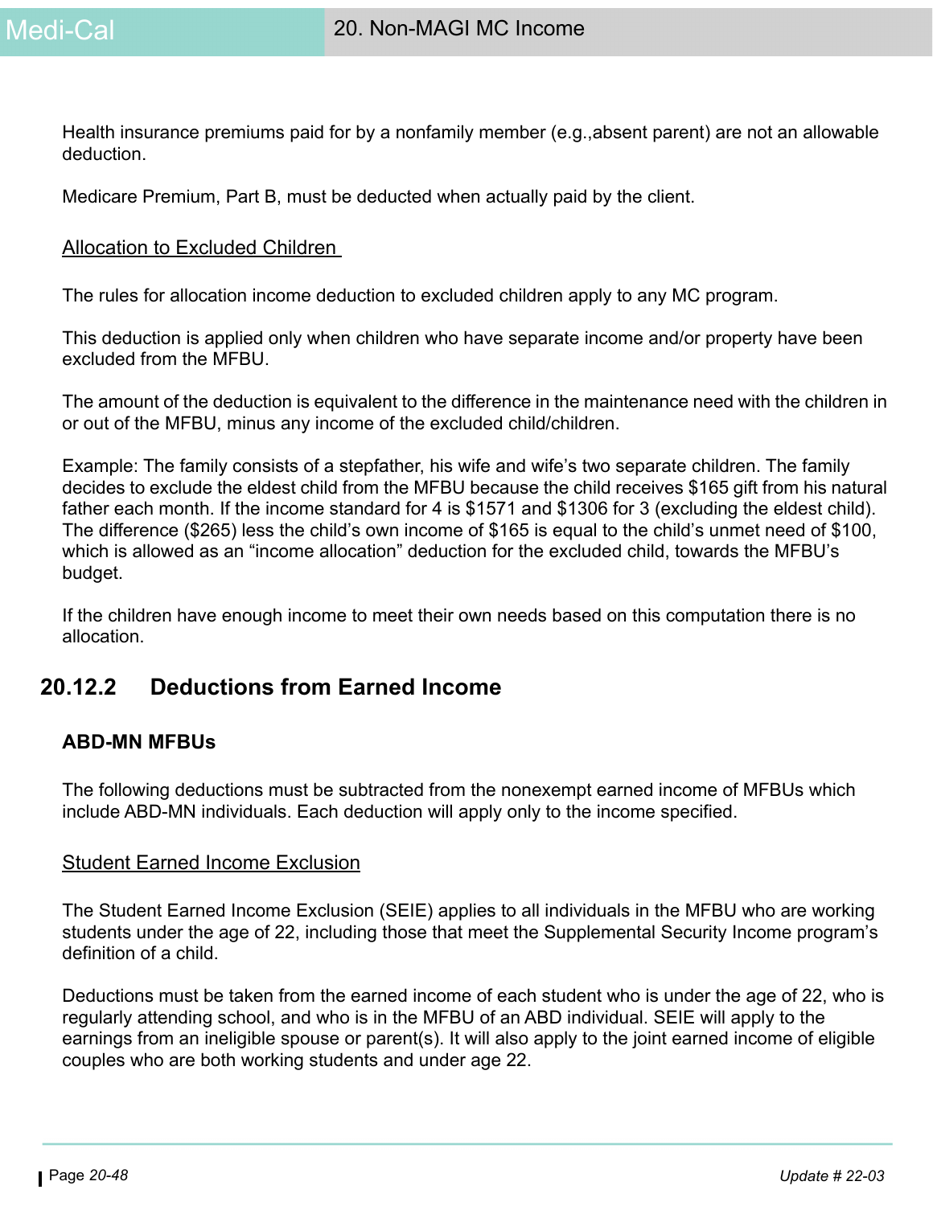Health insurance premiums paid for by a nonfamily member (e.g.,absent parent) are not an allowable deduction.

Medicare Premium, Part B, must be deducted when actually paid by the client.

<u>Allocation to Excluded Children</u>

The rules for allocation income deduction to excluded children apply to any MC program.

This deduction is applied only when children who have separate income and/or property have been excluded from the MFBU.

The amount of the deduction is equivalent to the difference in the maintenance need with the children in or out of the MFBU, minus any income of the excluded child/children.

Example: The family consists of a stepfather, his wife and wife's two separate children. The family decides to exclude the eldest child from the MFBU because the child receives $165 gift from his natural father each month. If the income standard for 4 is $1571 and $1306 for 3 (excluding the eldest child). The difference ($265) less the child's own income of $165 is equal to the child's unmet need of $100, which is allowed as an "income allocation" deduction for the excluded child, towards the MFBU's budget.

If the children have enough income to meet their own needs based on this computation there is no allocation.

## 20.12.2 Deductions from Earned Income

### ABD-MN MFBUs

The following deductions must be subtracted from the nonexempt earned income of MFBUs which include ABD-MN individuals. Each deduction will apply only to the income specified.

<u>Student Earned Income Exclusion</u>

The Student Earned Income Exclusion (SEIE) applies to all individuals in the MFBU who are working students under the age of 22, including those that meet the Supplemental Security Income program's definition of a child.

Deductions must be taken from the earned income of each student who is under the age of 22, who is regularly attending school, and who is in the MFBU of an ABD individual. SEIE will apply to the earnings from an ineligible spouse or parent(s). It will also apply to the joint earned income of eligible couples who are both working students and under age 22.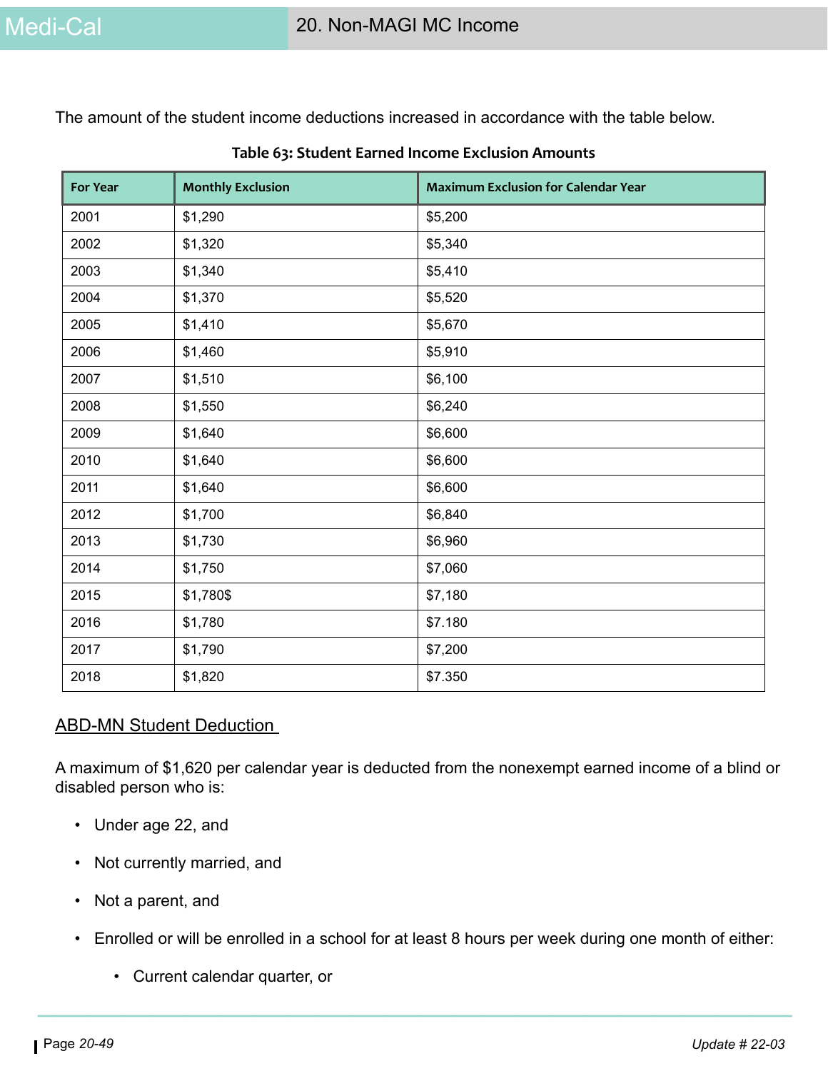The amount of the student income deductions increased in accordance with the table below.

**Table 63: Student Earned Income Exclusion Amounts**

| For Year | Monthly Exclusion | Maximum Exclusion for Calendar Year |
|---|---|---|
| 2001 | $1,290 | $5,200 |
| 2002 | $1,320 | $5,340 |
| 2003 | $1,340 | $5,410 |
| 2004 | $1,370 | $5,520 |
| 2005 | $1,410 | $5,670 |
| 2006 | $1,460 | $5,910 |
| 2007 | $1,510 | $6,100 |
| 2008 | $1,550 | $6,240 |
| 2009 | $1,640 | $6,600 |
| 2010 | $1,640 | $6,600 |
| 2011 | $1,640 | $6,600 |
| 2012 | $1,700 | $6,840 |
| 2013 | $1,730 | $6,960 |
| 2014 | $1,750 | $7,060 |
| 2015 | $1,780$ | $7,180 |
| 2016 | $1,780 | $7.180 |
| 2017 | $1,790 | $7,200 |
| 2018 | $1,820 | $7.350 |

## ABD-MN Student Deduction

A maximum of $1,620 per calendar year is deducted from the nonexempt earned income of a blind or disabled person who is:

- Under age 22, and
- Not currently married, and
- Not a parent, and
- Enrolled or will be enrolled in a school for at least 8 hours per week during one month of either:
  - Current calendar quarter, or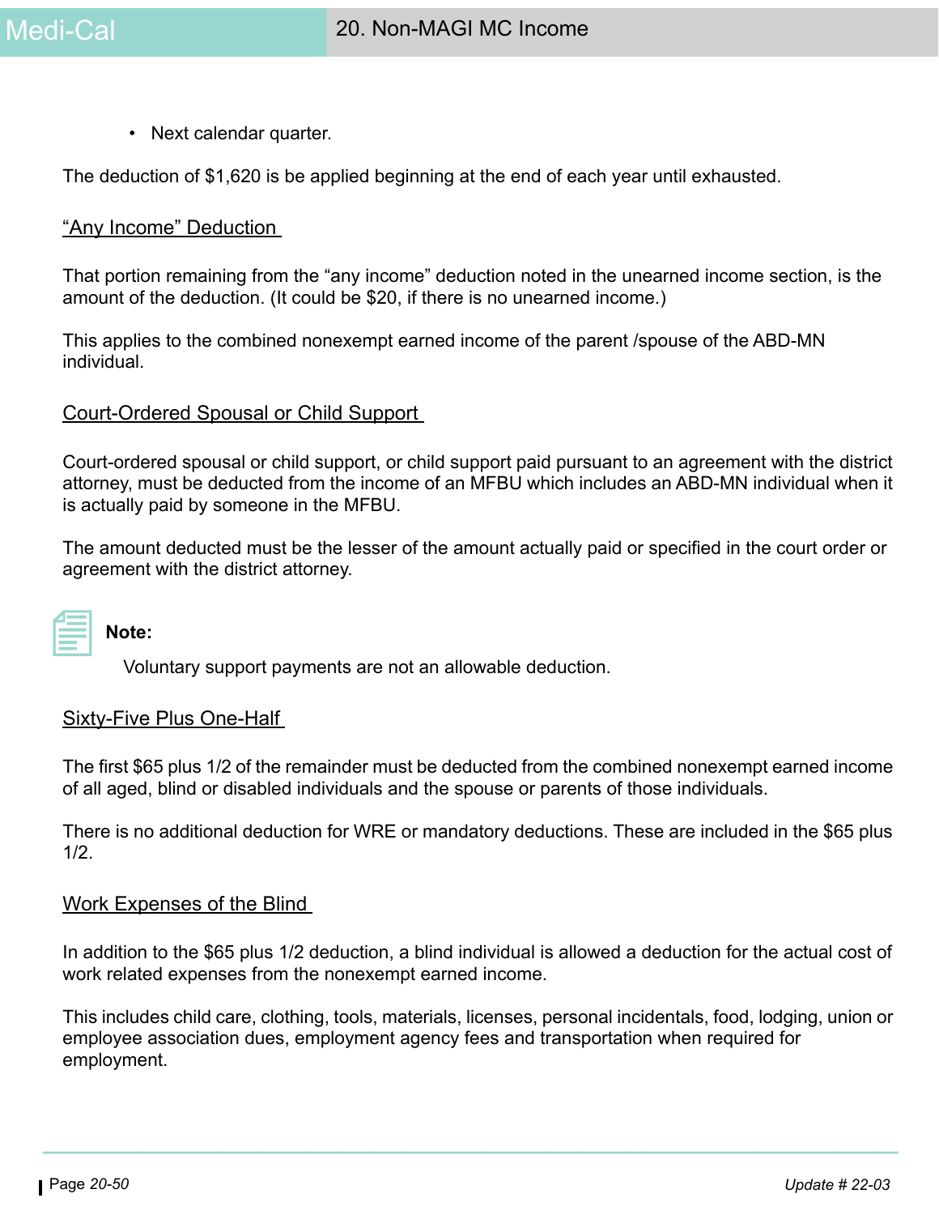- Next calendar quarter.

The deduction of $1,620 is be applied beginning at the end of each year until exhausted.

### “Any Income” Deduction

That portion remaining from the “any income” deduction noted in the unearned income section, is the amount of the deduction. (It could be $20, if there is no unearned income.)

This applies to the combined nonexempt earned income of the parent /spouse of the ABD-MN individual.

### Court-Ordered Spousal or Child Support

Court-ordered spousal or child support, or child support paid pursuant to an agreement with the district attorney, must be deducted from the income of an MFBU which includes an ABD-MN individual when it is actually paid by someone in the MFBU.

The amount deducted must be the lesser of the amount actually paid or specified in the court order or agreement with the district attorney.

**Note:**

Voluntary support payments are not an allowable deduction.

### Sixty-Five Plus One-Half

The first $65 plus 1/2 of the remainder must be deducted from the combined nonexempt earned income of all aged, blind or disabled individuals and the spouse or parents of those individuals.

There is no additional deduction for WRE or mandatory deductions. These are included in the $65 plus 1/2.

### Work Expenses of the Blind

In addition to the $65 plus 1/2 deduction, a blind individual is allowed a deduction for the actual cost of work related expenses from the nonexempt earned income.

This includes child care, clothing, tools, materials, licenses, personal incidentals, food, lodging, union or employee association dues, employment agency fees and transportation when required for employment.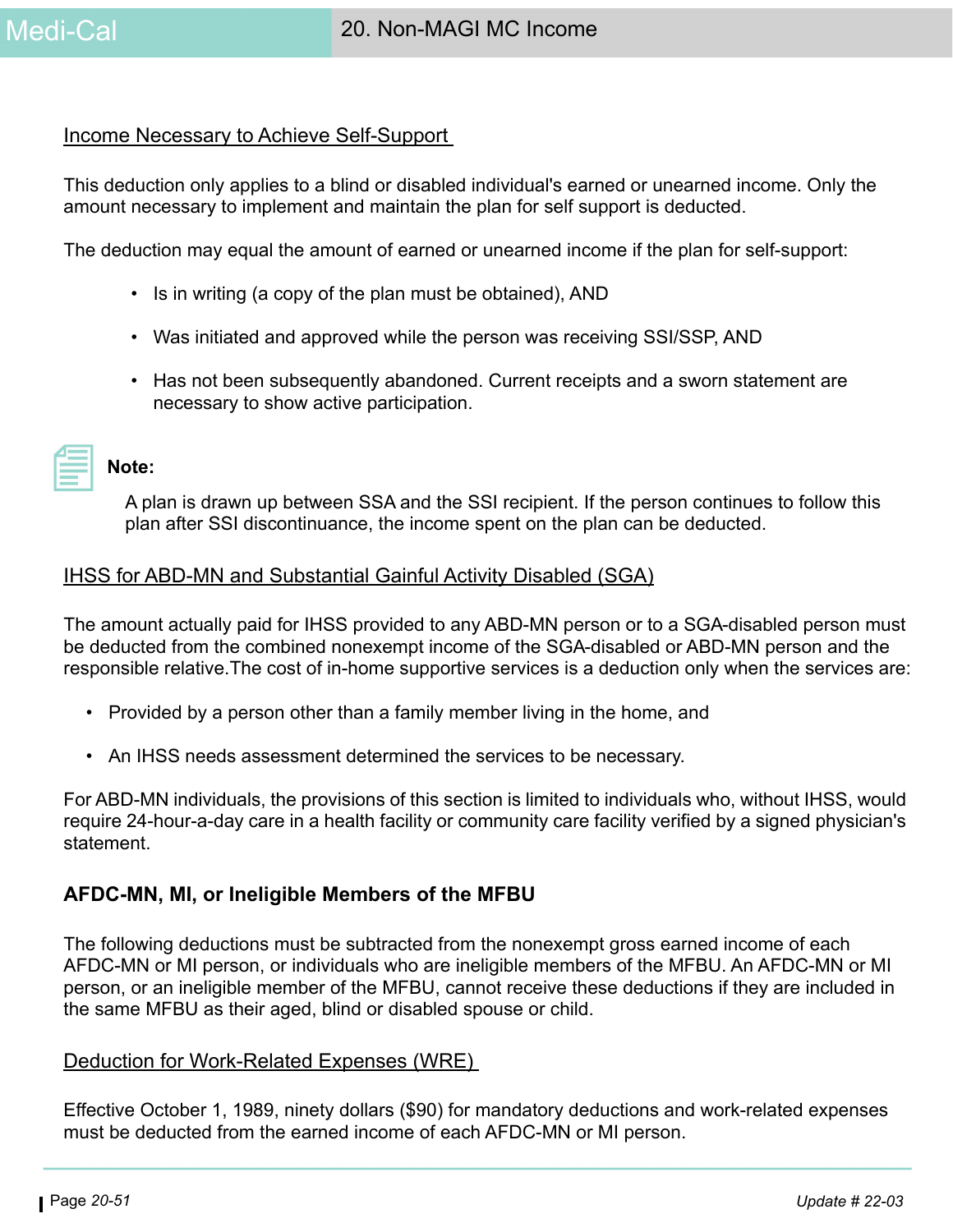Income Necessary to Achieve Self-Support

This deduction only applies to a blind or disabled individual's earned or unearned income. Only the amount necessary to implement and maintain the plan for self support is deducted.

The deduction may equal the amount of earned or unearned income if the plan for self-support:

- Is in writing (a copy of the plan must be obtained), AND
- Was initiated and approved while the person was receiving SSI/SSP, AND
- Has not been subsequently abandoned. Current receipts and a sworn statement are necessary to show active participation.

**Note:**

A plan is drawn up between SSA and the SSI recipient. If the person continues to follow this plan after SSI discontinuance, the income spent on the plan can be deducted.

IHSS for ABD-MN and Substantial Gainful Activity Disabled (SGA)

The amount actually paid for IHSS provided to any ABD-MN person or to a SGA-disabled person must be deducted from the combined nonexempt income of the SGA-disabled or ABD-MN person and the responsible relative.The cost of in-home supportive services is a deduction only when the services are:

- Provided by a person other than a family member living in the home, and
- An IHSS needs assessment determined the services to be necessary.

For ABD-MN individuals, the provisions of this section is limited to individuals who, without IHSS, would require 24-hour-a-day care in a health facility or community care facility verified by a signed physician's statement.

### AFDC-MN, MI, or Ineligible Members of the MFBU

The following deductions must be subtracted from the nonexempt gross earned income of each AFDC-MN or MI person, or individuals who are ineligible members of the MFBU. An AFDC-MN or MI person, or an ineligible member of the MFBU, cannot receive these deductions if they are included in the same MFBU as their aged, blind or disabled spouse or child.

Deduction for Work-Related Expenses (WRE)

Effective October 1, 1989, ninety dollars ($90) for mandatory deductions and work-related expenses must be deducted from the earned income of each AFDC-MN or MI person.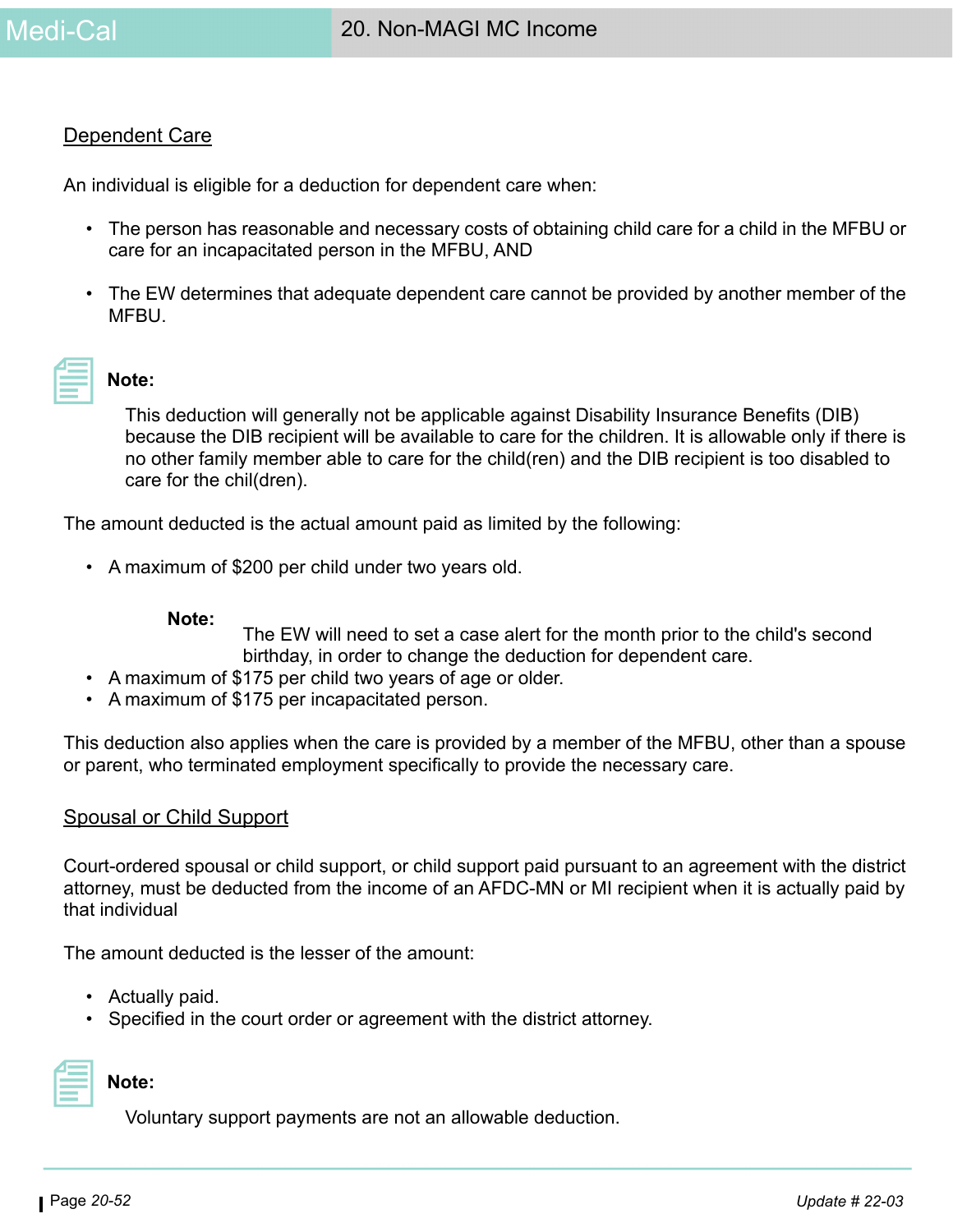## Dependent Care

An individual is eligible for a deduction for dependent care when:

- The person has reasonable and necessary costs of obtaining child care for a child in the MFBU or care for an incapacitated person in the MFBU, AND
- The EW determines that adequate dependent care cannot be provided by another member of the MFBU.

**Note:**

This deduction will generally not be applicable against Disability Insurance Benefits (DIB) because the DIB recipient will be available to care for the children. It is allowable only if there is no other family member able to care for the child(ren) and the DIB recipient is too disabled to care for the chil(dren).

The amount deducted is the actual amount paid as limited by the following:

- A maximum of $200 per child under two years old.

  **Note:** The EW will need to set a case alert for the month prior to the child's second birthday, in order to change the deduction for dependent care.

- A maximum of $175 per child two years of age or older.
- A maximum of $175 per incapacitated person.

This deduction also applies when the care is provided by a member of the MFBU, other than a spouse or parent, who terminated employment specifically to provide the necessary care.

## Spousal or Child Support

Court-ordered spousal or child support, or child support paid pursuant to an agreement with the district attorney, must be deducted from the income of an AFDC-MN or MI recipient when it is actually paid by that individual

The amount deducted is the lesser of the amount:

- Actually paid.
- Specified in the court order or agreement with the district attorney.

**Note:**

Voluntary support payments are not an allowable deduction.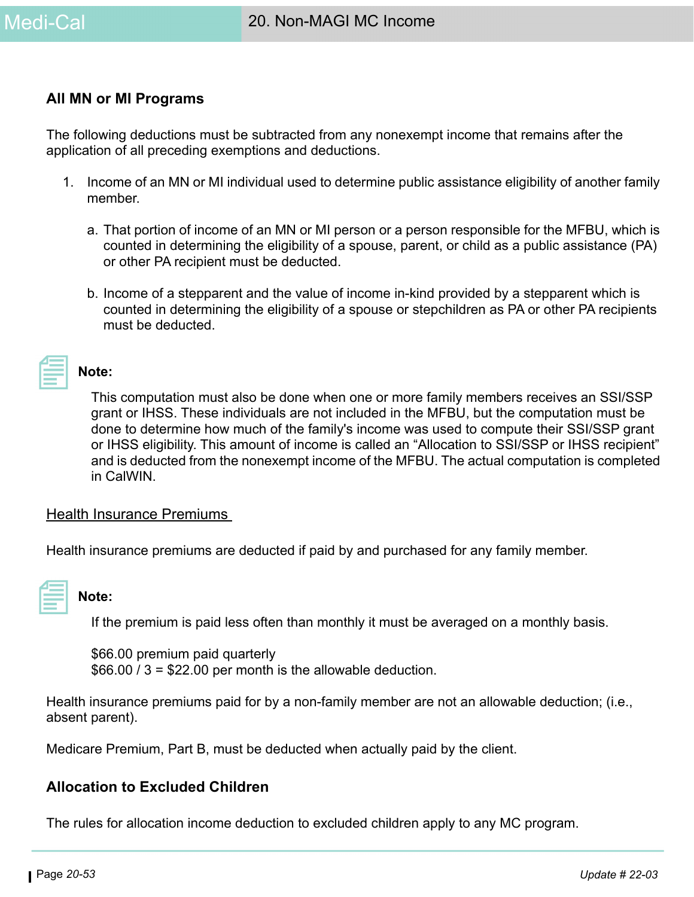### All MN or MI Programs

The following deductions must be subtracted from any nonexempt income that remains after the application of all preceding exemptions and deductions.

1. Income of an MN or MI individual used to determine public assistance eligibility of another family member.

   a. That portion of income of an MN or MI person or a person responsible for the MFBU, which is counted in determining the eligibility of a spouse, parent, or child as a public assistance (PA) or other PA recipient must be deducted.

   b. Income of a stepparent and the value of income in-kind provided by a stepparent which is counted in determining the eligibility of a spouse or stepchildren as PA or other PA recipients must be deducted.

**Note:**

This computation must also be done when one or more family members receives an SSI/SSP grant or IHSS. These individuals are not included in the MFBU, but the computation must be done to determine how much of the family's income was used to compute their SSI/SSP grant or IHSS eligibility. This amount of income is called an “Allocation to SSI/SSP or IHSS recipient” and is deducted from the nonexempt income of the MFBU. The actual computation is completed in CalWIN.

<u>Health Insurance Premiums</u>

Health insurance premiums are deducted if paid by and purchased for any family member.

**Note:**

If the premium is paid less often than monthly it must be averaged on a monthly basis.

$66.00 premium paid quarterly
$66.00 / 3 = $22.00 per month is the allowable deduction.

Health insurance premiums paid for by a non-family member are not an allowable deduction; (i.e., absent parent).

Medicare Premium, Part B, must be deducted when actually paid by the client.

### Allocation to Excluded Children

The rules for allocation income deduction to excluded children apply to any MC program.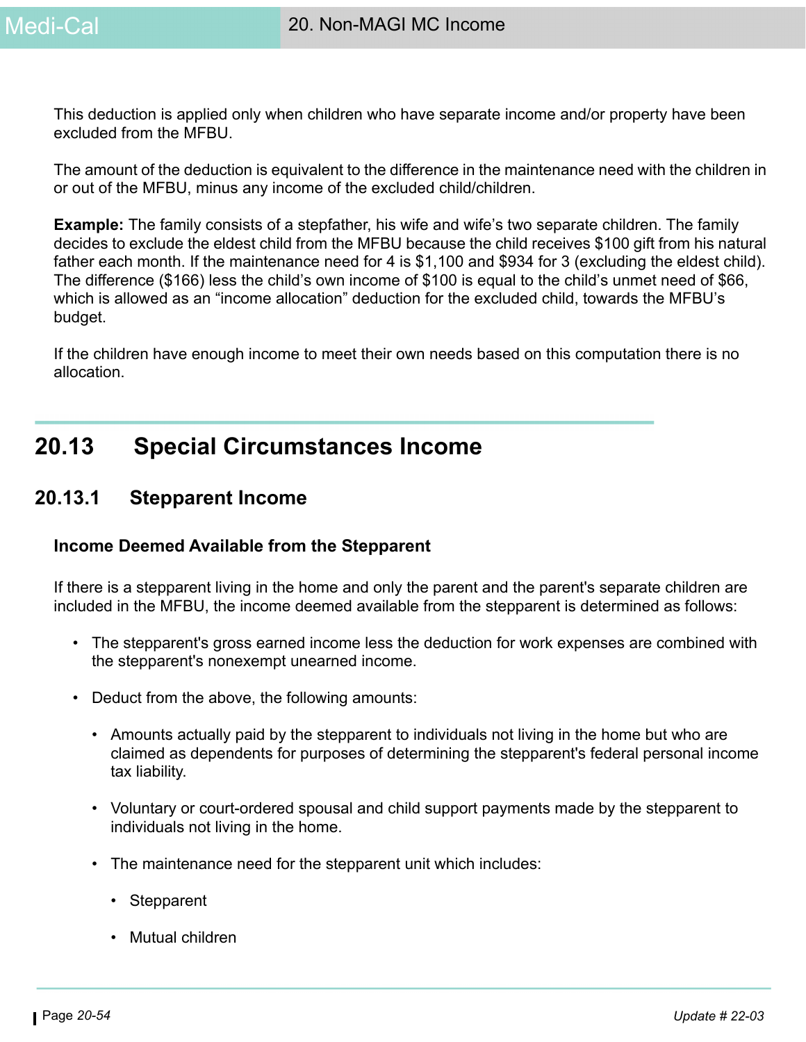This deduction is applied only when children who have separate income and/or property have been excluded from the MFBU.

The amount of the deduction is equivalent to the difference in the maintenance need with the children in or out of the MFBU, minus any income of the excluded child/children.

**Example:** The family consists of a stepfather, his wife and wife's two separate children. The family decides to exclude the eldest child from the MFBU because the child receives $100 gift from his natural father each month. If the maintenance need for 4 is $1,100 and $934 for 3 (excluding the eldest child). The difference ($166) less the child's own income of $100 is equal to the child's unmet need of $66, which is allowed as an "income allocation" deduction for the excluded child, towards the MFBU's budget.

If the children have enough income to meet their own needs based on this computation there is no allocation.

## 20.13 Special Circumstances Income

### 20.13.1 Stepparent Income

**Income Deemed Available from the Stepparent**

If there is a stepparent living in the home and only the parent and the parent's separate children are included in the MFBU, the income deemed available from the stepparent is determined as follows:

- The stepparent's gross earned income less the deduction for work expenses are combined with the stepparent's nonexempt unearned income.
- Deduct from the above, the following amounts:
  - Amounts actually paid by the stepparent to individuals not living in the home but who are claimed as dependents for purposes of determining the stepparent's federal personal income tax liability.
  - Voluntary or court-ordered spousal and child support payments made by the stepparent to individuals not living in the home.
  - The maintenance need for the stepparent unit which includes:
    - Stepparent
    - Mutual children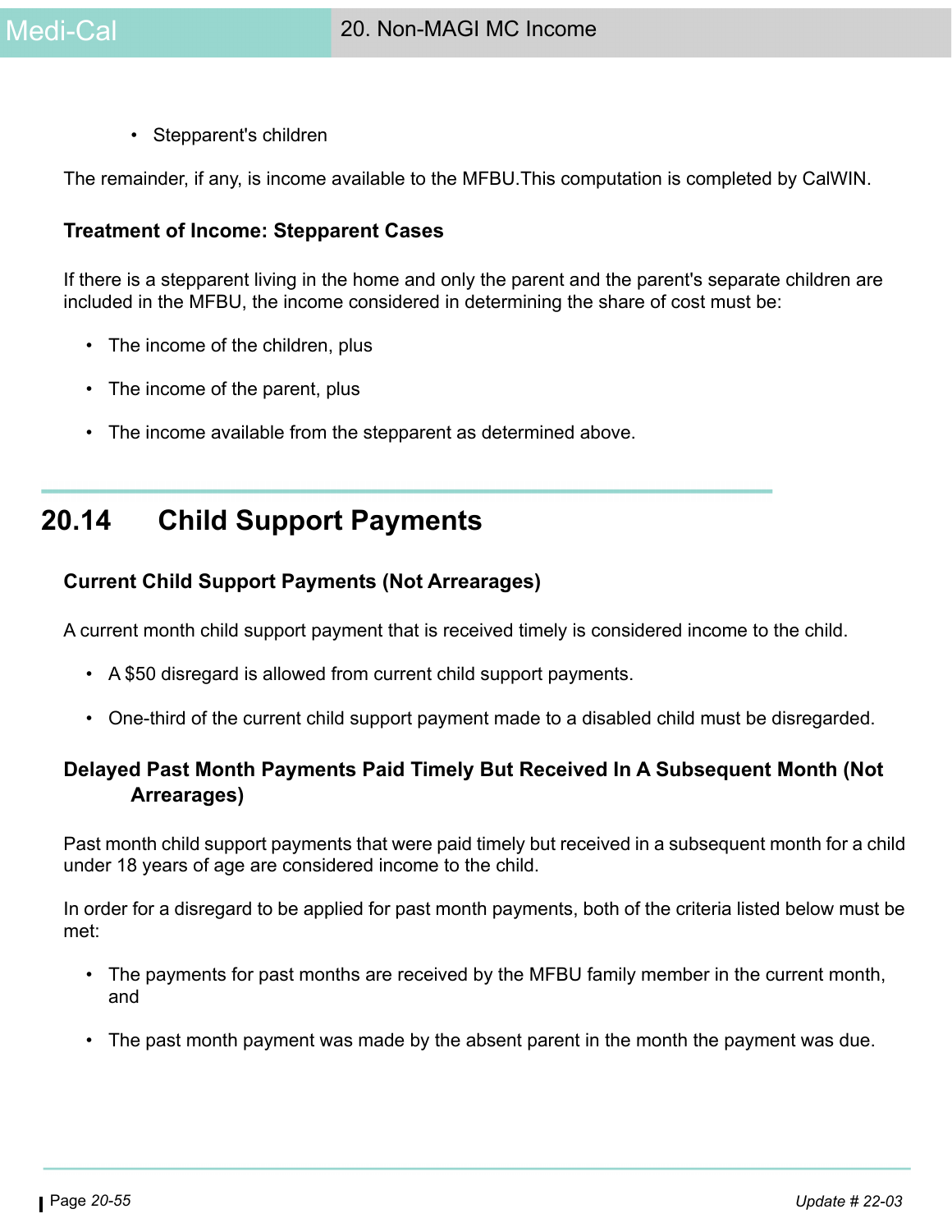- Stepparent's children

The remainder, if any, is income available to the MFBU.This computation is completed by CalWIN.

### Treatment of Income: Stepparent Cases

If there is a stepparent living in the home and only the parent and the parent's separate children are included in the MFBU, the income considered in determining the share of cost must be:

- The income of the children, plus
- The income of the parent, plus
- The income available from the stepparent as determined above.

## 20.14 Child Support Payments

### Current Child Support Payments (Not Arrearages)

A current month child support payment that is received timely is considered income to the child.

- A $50 disregard is allowed from current child support payments.
- One-third of the current child support payment made to a disabled child must be disregarded.

### Delayed Past Month Payments Paid Timely But Received In A Subsequent Month (Not Arrearages)

Past month child support payments that were paid timely but received in a subsequent month for a child under 18 years of age are considered income to the child.

In order for a disregard to be applied for past month payments, both of the criteria listed below must be met:

- The payments for past months are received by the MFBU family member in the current month, and
- The past month payment was made by the absent parent in the month the payment was due.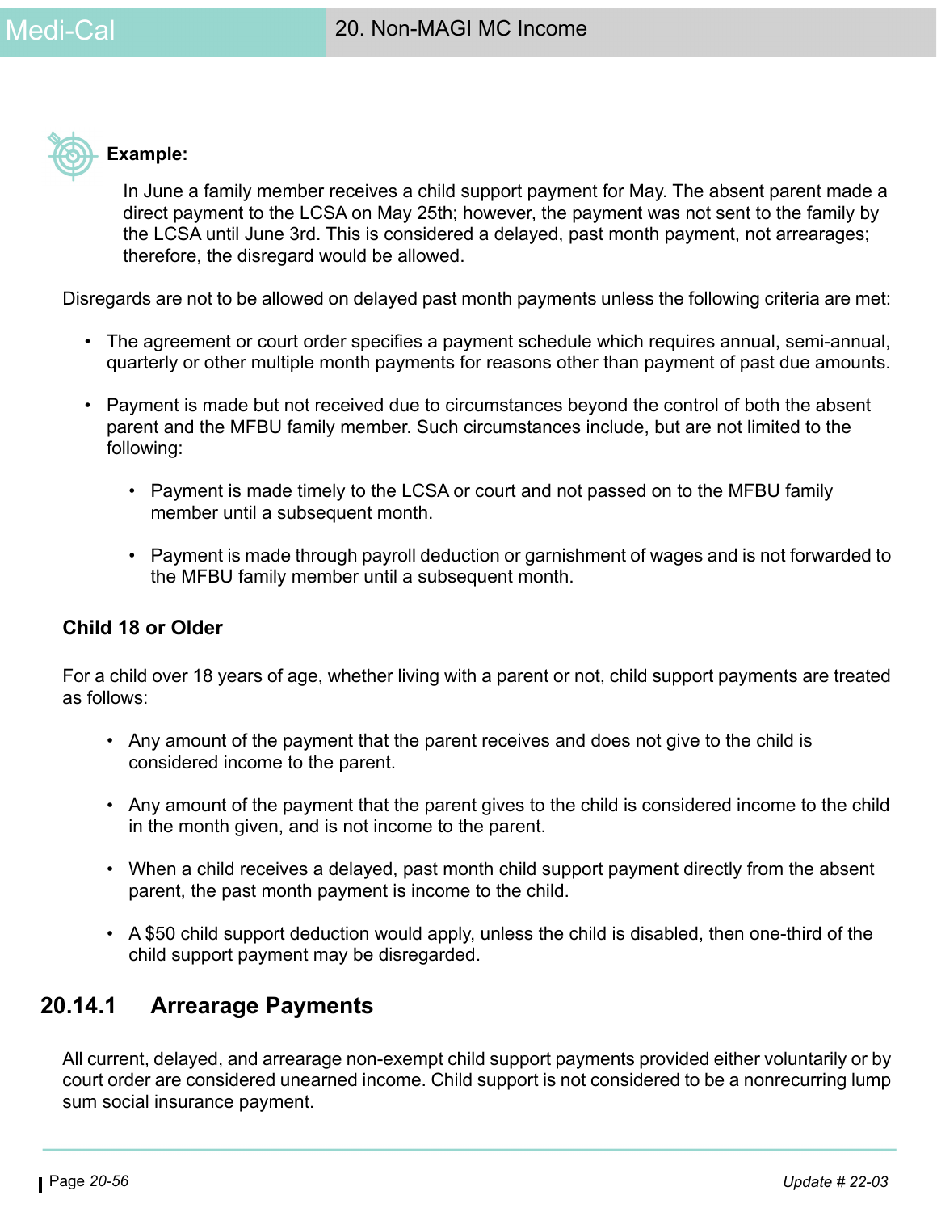**Example:**

In June a family member receives a child support payment for May. The absent parent made a direct payment to the LCSA on May 25th; however, the payment was not sent to the family by the LCSA until June 3rd. This is considered a delayed, past month payment, not arrearages; therefore, the disregard would be allowed.

Disregards are not to be allowed on delayed past month payments unless the following criteria are met:

- The agreement or court order specifies a payment schedule which requires annual, semi-annual, quarterly or other multiple month payments for reasons other than payment of past due amounts.
- Payment is made but not received due to circumstances beyond the control of both the absent parent and the MFBU family member. Such circumstances include, but are not limited to the following:
    - Payment is made timely to the LCSA or court and not passed on to the MFBU family member until a subsequent month.
    - Payment is made through payroll deduction or garnishment of wages and is not forwarded to the MFBU family member until a subsequent month.

### Child 18 or Older

For a child over 18 years of age, whether living with a parent or not, child support payments are treated as follows:

- Any amount of the payment that the parent receives and does not give to the child is considered income to the parent.
- Any amount of the payment that the parent gives to the child is considered income to the child in the month given, and is not income to the parent.
- When a child receives a delayed, past month child support payment directly from the absent parent, the past month payment is income to the child.
- A $50 child support deduction would apply, unless the child is disabled, then one-third of the child support payment may be disregarded.

## 20.14.1 Arrearage Payments

All current, delayed, and arrearage non-exempt child support payments provided either voluntarily or by court order are considered unearned income. Child support is not considered to be a nonrecurring lump sum social insurance payment.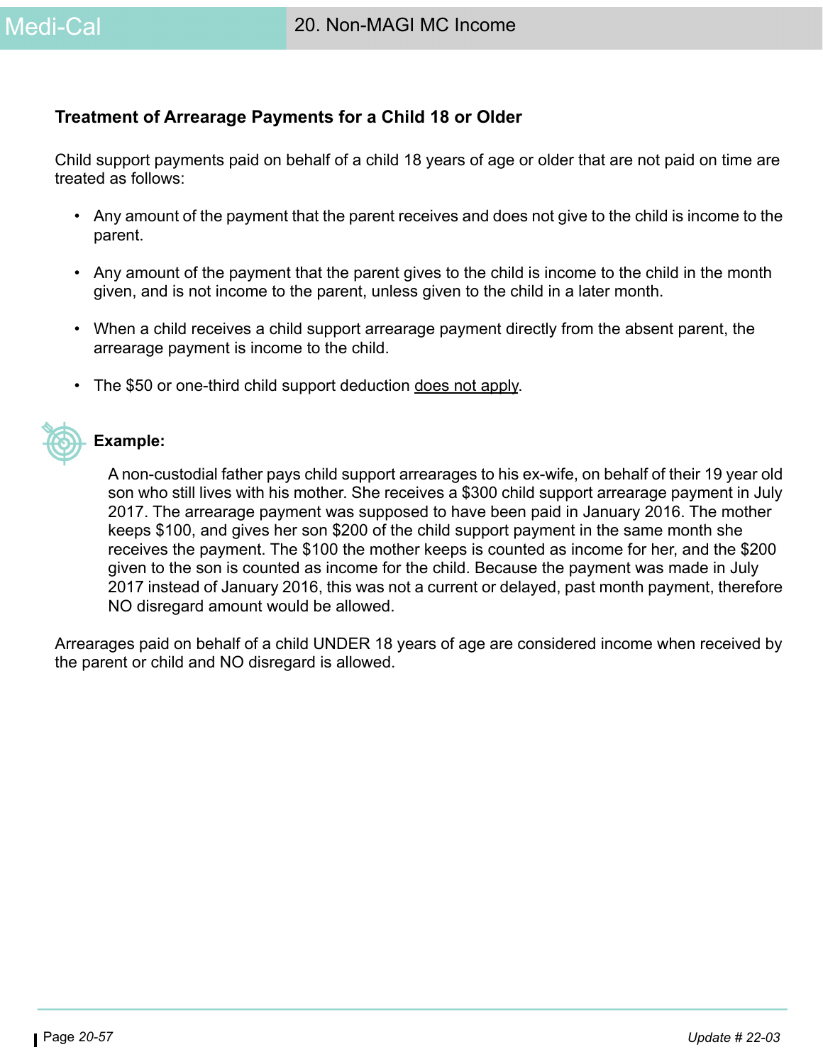### Treatment of Arrearage Payments for a Child 18 or Older

Child support payments paid on behalf of a child 18 years of age or older that are not paid on time are treated as follows:

- Any amount of the payment that the parent receives and does not give to the child is income to the parent.
- Any amount of the payment that the parent gives to the child is income to the child in the month given, and is not income to the parent, unless given to the child in a later month.
- When a child receives a child support arrearage payment directly from the absent parent, the arrearage payment is income to the child.
- The $50 or one-third child support deduction does not apply.

**Example:**

A non-custodial father pays child support arrearages to his ex-wife, on behalf of their 19 year old son who still lives with his mother. She receives a $300 child support arrearage payment in July 2017. The arrearage payment was supposed to have been paid in January 2016. The mother keeps $100, and gives her son $200 of the child support payment in the same month she receives the payment. The $100 the mother keeps is counted as income for her, and the $200 given to the son is counted as income for the child. Because the payment was made in July 2017 instead of January 2016, this was not a current or delayed, past month payment, therefore NO disregard amount would be allowed.

Arrearages paid on behalf of a child UNDER 18 years of age are considered income when received by the parent or child and NO disregard is allowed.